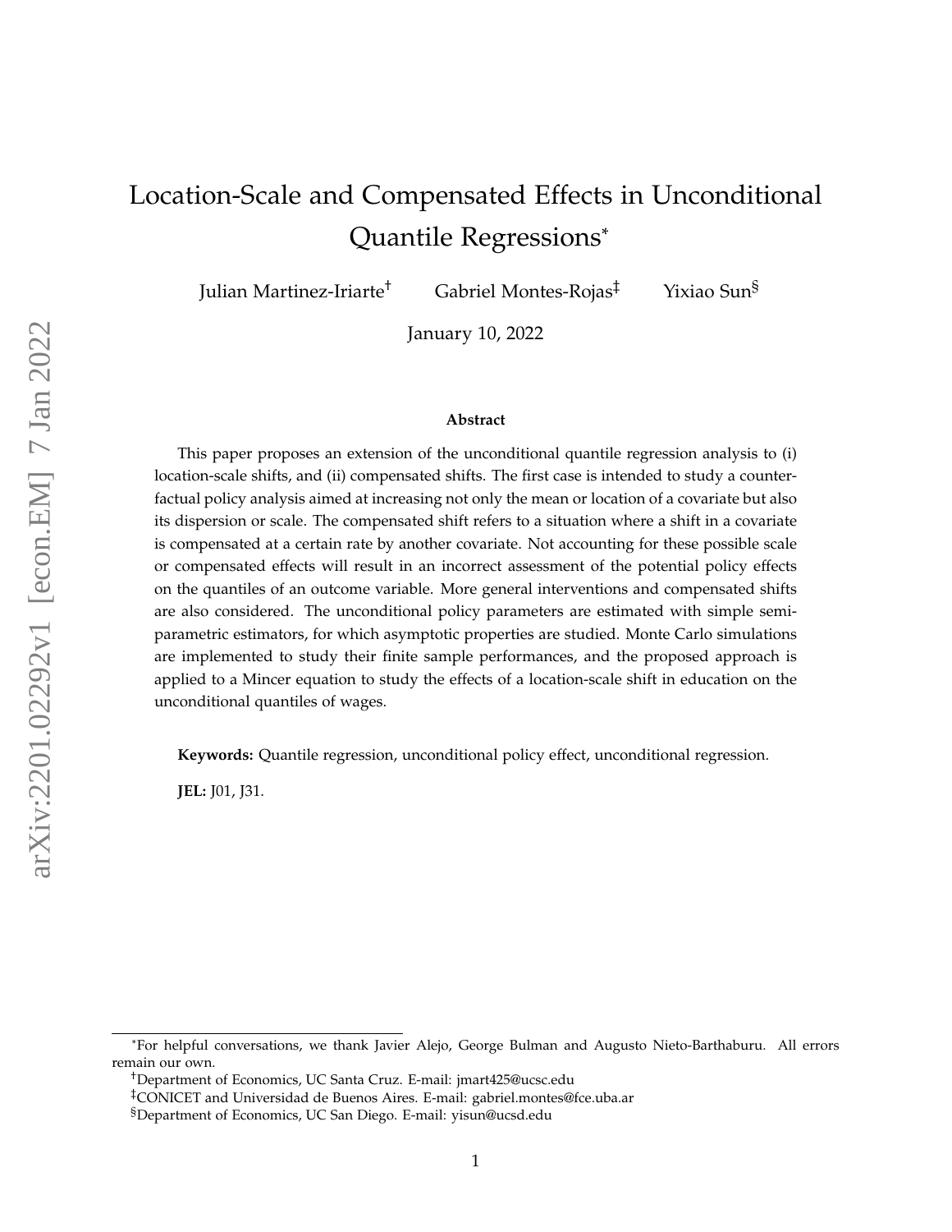# Location-Scale and Compensated Effects in Unconditional Quantile Regressions[*]

Julian Martinez-Iriarte[†] Gabriel Montes-Rojas[‡] Yixiao Sun[§]

January 10, 2022

### Abstract

This paper proposes an extension of the unconditional quantile regression analysis to (i) location-scale shifts, and (ii) compensated shifts. The first case is intended to study a counterfactual policy analysis aimed at increasing not only the mean or location of a covariate but also its dispersion or scale. The compensated shift refers to a situation where a shift in a covariate is compensated at a certain rate by another covariate. Not accounting for these possible scale or compensated effects will result in an incorrect assessment of the potential policy effects on the quantiles of an outcome variable. More general interventions and compensated shifts are also considered. The unconditional policy parameters are estimated with simple semiparametric estimators, for which asymptotic properties are studied. Monte Carlo simulations are implemented to study their finite sample performances, and the proposed approach is applied to a Mincer equation to study the effects of a location-scale shift in education on the unconditional quantiles of wages.

**Keywords:** Quantile regression, unconditional policy effect, unconditional regression.

**JEL:** J01, J31.

---

[*]For helpful conversations, we thank Javier Alejo, George Bulman and Augusto Nieto-Barthaburu. All errors remain our own.

[†]Department of Economics, UC Santa Cruz. E-mail: jmart425@ucsc.edu

[‡]CONICET and Universidad de Buenos Aires. E-mail: gabriel.montes@fce.uba.ar

[§]Department of Economics, UC San Diego. E-mail: yisun@ucsd.edu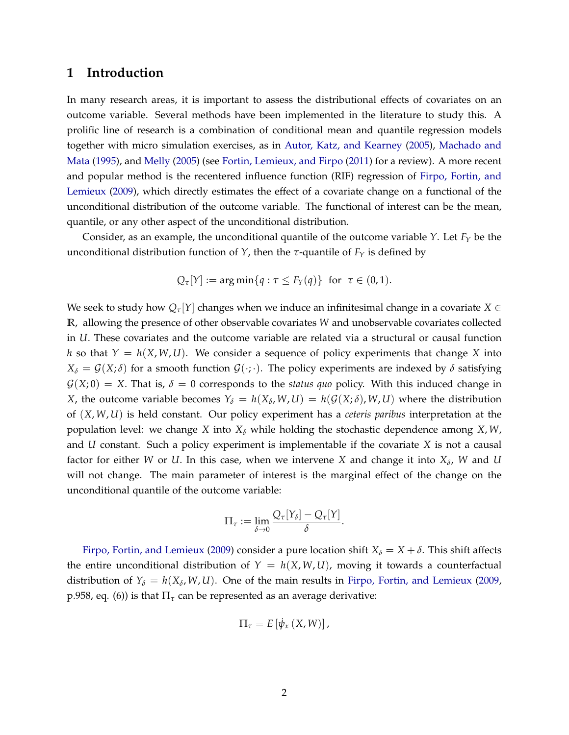## 1 Introduction

In many research areas, it is important to assess the distributional effects of covariates on an outcome variable. Several methods have been implemented in the literature to study this. A prolific line of research is a combination of conditional mean and quantile regression models together with micro simulation exercises, as in Autor, Katz, and Kearney (2005), Machado and Mata (1995), and Melly (2005) (see Fortin, Lemieux, and Firpo (2011) for a review). A more recent and popular method is the recentered influence function (RIF) regression of Firpo, Fortin, and Lemieux (2009), which directly estimates the effect of a covariate change on a functional of the unconditional distribution of the outcome variable. The functional of interest can be the mean, quantile, or any other aspect of the unconditional distribution.

Consider, as an example, the unconditional quantile of the outcome variable $Y$. Let $F_Y$ be the unconditional distribution function of $Y$, then the $\tau$-quantile of $F_Y$ is defined by

$$Q_\tau[Y] := \arg\min\{q : \tau \leq F_Y(q)\} \text{ for } \tau \in (0,1).$$

We seek to study how $Q_\tau[Y]$ changes when we induce an infinitesimal change in a covariate $X \in \mathbb{R}$, allowing the presence of other observable covariates $W$ and unobservable covariates collected in $U$. These covariates and the outcome variable are related via a structural or causal function $h$ so that $Y = h(X, W, U)$. We consider a sequence of policy experiments that change $X$ into $X_\delta = \mathcal{G}(X; \delta)$ for a smooth function $\mathcal{G}(\cdot;\cdot)$. The policy experiments are indexed by $\delta$ satisfying $\mathcal{G}(X; 0) = X$. That is, $\delta = 0$ corresponds to the *status quo* policy. With this induced change in $X$, the outcome variable becomes $Y_\delta = h(X_\delta, W, U) = h(\mathcal{G}(X; \delta), W, U)$ where the distribution of $(X, W, U)$ is held constant. Our policy experiment has a *ceteris paribus* interpretation at the population level: we change $X$ into $X_\delta$ while holding the stochastic dependence among $X, W$, and $U$ constant. Such a policy experiment is implementable if the covariate $X$ is not a causal factor for either $W$ or $U$. In this case, when we intervene $X$ and change it into $X_\delta$, $W$ and $U$ will not change. The main parameter of interest is the marginal effect of the change on the unconditional quantile of the outcome variable:

$$\Pi_\tau := \lim_{\delta \to 0} \frac{Q_\tau[Y_\delta] - Q_\tau[Y]}{\delta}.$$

Firpo, Fortin, and Lemieux (2009) consider a pure location shift $X_\delta = X + \delta$. This shift affects the entire unconditional distribution of $Y = h(X, W, U)$, moving it towards a counterfactual distribution of $Y_\delta = h(X_\delta, W, U)$. One of the main results in Firpo, Fortin, and Lemieux (2009, p.958, eq. (6)) is that $\Pi_\tau$ can be represented as an average derivative:

$$\Pi_\tau = E\left[\dot{\psi}_x(X, W)\right],$$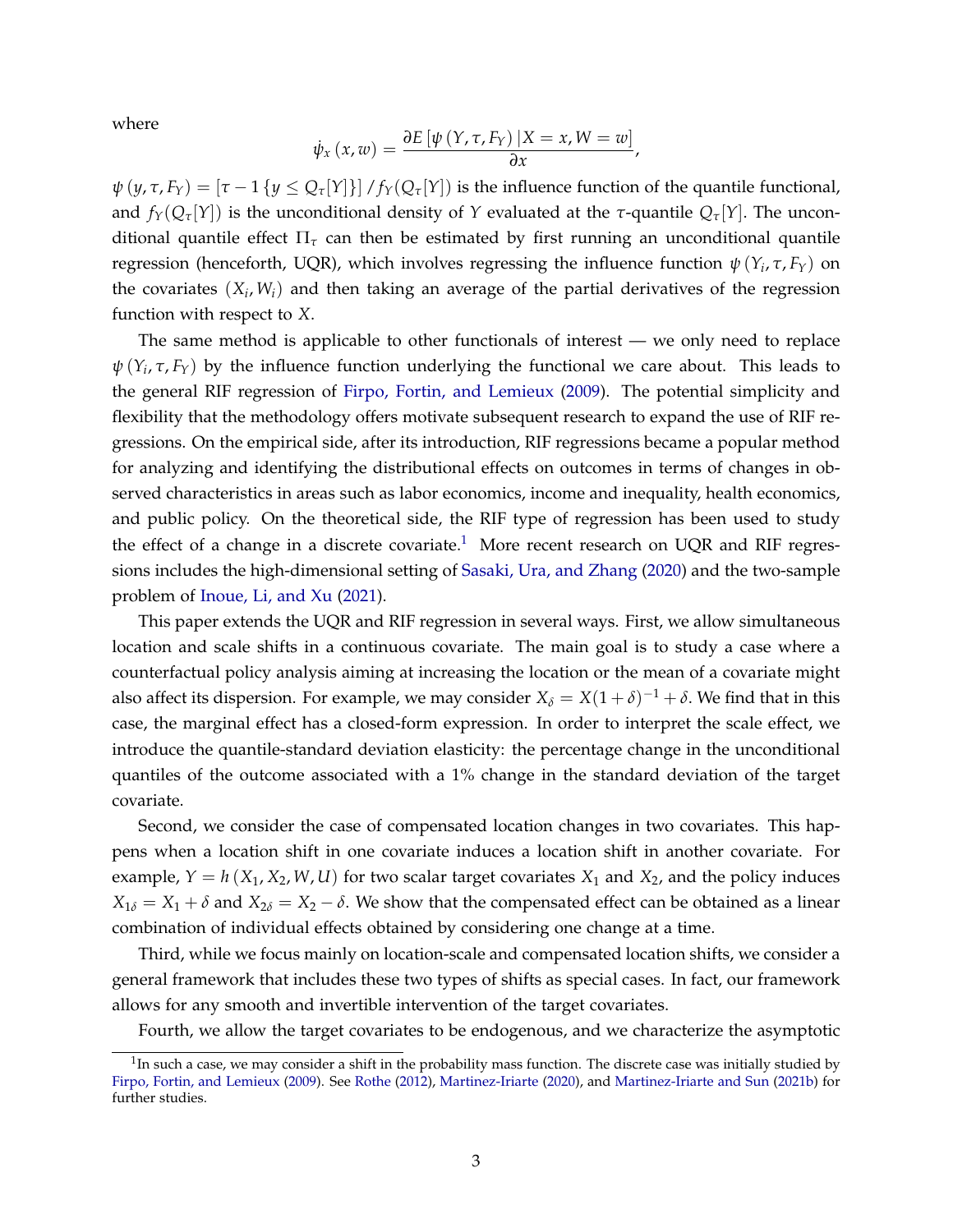where

$$\dot{\psi}_x(x, w) = \frac{\partial E[\psi(Y, \tau, F_Y) | X = x, W = w]}{\partial x},$$

$\psi(y, \tau, F_Y) = [\tau - 1\{y \leq Q_\tau[Y]\}] / f_Y(Q_\tau[Y])$ is the influence function of the quantile functional, and $f_Y(Q_\tau[Y])$ is the unconditional density of $Y$ evaluated at the $\tau$-quantile $Q_\tau[Y]$. The unconditional quantile effect $\Pi_\tau$ can then be estimated by first running an unconditional quantile regression (henceforth, UQR), which involves regressing the influence function $\psi(Y_i, \tau, F_Y)$ on the covariates $(X_i, W_i)$ and then taking an average of the partial derivatives of the regression function with respect to $X$.

The same method is applicable to other functionals of interest — we only need to replace $\psi(Y_i, \tau, F_Y)$ by the influence function underlying the functional we care about. This leads to the general RIF regression of Firpo, Fortin, and Lemieux (2009). The potential simplicity and flexibility that the methodology offers motivate subsequent research to expand the use of RIF regressions. On the empirical side, after its introduction, RIF regressions became a popular method for analyzing and identifying the distributional effects on outcomes in terms of changes in observed characteristics in areas such as labor economics, income and inequality, health economics, and public policy. On the theoretical side, the RIF type of regression has been used to study the effect of a change in a discrete covariate.[1] More recent research on UQR and RIF regressions includes the high-dimensional setting of Sasaki, Ura, and Zhang (2020) and the two-sample problem of Inoue, Li, and Xu (2021).

This paper extends the UQR and RIF regression in several ways. First, we allow simultaneous location and scale shifts in a continuous covariate. The main goal is to study a case where a counterfactual policy analysis aiming at increasing the location or the mean of a covariate might also affect its dispersion. For example, we may consider $X_\delta = X(1+\delta)^{-1} + \delta$. We find that in this case, the marginal effect has a closed-form expression. In order to interpret the scale effect, we introduce the quantile-standard deviation elasticity: the percentage change in the unconditional quantiles of the outcome associated with a 1% change in the standard deviation of the target covariate.

Second, we consider the case of compensated location changes in two covariates. This happens when a location shift in one covariate induces a location shift in another covariate. For example, $Y = h(X_1, X_2, W, U)$ for two scalar target covariates $X_1$ and $X_2$, and the policy induces $X_{1\delta} = X_1 + \delta$ and $X_{2\delta} = X_2 - \delta$. We show that the compensated effect can be obtained as a linear combination of individual effects obtained by considering one change at a time.

Third, while we focus mainly on location-scale and compensated location shifts, we consider a general framework that includes these two types of shifts as special cases. In fact, our framework allows for any smooth and invertible intervention of the target covariates.

Fourth, we allow the target covariates to be endogenous, and we characterize the asymptotic

[1] In such a case, we may consider a shift in the probability mass function. The discrete case was initially studied by Firpo, Fortin, and Lemieux (2009). See Rothe (2012), Martinez-Iriarte (2020), and Martinez-Iriarte and Sun (2021b) for further studies.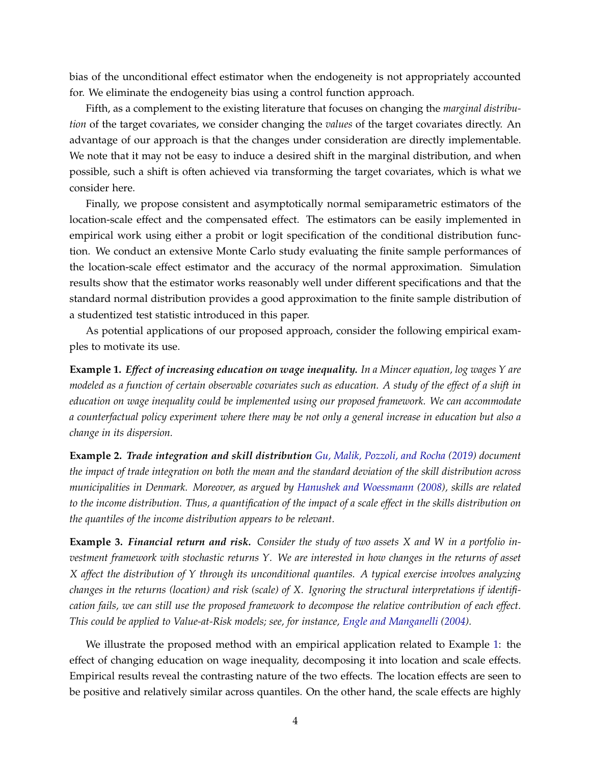bias of the unconditional effect estimator when the endogeneity is not appropriately accounted for. We eliminate the endogeneity bias using a control function approach.

Fifth, as a complement to the existing literature that focuses on changing the *marginal distribution* of the target covariates, we consider changing the *values* of the target covariates directly. An advantage of our approach is that the changes under consideration are directly implementable. We note that it may not be easy to induce a desired shift in the marginal distribution, and when possible, such a shift is often achieved via transforming the target covariates, which is what we consider here.

Finally, we propose consistent and asymptotically normal semiparametric estimators of the location-scale effect and the compensated effect. The estimators can be easily implemented in empirical work using either a probit or logit specification of the conditional distribution function. We conduct an extensive Monte Carlo study evaluating the finite sample performances of the location-scale effect estimator and the accuracy of the normal approximation. Simulation results show that the estimator works reasonably well under different specifications and that the standard normal distribution provides a good approximation to the finite sample distribution of a studentized test statistic introduced in this paper.

As potential applications of our proposed approach, consider the following empirical examples to motivate its use.

**Example 1.** ***Effect of increasing education on wage inequality.*** *In a Mincer equation, log wages $Y$ are modeled as a function of certain observable covariates such as education. A study of the effect of a shift in education on wage inequality could be implemented using our proposed framework. We can accommodate a counterfactual policy experiment where there may be not only a general increase in education but also a change in its dispersion.*

**Example 2.** ***Trade integration and skill distribution*** *Gu, Malik, Pozzoli, and Rocha (2019) document the impact of trade integration on both the mean and the standard deviation of the skill distribution across municipalities in Denmark. Moreover, as argued by Hanushek and Woessmann (2008), skills are related to the income distribution. Thus, a quantification of the impact of a scale effect in the skills distribution on the quantiles of the income distribution appears to be relevant.*

**Example 3.** ***Financial return and risk.*** *Consider the study of two assets $X$ and $W$ in a portfolio investment framework with stochastic returns $Y$. We are interested in how changes in the returns of asset $X$ affect the distribution of $Y$ through its unconditional quantiles. A typical exercise involves analyzing changes in the returns (location) and risk (scale) of $X$. Ignoring the structural interpretations if identification fails, we can still use the proposed framework to decompose the relative contribution of each effect. This could be applied to Value-at-Risk models; see, for instance, Engle and Manganelli (2004).*

We illustrate the proposed method with an empirical application related to Example 1: the effect of changing education on wage inequality, decomposing it into location and scale effects. Empirical results reveal the contrasting nature of the two effects. The location effects are seen to be positive and relatively similar across quantiles. On the other hand, the scale effects are highly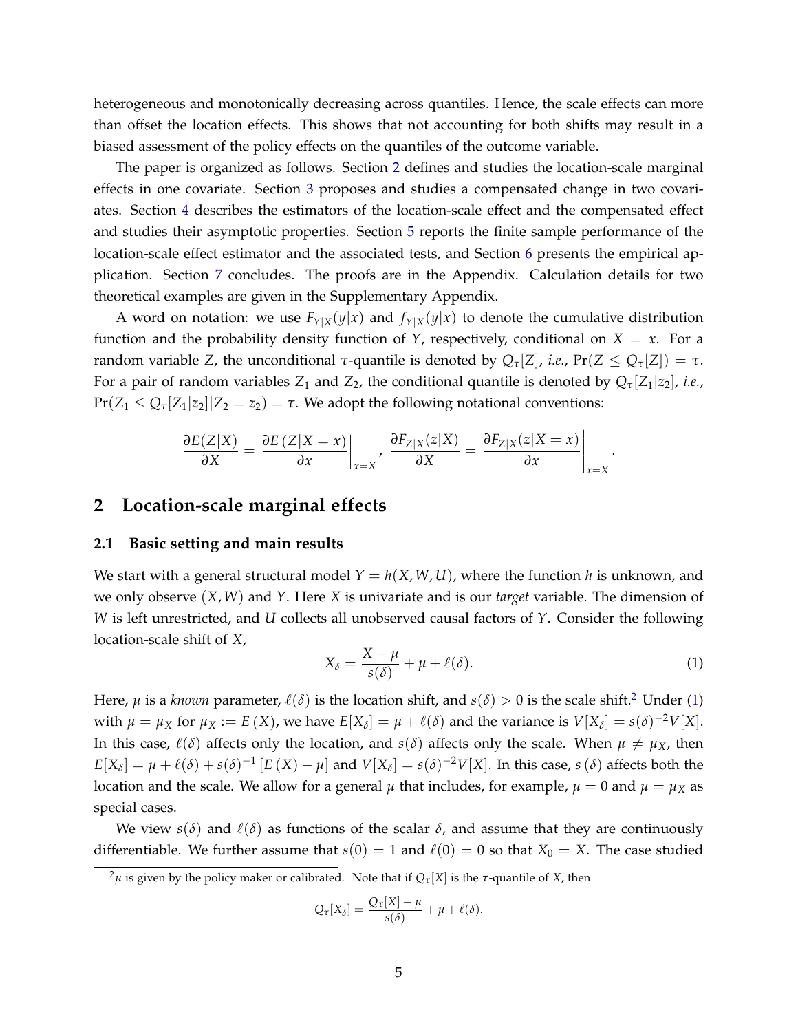heterogeneous and monotonically decreasing across quantiles. Hence, the scale effects can more than offset the location effects. This shows that not accounting for both shifts may result in a biased assessment of the policy effects on the quantiles of the outcome variable.

The paper is organized as follows. Section 2 defines and studies the location-scale marginal effects in one covariate. Section 3 proposes and studies a compensated change in two covariates. Section 4 describes the estimators of the location-scale effect and the compensated effect and studies their asymptotic properties. Section 5 reports the finite sample performance of the location-scale effect estimator and the associated tests, and Section 6 presents the empirical application. Section 7 concludes. The proofs are in the Appendix. Calculation details for two theoretical examples are given in the Supplementary Appendix.

A word on notation: we use $F_{Y|X}(y|x)$ and $f_{Y|X}(y|x)$ to denote the cumulative distribution function and the probability density function of $Y$, respectively, conditional on $X = x$. For a random variable $Z$, the unconditional $\tau$-quantile is denoted by $Q_\tau[Z]$, *i.e.*, $\Pr(Z \leq Q_\tau[Z]) = \tau$. For a pair of random variables $Z_1$ and $Z_2$, the conditional quantile is denoted by $Q_\tau[Z_1|z_2]$, *i.e.*, $\Pr(Z_1 \leq Q_\tau[Z_1|z_2]|Z_2 = z_2) = \tau$. We adopt the following notational conventions:

$$\frac{\partial E(Z|X)}{\partial X} = \left.\frac{\partial E(Z|X=x)}{\partial x}\right|_{x=X}, \quad \frac{\partial F_{Z|X}(z|X)}{\partial X} = \left.\frac{\partial F_{Z|X}(z|X=x)}{\partial x}\right|_{x=X}.$$

## 2 Location-scale marginal effects

### 2.1 Basic setting and main results

We start with a general structural model $Y = h(X, W, U)$, where the function $h$ is unknown, and we only observe $(X, W)$ and $Y$. Here $X$ is univariate and is our *target* variable. The dimension of $W$ is left unrestricted, and $U$ collects all unobserved causal factors of $Y$. Consider the following location-scale shift of $X$,

$$X_\delta = \frac{X-\mu}{s(\delta)} + \mu + \ell(\delta). \tag{1}$$

Here, $\mu$ is a *known* parameter, $\ell(\delta)$ is the location shift, and $s(\delta) > 0$ is the scale shift.[2] Under (1) with $\mu = \mu_X$ for $\mu_X := E(X)$, we have $E[X_\delta] = \mu + \ell(\delta)$ and the variance is $V[X_\delta] = s(\delta)^{-2}V[X]$. In this case, $\ell(\delta)$ affects only the location, and $s(\delta)$ affects only the scale. When $\mu \neq \mu_X$, then $E[X_\delta] = \mu + \ell(\delta) + s(\delta)^{-1}[E(X) - \mu]$ and $V[X_\delta] = s(\delta)^{-2}V[X]$. In this case, $s(\delta)$ affects both the location and the scale. We allow for a general $\mu$ that includes, for example, $\mu = 0$ and $\mu = \mu_X$ as special cases.

We view $s(\delta)$ and $\ell(\delta)$ as functions of the scalar $\delta$, and assume that they are continuously differentiable. We further assume that $s(0) = 1$ and $\ell(0) = 0$ so that $X_0 = X$. The case studied

[2] $\mu$ is given by the policy maker or calibrated. Note that if $Q_\tau[X]$ is the $\tau$-quantile of $X$, then

$$Q_\tau[X_\delta] = \frac{Q_\tau[X]-\mu}{s(\delta)} + \mu + \ell(\delta).$$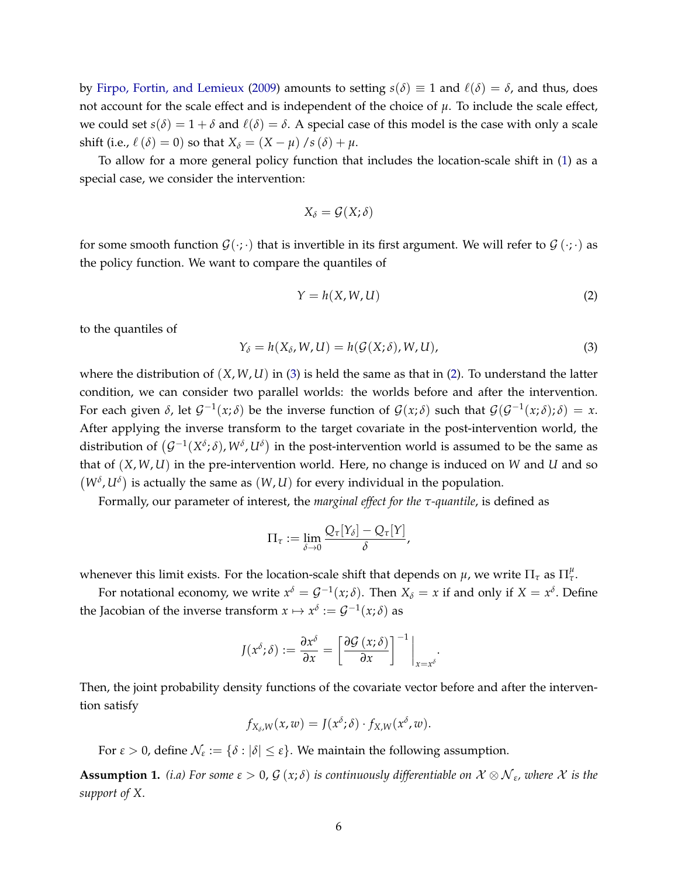by Firpo, Fortin, and Lemieux (2009) amounts to setting $s(\delta) \equiv 1$ and $\ell(\delta) = \delta$, and thus, does not account for the scale effect and is independent of the choice of $\mu$. To include the scale effect, we could set $s(\delta) = 1 + \delta$ and $\ell(\delta) = \delta$. A special case of this model is the case with only a scale shift (i.e., $\ell(\delta) = 0$) so that $X_\delta = (X - \mu) / s(\delta) + \mu$.

To allow for a more general policy function that includes the location-scale shift in (1) as a special case, we consider the intervention:

$$X_\delta = \mathcal{G}(X; \delta)$$

for some smooth function $\mathcal{G}(\cdot;\cdot)$ that is invertible in its first argument. We will refer to $\mathcal{G}(\cdot;\cdot)$ as the policy function. We want to compare the quantiles of

$$Y = h(X, W, U) \tag{2}$$

to the quantiles of

$$Y_\delta = h(X_\delta, W, U) = h(\mathcal{G}(X;\delta), W, U), \tag{3}$$

where the distribution of $(X, W, U)$ in (3) is held the same as that in (2). To understand the latter condition, we can consider two parallel worlds: the worlds before and after the intervention. For each given $\delta$, let $\mathcal{G}^{-1}(x;\delta)$ be the inverse function of $\mathcal{G}(x;\delta)$ such that $\mathcal{G}(\mathcal{G}^{-1}(x;\delta);\delta) = x$. After applying the inverse transform to the target covariate in the post-intervention world, the distribution of $\left(\mathcal{G}^{-1}(X^\delta;\delta), W^\delta, U^\delta\right)$ in the post-intervention world is assumed to be the same as that of $(X, W, U)$ in the pre-intervention world. Here, no change is induced on $W$ and $U$ and so $\left(W^\delta, U^\delta\right)$ is actually the same as $(W, U)$ for every individual in the population.

Formally, our parameter of interest, the *marginal effect for the $\tau$-quantile*, is defined as

$$\Pi_\tau := \lim_{\delta \to 0} \frac{Q_\tau[Y_\delta] - Q_\tau[Y]}{\delta},$$

whenever this limit exists. For the location-scale shift that depends on $\mu$, we write $\Pi_\tau$ as $\Pi_\tau^\mu$.

For notational economy, we write $x^\delta = \mathcal{G}^{-1}(x;\delta)$. Then $X_\delta = x$ if and only if $X = x^\delta$. Define the Jacobian of the inverse transform $x \mapsto x^\delta := \mathcal{G}^{-1}(x;\delta)$ as

$$J(x^\delta;\delta) := \frac{\partial x^\delta}{\partial x} = \left[\frac{\partial \mathcal{G}(x;\delta)}{\partial x}\right]^{-1}\Bigg|_{x = x^\delta}.$$

Then, the joint probability density functions of the covariate vector before and after the intervention satisfy

$$f_{X_\delta, W}(x, w) = J(x^\delta;\delta) \cdot f_{X,W}(x^\delta, w).$$

For $\varepsilon > 0$, define $\mathcal{N}_\varepsilon := \{\delta : |\delta| \le \varepsilon\}$. We maintain the following assumption.

**Assumption 1.** *(i.a) For some $\varepsilon > 0$, $\mathcal{G}(x;\delta)$ is continuously differentiable on $\mathcal{X} \otimes \mathcal{N}_\varepsilon$, where $\mathcal{X}$ is the support of $X$.*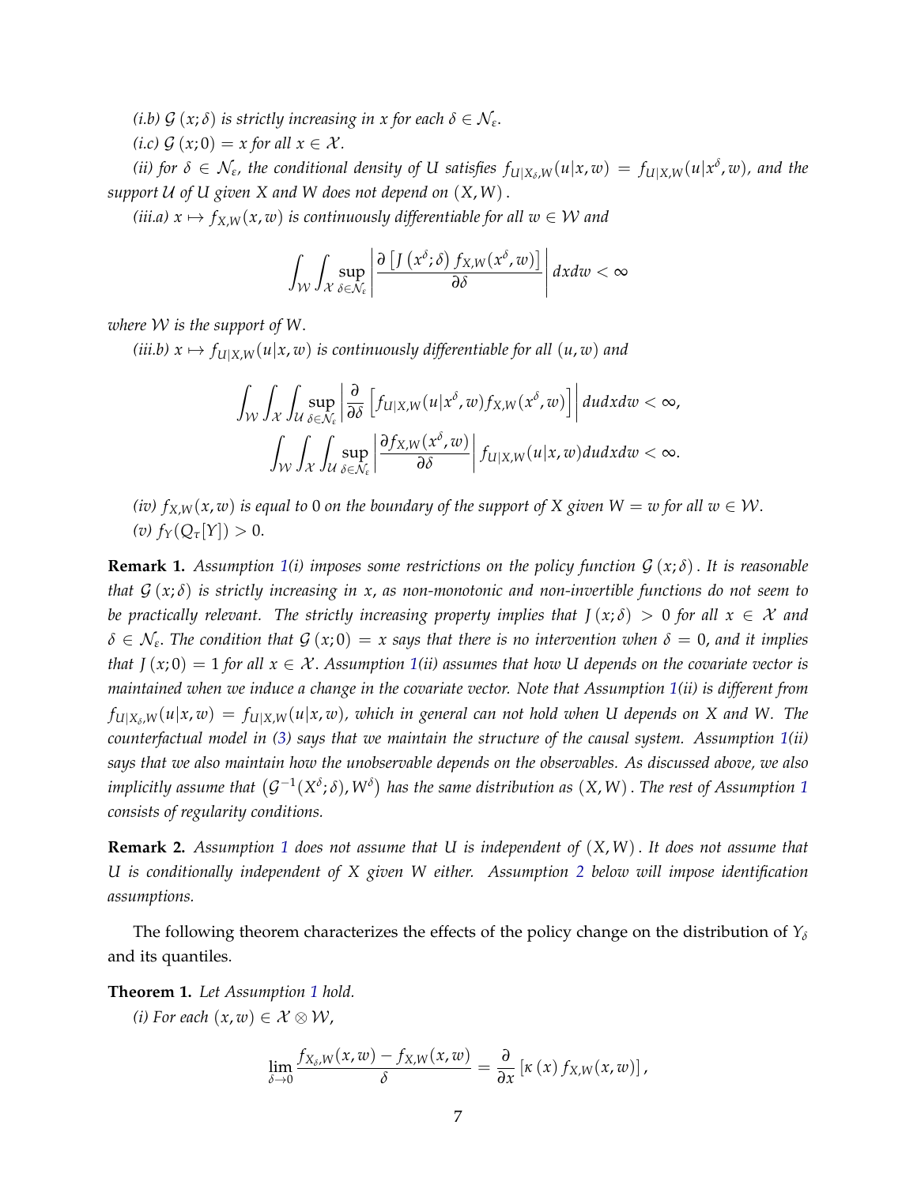*(i.b) $\mathcal{G}(x;\delta)$ is strictly increasing in $x$ for each $\delta \in \mathcal{N}_\varepsilon$.*

*(i.c) $\mathcal{G}(x;0) = x$ for all $x \in \mathcal{X}$.*

*(ii) for $\delta \in \mathcal{N}_\varepsilon$, the conditional density of $U$ satisfies $f_{U|X_\delta,W}(u|x,w) = f_{U|X,W}(u|x^\delta,w)$, and the support $\mathcal{U}$ of $U$ given $X$ and $W$ does not depend on $(X,W)$.*

*(iii.a) $x \mapsto f_{X,W}(x,w)$ is continuously differentiable for all $w \in \mathcal{W}$ and*

$$\int_{\mathcal{W}}\int_{\mathcal{X}} \sup_{\delta\in\mathcal{N}_\varepsilon}\left|\frac{\partial\left[J\left(x^\delta;\delta\right)f_{X,W}(x^\delta,w)\right]}{\partial\delta}\right| dxdw < \infty$$

*where $\mathcal{W}$ is the support of $W$.*

*(iii.b) $x \mapsto f_{U|X,W}(u|x,w)$ is continuously differentiable for all $(u,w)$ and*

$$\int_{\mathcal{W}}\int_{\mathcal{X}}\int_{\mathcal{U}} \sup_{\delta\in\mathcal{N}_\varepsilon}\left|\frac{\partial}{\partial\delta}\left[f_{U|X,W}(u|x^\delta,w)f_{X,W}(x^\delta,w)\right]\right| dudxdw < \infty,$$

$$\int_{\mathcal{W}}\int_{\mathcal{X}}\int_{\mathcal{U}} \sup_{\delta\in\mathcal{N}_\varepsilon}\left|\frac{\partial f_{X,W}(x^\delta,w)}{\partial\delta}\right| f_{U|X,W}(u|x,w)dudxdw < \infty.$$

*(iv) $f_{X,W}(x,w)$ is equal to 0 on the boundary of the support of $X$ given $W = w$ for all $w \in \mathcal{W}$.*

*(v) $f_Y(Q_\tau[Y]) > 0$.*

**Remark 1.** *Assumption 1(i) imposes some restrictions on the policy function $\mathcal{G}(x;\delta)$. It is reasonable that $\mathcal{G}(x;\delta)$ is strictly increasing in $x$, as non-monotonic and non-invertible functions do not seem to be practically relevant. The strictly increasing property implies that $J(x;\delta) > 0$ for all $x \in \mathcal{X}$ and $\delta \in \mathcal{N}_\varepsilon$. The condition that $\mathcal{G}(x;0) = x$ says that there is no intervention when $\delta = 0$, and it implies that $J(x;0) = 1$ for all $x \in \mathcal{X}$. Assumption 1(ii) assumes that how $U$ depends on the covariate vector is maintained when we induce a change in the covariate vector. Note that Assumption 1(ii) is different from $f_{U|X_\delta,W}(u|x,w) = f_{U|X,W}(u|x,w)$, which in general can not hold when $U$ depends on $X$ and $W$. The counterfactual model in (3) says that we maintain the structure of the causal system. Assumption 1(ii) says that we also maintain how the unobservable depends on the observables. As discussed above, we also implicitly assume that $\left(\mathcal{G}^{-1}(X^\delta;\delta), W^\delta\right)$ has the same distribution as $(X,W)$. The rest of Assumption 1 consists of regularity conditions.*

**Remark 2.** *Assumption 1 does not assume that $U$ is independent of $(X,W)$. It does not assume that $U$ is conditionally independent of $X$ given $W$ either. Assumption 2 below will impose identification assumptions.*

The following theorem characterizes the effects of the policy change on the distribution of $Y_\delta$ and its quantiles.

**Theorem 1.** *Let Assumption 1 hold.*

*(i) For each $(x,w) \in \mathcal{X} \otimes \mathcal{W}$,*

$$\lim_{\delta\to 0}\frac{f_{X_\delta,W}(x,w) - f_{X,W}(x,w)}{\delta} = \frac{\partial}{\partial x}\left[\kappa(x)f_{X,W}(x,w)\right],$$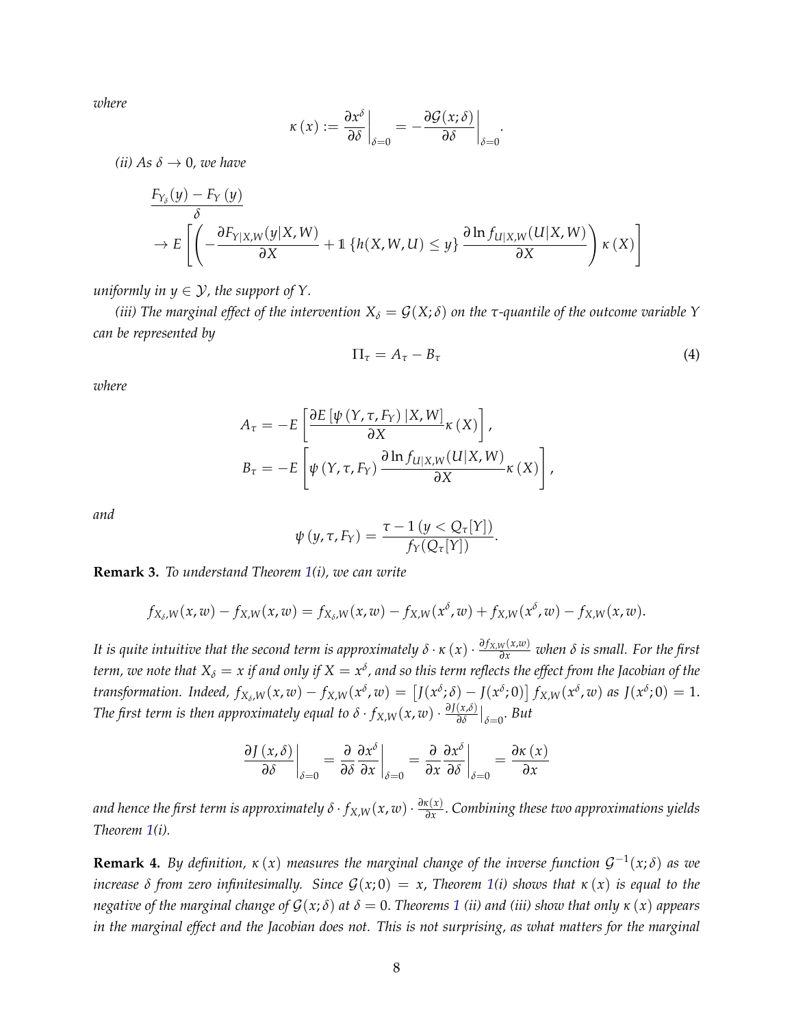*where*

$$\kappa\left(x\right) := \left.\frac{\partial x^{\delta}}{\partial \delta}\right|_{\delta=0} = -\left.\frac{\partial \mathcal{G}(x;\delta)}{\partial \delta}\right|_{\delta=0}.$$

*(ii) As $\delta \to 0$, we have*

$$\frac{F_{Y_{\delta}}(y) - F_{Y}\left(y\right)}{\delta} \to E\left[\left(-\frac{\partial F_{Y|X,W}(y|X,W)}{\partial X} + \mathbb{1}\left\{h(X,W,U) \leq y\right\}\frac{\partial \ln f_{U|X,W}(U|X,W)}{\partial X}\right)\kappa\left(X\right)\right]$$

*uniformly in $y \in \mathcal{Y}$, the support of $Y$.*

*(iii) The marginal effect of the intervention $X_{\delta} = \mathcal{G}(X;\delta)$ on the $\tau$-quantile of the outcome variable $Y$ can be represented by*

$$\Pi_{\tau} = A_{\tau} - B_{\tau} \tag{4}$$

*where*

$$A_{\tau} = -E\left[\frac{\partial E\left[\psi\left(Y,\tau,F_{Y}\right)|X,W\right]}{\partial X}\kappa\left(X\right)\right],$$

$$B_{\tau} = -E\left[\psi\left(Y,\tau,F_{Y}\right)\frac{\partial \ln f_{U|X,W}(U|X,W)}{\partial X}\kappa\left(X\right)\right],$$

*and*

$$\psi\left(y,\tau,F_{Y}\right) = \frac{\tau - 1\left(y < Q_{\tau}[Y]\right)}{f_{Y}(Q_{\tau}[Y])}.$$

**Remark 3.** *To understand Theorem 1(i), we can write*

$$f_{X_{\delta},W}(x,w) - f_{X,W}(x,w) = f_{X_{\delta},W}(x,w) - f_{X,W}(x^{\delta},w) + f_{X,W}(x^{\delta},w) - f_{X,W}(x,w).$$

*It is quite intuitive that the second term is approximately $\delta \cdot \kappa\left(x\right) \cdot \frac{\partial f_{X,W}(x,w)}{\partial x}$ when $\delta$ is small. For the first term, we note that $X_{\delta} = x$ if and only if $X = x^{\delta}$, and so this term reflects the effect from the Jacobian of the transformation. Indeed, $f_{X_{\delta},W}(x,w) - f_{X,W}(x^{\delta},w) = \left[J(x^{\delta};\delta) - J(x^{\delta};0)\right] f_{X,W}(x^{\delta},w)$ as $J(x^{\delta};0) = 1$. The first term is then approximately equal to $\delta \cdot f_{X,W}(x,w) \cdot \frac{\partial J(x,\delta)}{\partial \delta}\big|_{\delta=0}$. But*

$$\left.\frac{\partial J\left(x,\delta\right)}{\partial \delta}\right|_{\delta=0} = \left.\frac{\partial}{\partial \delta}\frac{\partial x^{\delta}}{\partial x}\right|_{\delta=0} = \left.\frac{\partial}{\partial x}\frac{\partial x^{\delta}}{\partial \delta}\right|_{\delta=0} = \frac{\partial \kappa\left(x\right)}{\partial x}$$

*and hence the first term is approximately $\delta \cdot f_{X,W}(x,w) \cdot \frac{\partial \kappa(x)}{\partial x}$. Combining these two approximations yields Theorem 1(i).*

**Remark 4.** *By definition, $\kappa\left(x\right)$ measures the marginal change of the inverse function $\mathcal{G}^{-1}(x;\delta)$ as we increase $\delta$ from zero infinitesimally. Since $\mathcal{G}(x;0) = x$, Theorem 1(i) shows that $\kappa\left(x\right)$ is equal to the negative of the marginal change of $\mathcal{G}(x;\delta)$ at $\delta = 0$. Theorems 1 (ii) and (iii) show that only $\kappa\left(x\right)$ appears in the marginal effect and the Jacobian does not. This is not surprising, as what matters for the marginal*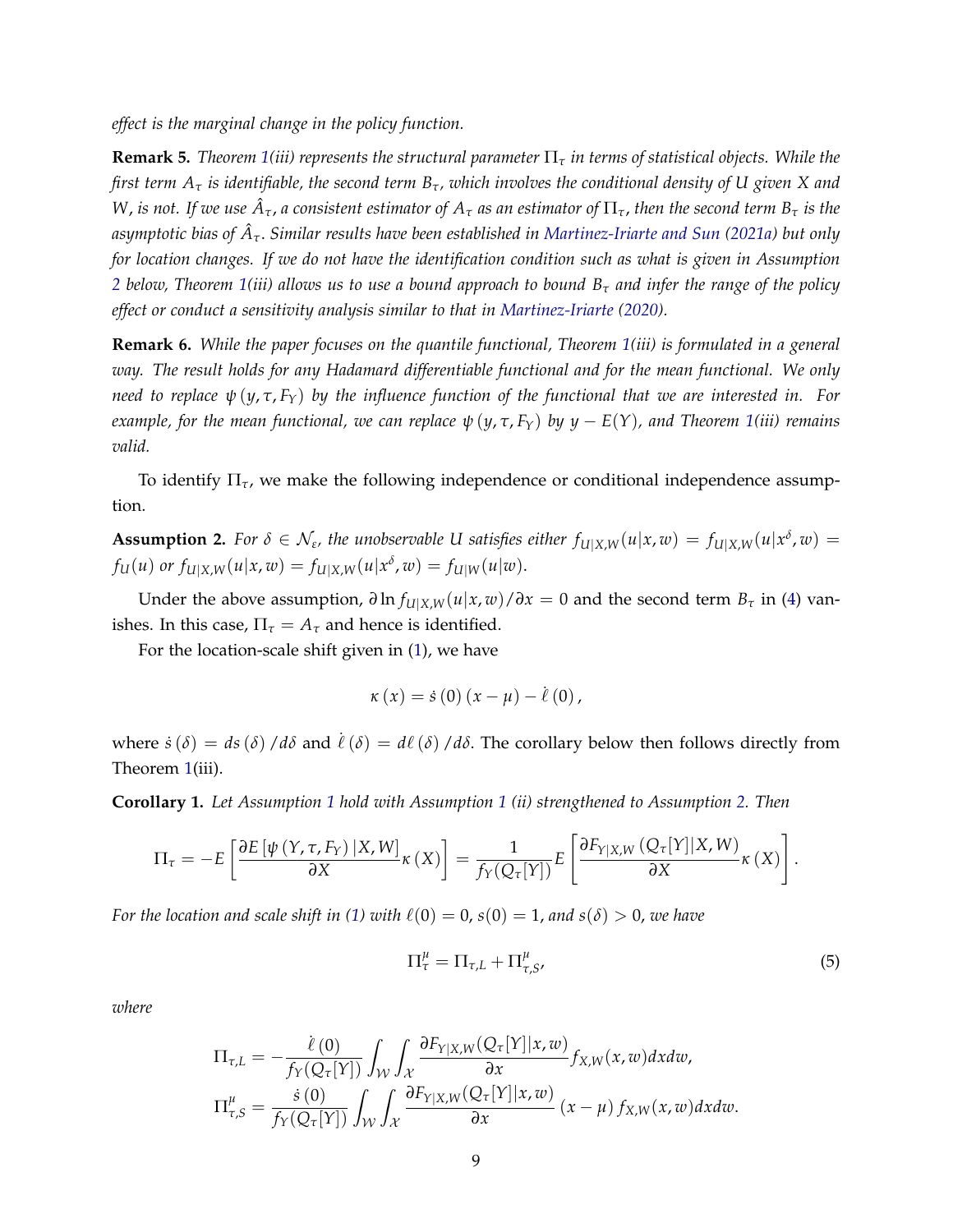*effect is the marginal change in the policy function.*

**Remark 5.** *Theorem 1(iii) represents the structural parameter $\Pi_\tau$ in terms of statistical objects. While the first term $A_\tau$ is identifiable, the second term $B_\tau$, which involves the conditional density of $U$ given $X$ and $W$, is not. If we use $\hat{A}_\tau$, a consistent estimator of $A_\tau$ as an estimator of $\Pi_\tau$, then the second term $B_\tau$ is the asymptotic bias of $\hat{A}_\tau$. Similar results have been established in Martinez-Iriarte and Sun (2021a) but only for location changes. If we do not have the identification condition such as what is given in Assumption 2 below, Theorem 1(iii) allows us to use a bound approach to bound $B_\tau$ and infer the range of the policy effect or conduct a sensitivity analysis similar to that in Martinez-Iriarte (2020).*

**Remark 6.** *While the paper focuses on the quantile functional, Theorem 1(iii) is formulated in a general way. The result holds for any Hadamard differentiable functional and for the mean functional. We only need to replace $\psi(y,\tau,F_Y)$ by the influence function of the functional that we are interested in. For example, for the mean functional, we can replace $\psi(y,\tau,F_Y)$ by $y - E(Y)$, and Theorem 1(iii) remains valid.*

To identify $\Pi_\tau$, we make the following independence or conditional independence assumption.

**Assumption 2.** *For $\delta \in \mathcal{N}_\varepsilon$, the unobservable $U$ satisfies either $f_{U|X,W}(u|x,w) = f_{U|X,W}(u|x^\delta,w) = f_U(u)$ or $f_{U|X,W}(u|x,w) = f_{U|X,W}(u|x^\delta,w) = f_{U|W}(u|w)$.*

Under the above assumption, $\partial \ln f_{U|X,W}(u|x,w)/\partial x = 0$ and the second term $B_\tau$ in (4) vanishes. In this case, $\Pi_\tau = A_\tau$ and hence is identified.

For the location-scale shift given in (1), we have

$$\kappa(x) = \dot{s}(0)(x-\mu) - \dot{\ell}(0),$$

where $\dot{s}(\delta) = ds(\delta)/d\delta$ and $\dot{\ell}(\delta) = d\ell(\delta)/d\delta$. The corollary below then follows directly from Theorem 1(iii).

**Corollary 1.** *Let Assumption 1 hold with Assumption 1 (ii) strengthened to Assumption 2. Then*

$$\Pi_\tau = -E\left[\frac{\partial E\left[\psi\left(Y,\tau,F_Y\right)|X,W\right]}{\partial X}\kappa(X)\right] = \frac{1}{f_Y(Q_\tau[Y])}E\left[\frac{\partial F_{Y|X,W}\left(Q_\tau[Y]|X,W\right)}{\partial X}\kappa(X)\right].$$

*For the location and scale shift in (1) with $\ell(0) = 0$, $s(0) = 1$, and $s(\delta) > 0$, we have*

$$\Pi_\tau^\mu = \Pi_{\tau,L} + \Pi_{\tau,S}^\mu, \tag{5}$$

*where*

$$\Pi_{\tau,L} = -\frac{\dot{\ell}(0)}{f_Y(Q_\tau[Y])}\int_{\mathcal{W}}\int_{\mathcal{X}}\frac{\partial F_{Y|X,W}(Q_\tau[Y]|x,w)}{\partial x}f_{X,W}(x,w)dxdw,$$
$$\Pi_{\tau,S}^\mu = \frac{\dot{s}(0)}{f_Y(Q_\tau[Y])}\int_{\mathcal{W}}\int_{\mathcal{X}}\frac{\partial F_{Y|X,W}(Q_\tau[Y]|x,w)}{\partial x}(x-\mu)f_{X,W}(x,w)dxdw.$$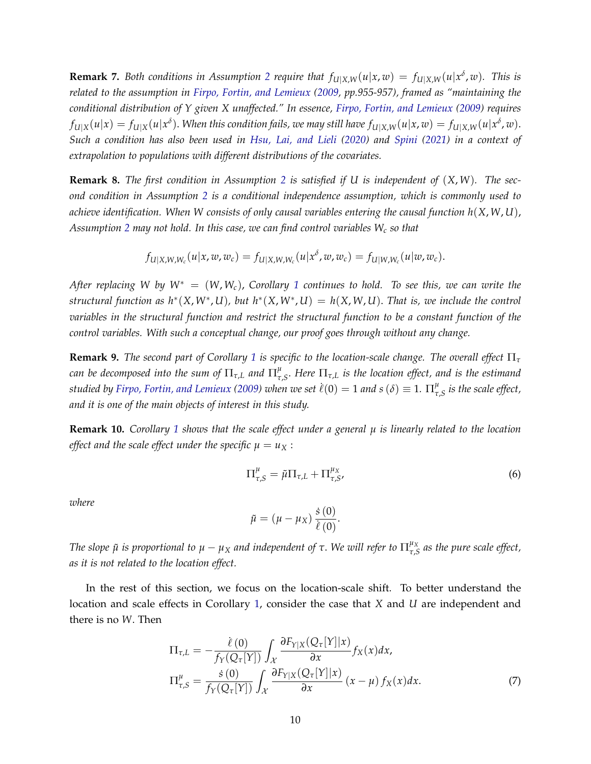**Remark 7.** *Both conditions in Assumption 2 require that $f_{U|X,W}(u|x,w) = f_{U|X,W}(u|x^{\delta},w)$. This is related to the assumption in Firpo, Fortin, and Lemieux (2009, pp.955-957), framed as "maintaining the conditional distribution of Y given X unaffected." In essence, Firpo, Fortin, and Lemieux (2009) requires $f_{U|X}(u|x) = f_{U|X}(u|x^{\delta})$. When this condition fails, we may still have $f_{U|X,W}(u|x,w) = f_{U|X,W}(u|x^{\delta},w)$. Such a condition has also been used in Hsu, Lai, and Lieli (2020) and Spini (2021) in a context of extrapolation to populations with different distributions of the covariates.*

**Remark 8.** *The first condition in Assumption 2 is satisfied if $U$ is independent of $(X,W)$. The second condition in Assumption 2 is a conditional independence assumption, which is commonly used to achieve identification. When $W$ consists of only causal variables entering the causal function $h(X,W,U)$, Assumption 2 may not hold. In this case, we can find control variables $W_c$ so that*

$$f_{U|X,W,W_c}(u|x,w,w_c) = f_{U|X,W,W_c}(u|x^{\delta},w,w_c) = f_{U|W,W_c}(u|w,w_c).$$

*After replacing $W$ by $W^* = (W,W_c)$, Corollary 1 continues to hold. To see this, we can write the structural function as $h^*(X,W^*,U)$, but $h^*(X,W^*,U) = h(X,W,U)$. That is, we include the control variables in the structural function and restrict the structural function to be a constant function of the control variables. With such a conceptual change, our proof goes through without any change.*

**Remark 9.** *The second part of Corollary 1 is specific to the location-scale change. The overall effect $\Pi_{\tau}$ can be decomposed into the sum of $\Pi_{\tau,L}$ and $\Pi^{\mu}_{\tau,S}$. Here $\Pi_{\tau,L}$ is the location effect, and is the estimand studied by Firpo, Fortin, and Lemieux (2009) when we set $\dot{\ell}(0) = 1$ and $s(\delta) \equiv 1$. $\Pi^{\mu}_{\tau,S}$ is the scale effect, and it is one of the main objects of interest in this study.*

**Remark 10.** *Corollary 1 shows that the scale effect under a general $\mu$ is linearly related to the location effect and the scale effect under the specific $\mu = u_X$ :*

$$\Pi^{\mu}_{\tau,S} = \tilde{\mu}\Pi_{\tau,L} + \Pi^{\mu_X}_{\tau,S}, \tag{6}$$

*where*

$$\tilde{\mu} = (\mu - \mu_X)\frac{\dot{s}(0)}{\dot{\ell}(0)}.$$

*The slope $\tilde{\mu}$ is proportional to $\mu - \mu_X$ and independent of $\tau$. We will refer to $\Pi^{\mu_X}_{\tau,S}$ as the pure scale effect, as it is not related to the location effect.*

In the rest of this section, we focus on the location-scale shift. To better understand the location and scale effects in Corollary 1, consider the case that $X$ and $U$ are independent and there is no $W$. Then

$$\Pi_{\tau,L} = -\frac{\dot{\ell}(0)}{f_Y(Q_{\tau}[Y])}\int_{\mathcal{X}} \frac{\partial F_{Y|X}(Q_{\tau}[Y]|x)}{\partial x} f_X(x)dx,$$
$$\Pi^{\mu}_{\tau,S} = \frac{\dot{s}(0)}{f_Y(Q_{\tau}[Y])}\int_{\mathcal{X}} \frac{\partial F_{Y|X}(Q_{\tau}[Y]|x)}{\partial x}(x-\mu)f_X(x)dx. \tag{7}$$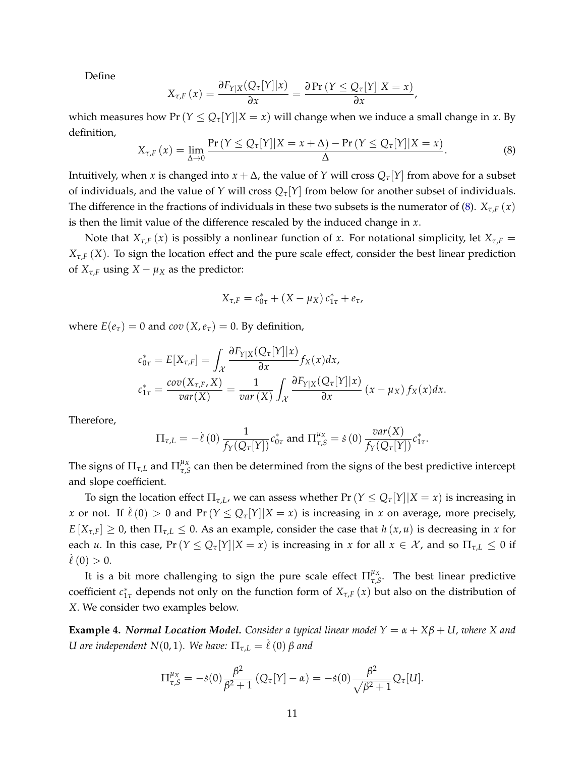Define

$$X_{\tau,F}(x) = \frac{\partial F_{Y|X}(Q_\tau[Y]|x)}{\partial x} = \frac{\partial \Pr(Y \le Q_\tau[Y]|X=x)}{\partial x},$$

which measures how $\Pr(Y \le Q_\tau[Y]|X=x)$ will change when we induce a small change in $x$. By definition,

$$X_{\tau,F}(x) = \lim_{\Delta \to 0} \frac{\Pr(Y \le Q_\tau[Y]|X=x+\Delta) - \Pr(Y \le Q_\tau[Y]|X=x)}{\Delta}. \tag{8}$$

Intuitively, when $x$ is changed into $x+\Delta$, the value of $Y$ will cross $Q_\tau[Y]$ from above for a subset of individuals, and the value of $Y$ will cross $Q_\tau[Y]$ from below for another subset of individuals. The difference in the fractions of individuals in these two subsets is the numerator of (8). $X_{\tau,F}(x)$ is then the limit value of the difference rescaled by the induced change in $x$.

Note that $X_{\tau,F}(x)$ is possibly a nonlinear function of $x$. For notational simplicity, let $X_{\tau,F} = X_{\tau,F}(X)$. To sign the location effect and the pure scale effect, consider the best linear prediction of $X_{\tau,F}$ using $X - \mu_X$ as the predictor:

$$X_{\tau,F} = c_{0\tau}^* + (X - \mu_X)\, c_{1\tau}^* + e_\tau,$$

where $E(e_\tau) = 0$ and $cov(X, e_\tau) = 0$. By definition,

$$c_{0\tau}^* = E[X_{\tau,F}] = \int_{\mathcal{X}} \frac{\partial F_{Y|X}(Q_\tau[Y]|x)}{\partial x} f_X(x) dx,$$

$$c_{1\tau}^* = \frac{cov(X_{\tau,F}, X)}{var(X)} = \frac{1}{var(X)} \int_{\mathcal{X}} \frac{\partial F_{Y|X}(Q_\tau[Y]|x)}{\partial x} (x - \mu_X) f_X(x) dx.$$

Therefore,

$$\Pi_{\tau,L} = -\dot{\ell}(0) \frac{1}{f_Y(Q_\tau[Y])} c_{0\tau}^* \text{ and } \Pi_{\tau,S}^{\mu_X} = \dot{s}(0) \frac{var(X)}{f_Y(Q_\tau[Y])} c_{1\tau}^*.$$

The signs of $\Pi_{\tau,L}$ and $\Pi_{\tau,S}^{\mu_X}$ can then be determined from the signs of the best predictive intercept and slope coefficient.

To sign the location effect $\Pi_{\tau,L}$, we can assess whether $\Pr(Y \le Q_\tau[Y]|X=x)$ is increasing in $x$ or not. If $\dot{\ell}(0) > 0$ and $\Pr(Y \le Q_\tau[Y]|X=x)$ is increasing in $x$ on average, more precisely, $E[X_{\tau,F}] \ge 0$, then $\Pi_{\tau,L} \le 0$. As an example, consider the case that $h(x,u)$ is decreasing in $x$ for each $u$. In this case, $\Pr(Y \le Q_\tau[Y]|X=x)$ is increasing in $x$ for all $x \in \mathcal{X}$, and so $\Pi_{\tau,L} \le 0$ if $\dot{\ell}(0) > 0$.

It is a bit more challenging to sign the pure scale effect $\Pi_{\tau,S}^{\mu_X}$. The best linear predictive coefficient $c_{1\tau}^*$ depends not only on the function form of $X_{\tau,F}(x)$ but also on the distribution of $X$. We consider two examples below.

**Example 4.** ***Normal Location Model.*** *Consider a typical linear model $Y = \alpha + X\beta + U$, where $X$ and $U$ are independent $N(0,1)$. We have: $\Pi_{\tau,L} = \dot{\ell}(0)\beta$ and*

$$\Pi_{\tau,S}^{\mu_X} = -\dot{s}(0) \frac{\beta^2}{\beta^2+1} (Q_\tau[Y] - \alpha) = -\dot{s}(0) \frac{\beta^2}{\sqrt{\beta^2+1}} Q_\tau[U].$$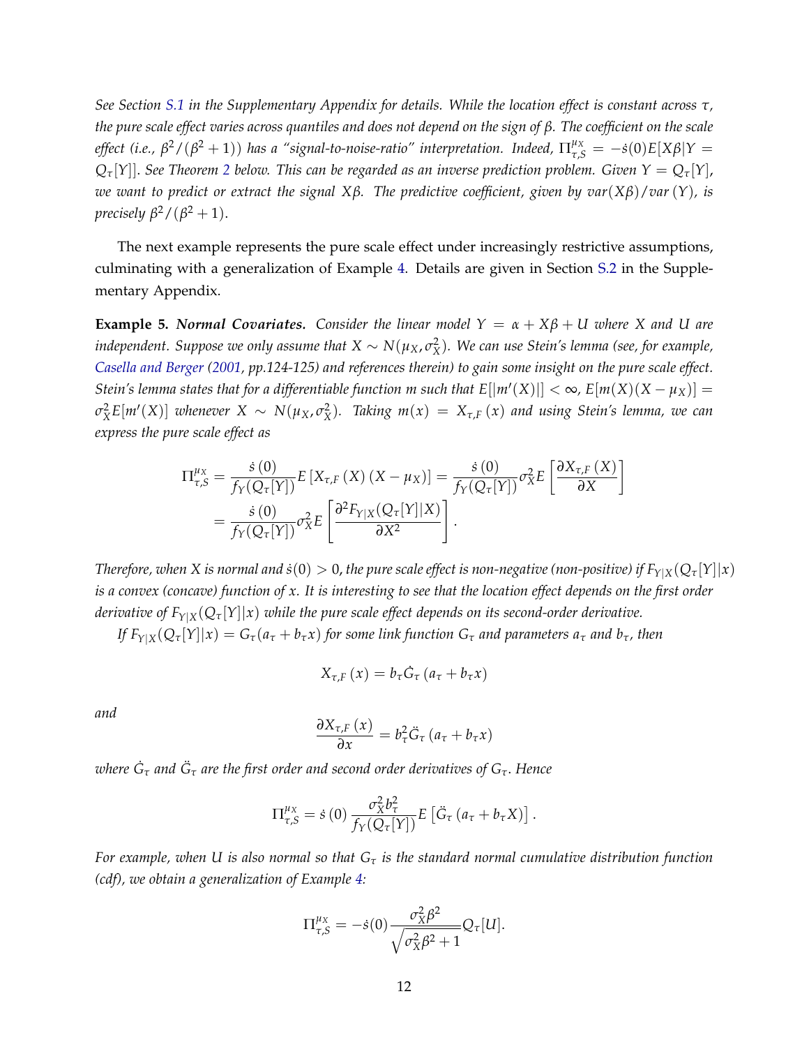*See Section S.1 in the Supplementary Appendix for details. While the location effect is constant across $\tau$, the pure scale effect varies across quantiles and does not depend on the sign of $\beta$. The coefficient on the scale effect (i.e., $\beta^2/(\beta^2+1)$) has a "signal-to-noise-ratio" interpretation. Indeed, $\Pi^{\mu_X}_{\tau,S} = -\dot{s}(0)E[X\beta|Y = Q_\tau[Y]]$. See Theorem 2 below. This can be regarded as an inverse prediction problem. Given $Y = Q_\tau[Y]$, we want to predict or extract the signal $X\beta$. The predictive coefficient, given by $var(X\beta)/var(Y)$, is precisely $\beta^2/(\beta^2+1)$.*

The next example represents the pure scale effect under increasingly restrictive assumptions, culminating with a generalization of Example 4. Details are given in Section S.2 in the Supplementary Appendix.

**Example 5.** ***Normal Covariates.*** *Consider the linear model $Y = \alpha + X\beta + U$ where $X$ and $U$ are independent. Suppose we only assume that $X \sim N(\mu_X, \sigma_X^2)$. We can use Stein's lemma (see, for example, Casella and Berger (2001, pp.124-125) and references therein) to gain some insight on the pure scale effect. Stein's lemma states that for a differentiable function $m$ such that $E[|m'(X)|] < \infty$, $E[m(X)(X-\mu_X)] = \sigma_X^2 E[m'(X)]$ whenever $X \sim N(\mu_X, \sigma_X^2)$. Taking $m(x) = X_{\tau,F}(x)$ and using Stein's lemma, we can express the pure scale effect as*

$$
\begin{aligned}
\Pi^{\mu_X}_{\tau,S} &= \frac{\dot{s}(0)}{f_Y(Q_\tau[Y])} E\left[X_{\tau,F}(X)(X-\mu_X)\right] = \frac{\dot{s}(0)}{f_Y(Q_\tau[Y])}\sigma_X^2 E\left[\frac{\partial X_{\tau,F}(X)}{\partial X}\right] \\
&= \frac{\dot{s}(0)}{f_Y(Q_\tau[Y])}\sigma_X^2 E\left[\frac{\partial^2 F_{Y|X}(Q_\tau[Y]|X)}{\partial X^2}\right].
\end{aligned}
$$

*Therefore, when $X$ is normal and $\dot{s}(0) > 0$, the pure scale effect is non-negative (non-positive) if $F_{Y|X}(Q_\tau[Y]|x)$ is a convex (concave) function of $x$. It is interesting to see that the location effect depends on the first order derivative of $F_{Y|X}(Q_\tau[Y]|x)$ while the pure scale effect depends on its second-order derivative.*

*If $F_{Y|X}(Q_\tau[Y]|x) = G_\tau(a_\tau + b_\tau x)$ for some link function $G_\tau$ and parameters $a_\tau$ and $b_\tau$, then*

$$
X_{\tau,F}(x) = b_\tau \dot{G}_\tau(a_\tau + b_\tau x)
$$

*and*

$$
\frac{\partial X_{\tau,F}(x)}{\partial x} = b_\tau^2 \ddot{G}_\tau(a_\tau + b_\tau x)
$$

*where $\dot{G}_\tau$ and $\ddot{G}_\tau$ are the first order and second order derivatives of $G_\tau$. Hence*

$$
\Pi^{\mu_X}_{\tau,S} = \dot{s}(0)\frac{\sigma_X^2 b_\tau^2}{f_Y(Q_\tau[Y])} E\left[\ddot{G}_\tau(a_\tau + b_\tau X)\right].
$$

*For example, when $U$ is also normal so that $G_\tau$ is the standard normal cumulative distribution function (cdf), we obtain a generalization of Example 4:*

$$
\Pi^{\mu_X}_{\tau,S} = -\dot{s}(0)\frac{\sigma_X^2\beta^2}{\sqrt{\sigma_X^2\beta^2+1}} Q_\tau[U].
$$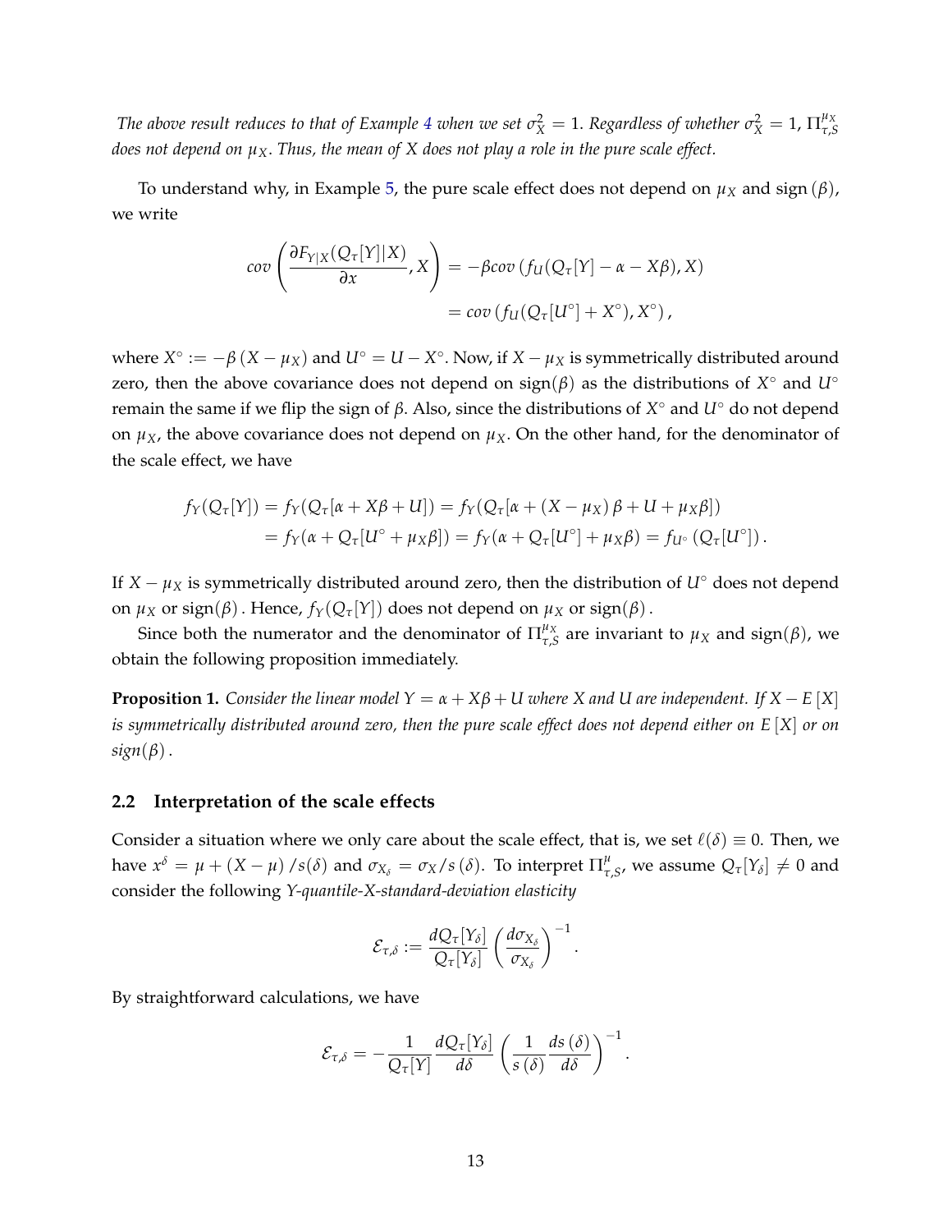*The above result reduces to that of Example 4 when we set $\sigma_X^2 = 1$. Regardless of whether $\sigma_X^2 = 1$, $\Pi_{\tau,S}^{\mu_X}$ does not depend on $\mu_X$. Thus, the mean of $X$ does not play a role in the pure scale effect.*

To understand why, in Example 5, the pure scale effect does not depend on $\mu_X$ and $\text{sign}(\beta)$, we write

$$
\begin{aligned}
cov\left(\frac{\partial F_{Y|X}(Q_\tau[Y]|X)}{\partial x}, X\right) &= -\beta cov\left(f_U(Q_\tau[Y] - \alpha - X\beta), X\right) \\
&= cov\left(f_U(Q_\tau[U^\circ] + X^\circ), X^\circ\right),
\end{aligned}
$$

where $X^\circ := -\beta\left(X - \mu_X\right)$ and $U^\circ = U - X^\circ$. Now, if $X - \mu_X$ is symmetrically distributed around zero, then the above covariance does not depend on $\text{sign}(\beta)$ as the distributions of $X^\circ$ and $U^\circ$ remain the same if we flip the sign of $\beta$. Also, since the distributions of $X^\circ$ and $U^\circ$ do not depend on $\mu_X$, the above covariance does not depend on $\mu_X$. On the other hand, for the denominator of the scale effect, we have

$$
\begin{aligned}
f_Y(Q_\tau[Y]) &= f_Y(Q_\tau[\alpha + X\beta + U]) = f_Y(Q_\tau[\alpha + \left(X - \mu_X\right)\beta + U + \mu_X\beta]) \\
&= f_Y(\alpha + Q_\tau[U^\circ + \mu_X\beta]) = f_Y(\alpha + Q_\tau[U^\circ] + \mu_X\beta) = f_{U^\circ}\left(Q_\tau[U^\circ]\right).
\end{aligned}
$$

If $X - \mu_X$ is symmetrically distributed around zero, then the distribution of $U^\circ$ does not depend on $\mu_X$ or $\text{sign}(\beta)$. Hence, $f_Y(Q_\tau[Y])$ does not depend on $\mu_X$ or $\text{sign}(\beta)$.

Since both the numerator and the denominator of $\Pi_{\tau,S}^{\mu_X}$ are invariant to $\mu_X$ and $\text{sign}(\beta)$, we obtain the following proposition immediately.

**Proposition 1.** *Consider the linear model $Y = \alpha + X\beta + U$ where $X$ and $U$ are independent. If $X - E\left[X\right]$ is symmetrically distributed around zero, then the pure scale effect does not depend either on $E\left[X\right]$ or on $\text{sign}(\beta)$.*

## 2.2 Interpretation of the scale effects

Consider a situation where we only care about the scale effect, that is, we set $\ell(\delta) \equiv 0$. Then, we have $x^\delta = \mu + \left(X - \mu\right)/s(\delta)$ and $\sigma_{X_\delta} = \sigma_X / s\left(\delta\right)$. To interpret $\Pi_{\tau,S}^{\mu}$, we assume $Q_\tau[Y_\delta] \neq 0$ and consider the following *Y-quantile-X-standard-deviation elasticity*

$$
\mathcal{E}_{\tau,\delta} := \frac{dQ_\tau[Y_\delta]}{Q_\tau[Y_\delta]}\left(\frac{d\sigma_{X_\delta}}{\sigma_{X_\delta}}\right)^{-1}.
$$

By straightforward calculations, we have

$$
\mathcal{E}_{\tau,\delta} = -\frac{1}{Q_\tau[Y]}\frac{dQ_\tau[Y_\delta]}{d\delta}\left(\frac{1}{s\left(\delta\right)}\frac{ds\left(\delta\right)}{d\delta}\right)^{-1}.
$$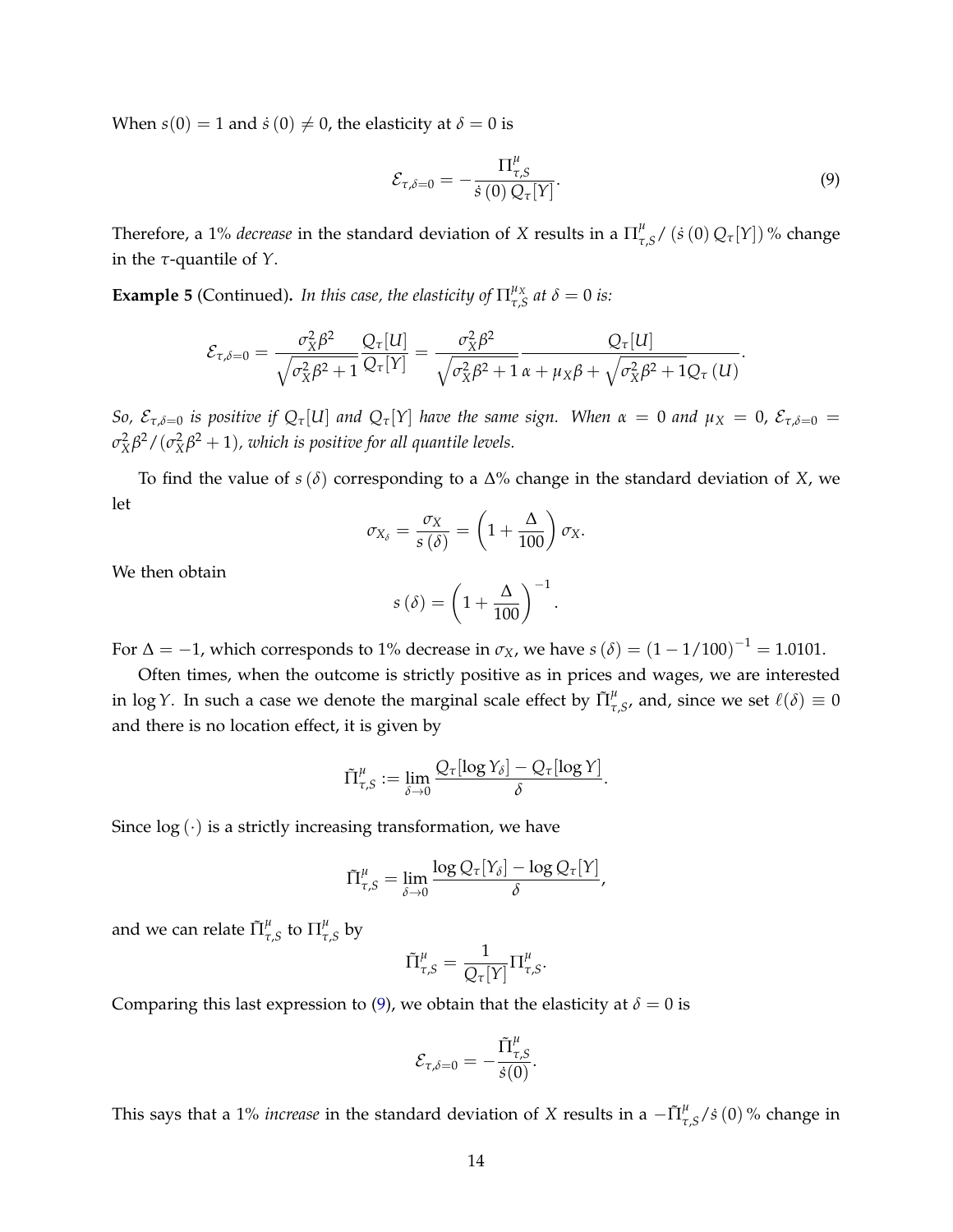When $s(0) = 1$ and $\dot{s}(0) \neq 0$, the elasticity at $\delta = 0$ is

$$\mathcal{E}_{\tau,\delta=0} = -\frac{\Pi^{\mu}_{\tau,S}}{\dot{s}(0)\, Q_\tau[Y]}. \tag{9}$$

Therefore, a 1% *decrease* in the standard deviation of $X$ results in a $\Pi^{\mu}_{\tau,S}/\left(\dot{s}(0)\, Q_\tau[Y]\right)$ % change in the $\tau$-quantile of $Y$.

**Example 5** (Continued). *In this case, the elasticity of $\Pi^{\mu_X}_{\tau,S}$ at $\delta = 0$ is:*

$$\mathcal{E}_{\tau,\delta=0} = \frac{\sigma_X^2\beta^2}{\sqrt{\sigma_X^2\beta^2+1}}\frac{Q_\tau[U]}{Q_\tau[Y]} = \frac{\sigma_X^2\beta^2}{\sqrt{\sigma_X^2\beta^2+1}}\frac{Q_\tau[U]}{\alpha+\mu_X\beta+\sqrt{\sigma_X^2\beta^2+1}Q_\tau(U)}.$$

*So, $\mathcal{E}_{\tau,\delta=0}$ is positive if $Q_\tau[U]$ and $Q_\tau[Y]$ have the same sign. When $\alpha = 0$ and $\mu_X = 0$, $\mathcal{E}_{\tau,\delta=0} = \sigma_X^2\beta^2/(\sigma_X^2\beta^2+1)$, which is positive for all quantile levels.*

To find the value of $s(\delta)$ corresponding to a $\Delta$% change in the standard deviation of $X$, we let

$$\sigma_{X_\delta} = \frac{\sigma_X}{s(\delta)} = \left(1+\frac{\Delta}{100}\right)\sigma_X.$$

We then obtain

$$s(\delta) = \left(1+\frac{\Delta}{100}\right)^{-1}.$$

For $\Delta = -1$, which corresponds to 1% decrease in $\sigma_X$, we have $s(\delta) = (1-1/100)^{-1} = 1.0101$.

Often times, when the outcome is strictly positive as in prices and wages, we are interested in $\log Y$. In such a case we denote the marginal scale effect by $\tilde{\Pi}^{\mu}_{\tau,S}$, and, since we set $\ell(\delta) \equiv 0$ and there is no location effect, it is given by

$$\tilde{\Pi}^{\mu}_{\tau,S} := \lim_{\delta\to 0}\frac{Q_\tau[\log Y_\delta] - Q_\tau[\log Y]}{\delta}.$$

Since $\log(\cdot)$ is a strictly increasing transformation, we have

$$\tilde{\Pi}^{\mu}_{\tau,S} = \lim_{\delta\to 0}\frac{\log Q_\tau[Y_\delta] - \log Q_\tau[Y]}{\delta},$$

and we can relate $\tilde{\Pi}^{\mu}_{\tau,S}$ to $\Pi^{\mu}_{\tau,S}$ by

$$\tilde{\Pi}^{\mu}_{\tau,S} = \frac{1}{Q_\tau[Y]}\Pi^{\mu}_{\tau,S}.$$

Comparing this last expression to (9), we obtain that the elasticity at $\delta = 0$ is

$$\mathcal{E}_{\tau,\delta=0} = -\frac{\tilde{\Pi}^{\mu}_{\tau,S}}{\dot{s}(0)}.$$

This says that a 1% *increase* in the standard deviation of $X$ results in a $-\tilde{\Pi}^{\mu}_{\tau,S}/\dot{s}(0)$ % change in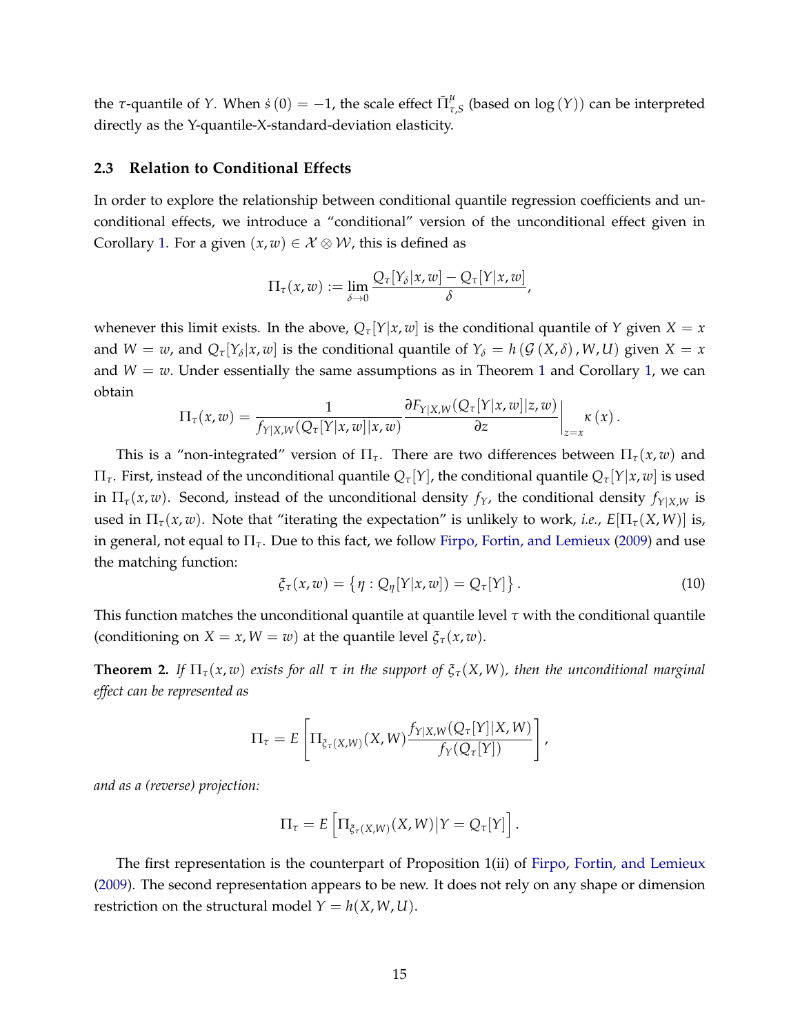the $\tau$-quantile of $Y$. When $\dot{s}(0) = -1$, the scale effect $\tilde{\Pi}^{u}_{\tau,S}$ (based on $\log(Y)$) can be interpreted directly as the Y-quantile-X-standard-deviation elasticity.

### 2.3 Relation to Conditional Effects

In order to explore the relationship between conditional quantile regression coefficients and unconditional effects, we introduce a "conditional" version of the unconditional effect given in Corollary 1. For a given $(x, w) \in \mathcal{X} \otimes \mathcal{W}$, this is defined as

$$\Pi_\tau(x, w) := \lim_{\delta \to 0} \frac{Q_\tau[Y_\delta | x, w] - Q_\tau[Y|x, w]}{\delta},$$

whenever this limit exists. In the above, $Q_\tau[Y|x, w]$ is the conditional quantile of $Y$ given $X = x$ and $W = w$, and $Q_\tau[Y_\delta|x, w]$ is the conditional quantile of $Y_\delta = h(\mathcal{G}(X, \delta), W, U)$ given $X = x$ and $W = w$. Under essentially the same assumptions as in Theorem 1 and Corollary 1, we can obtain

$$\Pi_\tau(x, w) = \frac{1}{f_{Y|X,W}(Q_\tau[Y|x, w]|x, w)} \frac{\partial F_{Y|X,W}(Q_\tau[Y|x, w]|z, w)}{\partial z}\bigg|_{z=x} \kappa(x).$$

This is a "non-integrated" version of $\Pi_\tau$. There are two differences between $\Pi_\tau(x, w)$ and $\Pi_\tau$. First, instead of the unconditional quantile $Q_\tau[Y]$, the conditional quantile $Q_\tau[Y|x, w]$ is used in $\Pi_\tau(x, w)$. Second, instead of the unconditional density $f_Y$, the conditional density $f_{Y|X,W}$ is used in $\Pi_\tau(x, w)$. Note that "iterating the expectation" is unlikely to work, *i.e.*, $E[\Pi_\tau(X, W)]$ is, in general, not equal to $\Pi_\tau$. Due to this fact, we follow Firpo, Fortin, and Lemieux (2009) and use the matching function:

$$\xi_\tau(x, w) = \{\eta : Q_\eta[Y|x, w]) = Q_\tau[Y]\}. \tag{10}$$

This function matches the unconditional quantile at quantile level $\tau$ with the conditional quantile (conditioning on $X = x, W = w$) at the quantile level $\xi_\tau(x, w)$.

**Theorem 2.** *If $\Pi_\tau(x, w)$ exists for all $\tau$ in the support of $\xi_\tau(X, W)$, then the unconditional marginal effect can be represented as*

$$\Pi_\tau = E\left[\Pi_{\xi_\tau(X,W)}(X, W) \frac{f_{Y|X,W}(Q_\tau[Y]|X, W)}{f_Y(Q_\tau[Y])}\right],$$

*and as a (reverse) projection:*

$$\Pi_\tau = E\left[\Pi_{\xi_\tau(X,W)}(X, W) \big| Y = Q_\tau[Y]\right].$$

The first representation is the counterpart of Proposition 1(ii) of Firpo, Fortin, and Lemieux (2009). The second representation appears to be new. It does not rely on any shape or dimension restriction on the structural model $Y = h(X, W, U)$.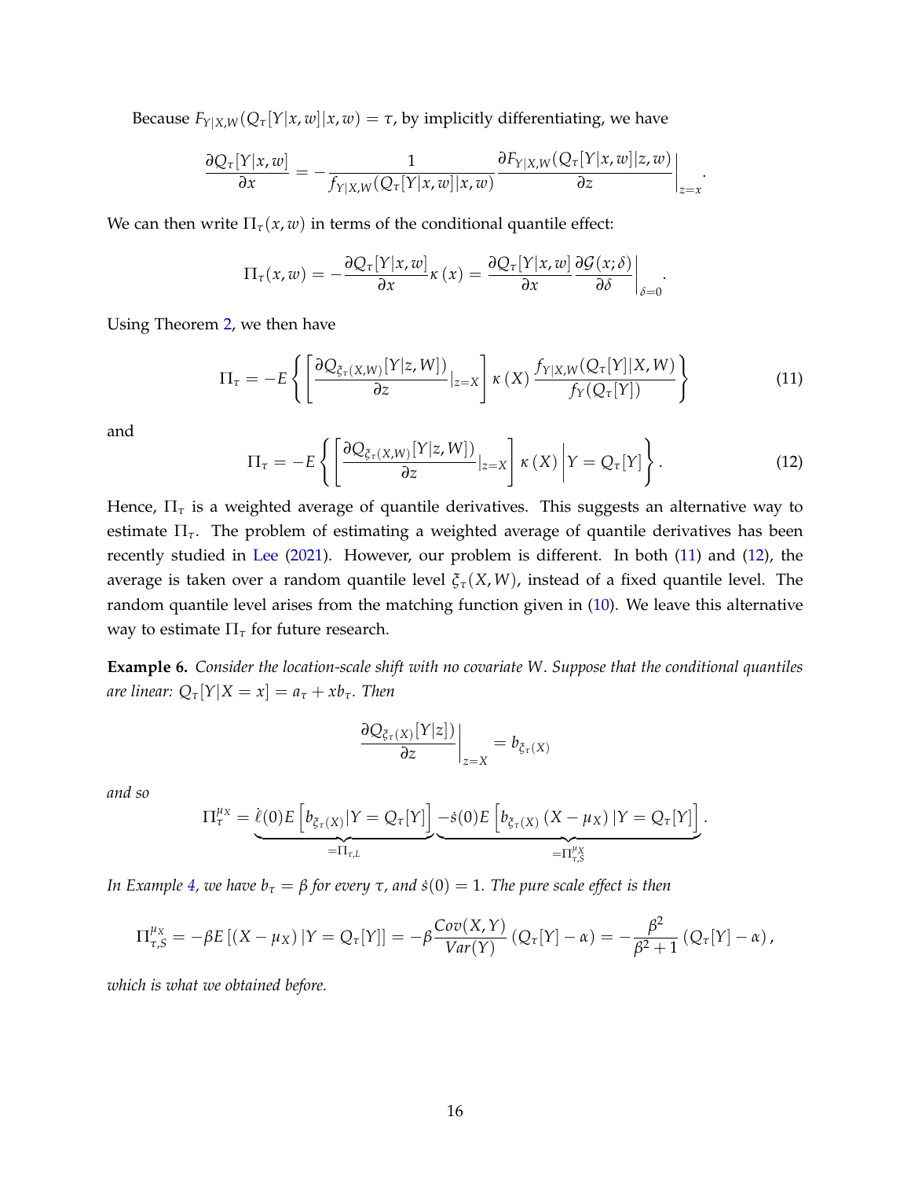Because $F_{Y|X,W}(Q_\tau[Y|x,w]|x,w) = \tau$, by implicitly differentiating, we have

$$\frac{\partial Q_\tau[Y|x,w]}{\partial x} = -\frac{1}{f_{Y|X,W}(Q_\tau[Y|x,w]|x,w)} \frac{\partial F_{Y|X,W}(Q_\tau[Y|x,w]|z,w)}{\partial z}\bigg|_{z=x}.$$

We can then write $\Pi_\tau(x,w)$ in terms of the conditional quantile effect:

$$\Pi_\tau(x,w) = -\frac{\partial Q_\tau[Y|x,w]}{\partial x}\kappa(x) = \frac{\partial Q_\tau[Y|x,w]}{\partial x}\frac{\partial \mathcal{G}(x;\delta)}{\partial \delta}\bigg|_{\delta=0}.$$

Using Theorem 2, we then have

$$\Pi_\tau = -E\left\{\left[\frac{\partial Q_{\xi_\tau(X,W)}[Y|z,W])}{\partial z}|_{z=X}\right]\kappa(X)\frac{f_{Y|X,W}(Q_\tau[Y]|X,W)}{f_Y(Q_\tau[Y])}\right\} \tag{11}$$

and

$$\Pi_\tau = -E\left\{\left[\frac{\partial Q_{\xi_\tau(X,W)}[Y|z,W])}{\partial z}|_{z=X}\right]\kappa(X)\bigg| Y = Q_\tau[Y]\right\}. \tag{12}$$

Hence, $\Pi_\tau$ is a weighted average of quantile derivatives. This suggests an alternative way to estimate $\Pi_\tau$. The problem of estimating a weighted average of quantile derivatives has been recently studied in Lee (2021). However, our problem is different. In both (11) and (12), the average is taken over a random quantile level $\xi_\tau(X,W)$, instead of a fixed quantile level. The random quantile level arises from the matching function given in (10). We leave this alternative way to estimate $\Pi_\tau$ for future research.

**Example 6.** *Consider the location-scale shift with no covariate $W$. Suppose that the conditional quantiles are linear: $Q_\tau[Y|X=x] = a_\tau + xb_\tau$. Then*

$$\frac{\partial Q_{\xi_\tau(X)}[Y|z])}{\partial z}\bigg|_{z=X} = b_{\xi_\tau(X)}$$

*and so*

$$\Pi_\tau^{\mu_X} = \underbrace{\dot{\ell}(0)E\left[b_{\xi_\tau(X)}|Y=Q_\tau[Y]\right]}_{=\Pi_{\tau,L}}\underbrace{-\dot{s}(0)E\left[b_{\xi_\tau(X)}\left(X-\mu_X\right)|Y=Q_\tau[Y]\right]}_{=\Pi_{\tau,S}^{\mu_X}}.$$

*In Example 4, we have $b_\tau = \beta$ for every $\tau$, and $\dot{s}(0) = 1$. The pure scale effect is then*

$$\Pi_{\tau,S}^{\mu_X} = -\beta E\left[(X-\mu_X)|Y=Q_\tau[Y]\right] = -\beta\frac{Cov(X,Y)}{Var(Y)}\left(Q_\tau[Y]-\alpha\right) = -\frac{\beta^2}{\beta^2+1}\left(Q_\tau[Y]-\alpha\right),$$

*which is what we obtained before.*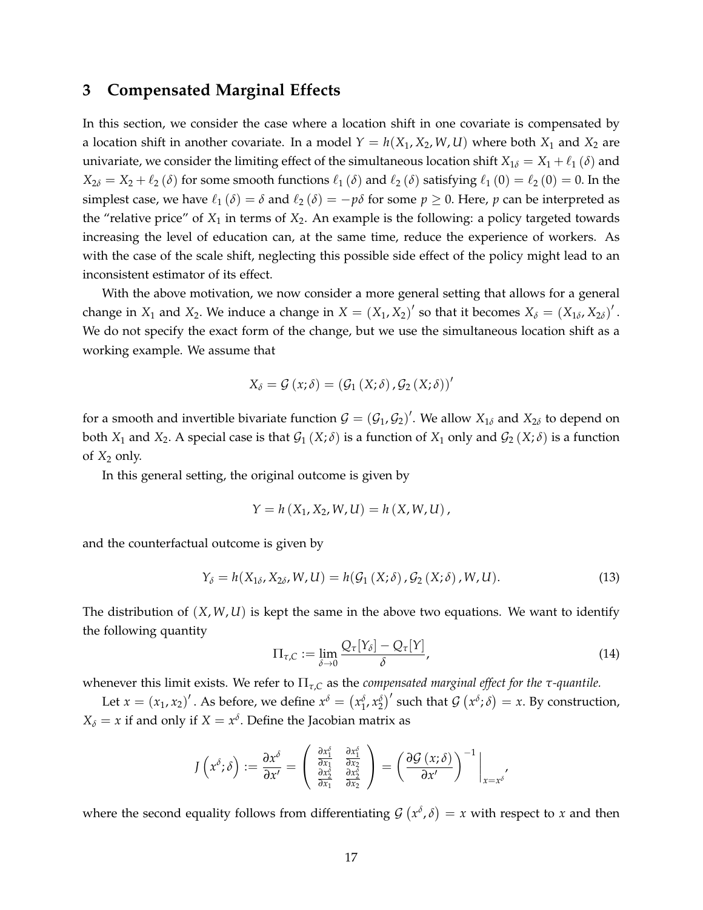## 3 Compensated Marginal Effects

In this section, we consider the case where a location shift in one covariate is compensated by a location shift in another covariate. In a model $Y = h(X_1, X_2, W, U)$ where both $X_1$ and $X_2$ are univariate, we consider the limiting effect of the simultaneous location shift $X_{1\delta} = X_1 + \ell_1(\delta)$ and $X_{2\delta} = X_2 + \ell_2(\delta)$ for some smooth functions $\ell_1(\delta)$ and $\ell_2(\delta)$ satisfying $\ell_1(0) = \ell_2(0) = 0$. In the simplest case, we have $\ell_1(\delta) = \delta$ and $\ell_2(\delta) = -p\delta$ for some $p \geq 0$. Here, $p$ can be interpreted as the "relative price" of $X_1$ in terms of $X_2$. An example is the following: a policy targeted towards increasing the level of education can, at the same time, reduce the experience of workers. As with the case of the scale shift, neglecting this possible side effect of the policy might lead to an inconsistent estimator of its effect.

With the above motivation, we now consider a more general setting that allows for a general change in $X_1$ and $X_2$. We induce a change in $X = (X_1, X_2)'$ so that it becomes $X_\delta = (X_{1\delta}, X_{2\delta})'$. We do not specify the exact form of the change, but we use the simultaneous location shift as a working example. We assume that

$$X_\delta = \mathcal{G}(x;\delta) = (\mathcal{G}_1(X;\delta), \mathcal{G}_2(X;\delta))'$$

for a smooth and invertible bivariate function $\mathcal{G} = (\mathcal{G}_1, \mathcal{G}_2)'$. We allow $X_{1\delta}$ and $X_{2\delta}$ to depend on both $X_1$ and $X_2$. A special case is that $\mathcal{G}_1(X;\delta)$ is a function of $X_1$ only and $\mathcal{G}_2(X;\delta)$ is a function of $X_2$ only.

In this general setting, the original outcome is given by

$$Y = h(X_1, X_2, W, U) = h(X, W, U),$$

and the counterfactual outcome is given by

$$Y_\delta = h(X_{1\delta}, X_{2\delta}, W, U) = h(\mathcal{G}_1(X;\delta), \mathcal{G}_2(X;\delta), W, U). \tag{13}$$

The distribution of $(X, W, U)$ is kept the same in the above two equations. We want to identify the following quantity

$$\Pi_{\tau,C} := \lim_{\delta \to 0} \frac{Q_\tau[Y_\delta] - Q_\tau[Y]}{\delta}, \tag{14}$$

whenever this limit exists. We refer to $\Pi_{\tau,C}$ as the *compensated marginal effect for the $\tau$-quantile.*

Let $x = (x_1, x_2)'$. As before, we define $x^\delta = (x_1^\delta, x_2^\delta)'$ such that $\mathcal{G}(x^\delta;\delta) = x$. By construction, $X_\delta = x$ if and only if $X = x^\delta$. Define the Jacobian matrix as

$$J(x^\delta;\delta) := \frac{\partial x^\delta}{\partial x'} = \begin{pmatrix} \frac{\partial x_1^\delta}{\partial x_1} & \frac{\partial x_1^\delta}{\partial x_2} \\ \frac{\partial x_2^\delta}{\partial x_1} & \frac{\partial x_2^\delta}{\partial x_2} \end{pmatrix} = \left( \frac{\partial \mathcal{G}(x;\delta)}{\partial x'} \right)^{-1} \Bigg|_{x = x^\delta},$$

where the second equality follows from differentiating $\mathcal{G}(x^\delta, \delta) = x$ with respect to $x$ and then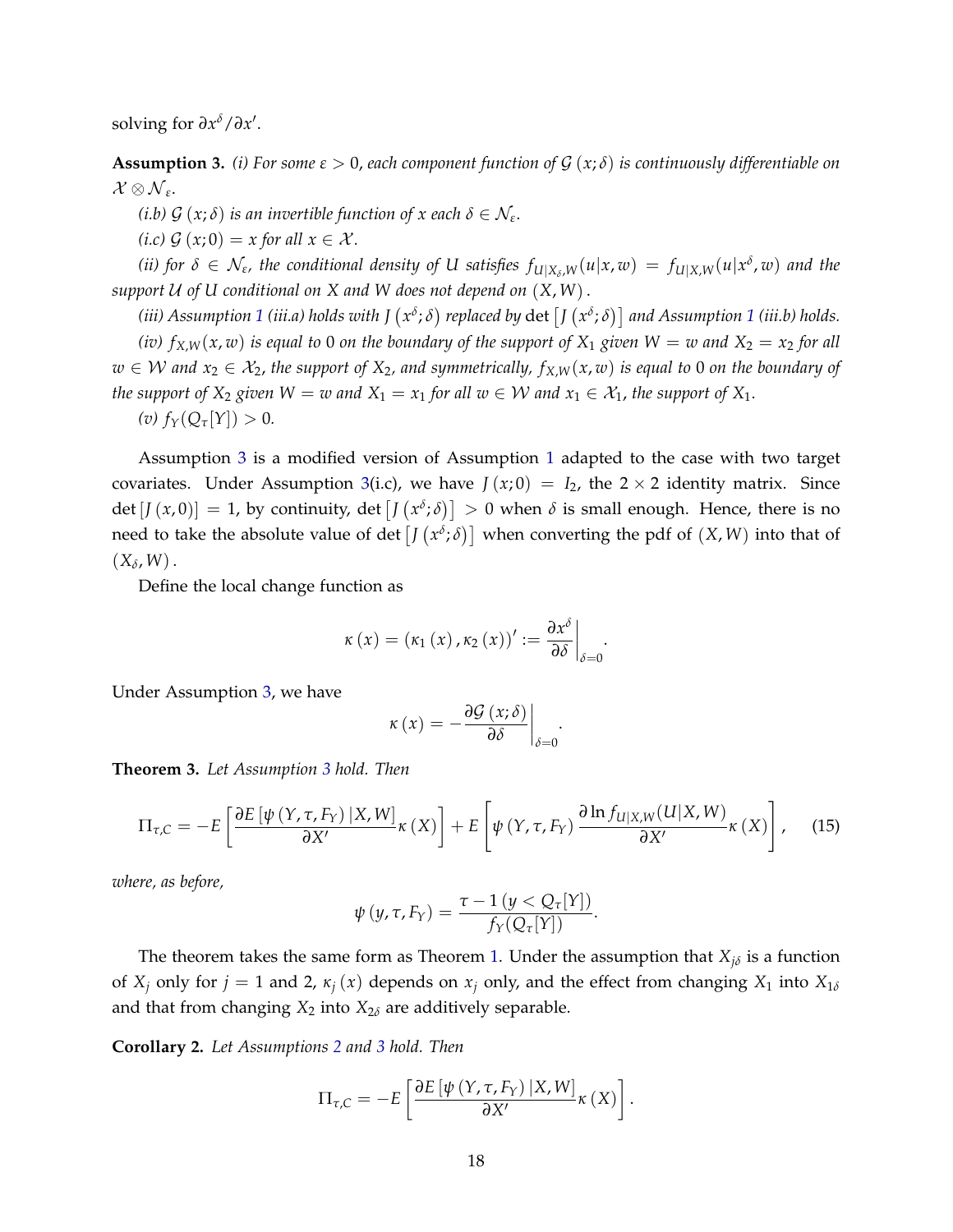solving for $\partial x^{\delta}/\partial x'$.

**Assumption 3.** *(i) For some $\varepsilon > 0$, each component function of $\mathcal{G}(x;\delta)$ is continuously differentiable on $\mathcal{X} \otimes \mathcal{N}_{\varepsilon}$.*

*(i.b) $\mathcal{G}(x;\delta)$ is an invertible function of $x$ each $\delta \in \mathcal{N}_{\varepsilon}$.*

*(i.c) $\mathcal{G}(x;0) = x$ for all $x \in \mathcal{X}$.*

*(ii) for $\delta \in \mathcal{N}_{\varepsilon}$, the conditional density of $U$ satisfies $f_{U|X_{\delta},W}(u|x,w) = f_{U|X,W}(u|x^{\delta},w)$ and the support $\mathcal{U}$ of $U$ conditional on $X$ and $W$ does not depend on $(X,W)$.*

*(iii) Assumption 1 (iii.a) holds with $J(x^{\delta};\delta)$ replaced by $\det\left[J(x^{\delta};\delta)\right]$ and Assumption 1 (iii.b) holds.*

*(iv) $f_{X,W}(x,w)$ is equal to 0 on the boundary of the support of $X_1$ given $W = w$ and $X_2 = x_2$ for all $w \in \mathcal{W}$ and $x_2 \in \mathcal{X}_2$, the support of $X_2$, and symmetrically, $f_{X,W}(x,w)$ is equal to 0 on the boundary of the support of $X_2$ given $W = w$ and $X_1 = x_1$ for all $w \in \mathcal{W}$ and $x_1 \in \mathcal{X}_1$, the support of $X_1$.*

*(v) $f_Y(Q_{\tau}[Y]) > 0$.*

Assumption 3 is a modified version of Assumption 1 adapted to the case with two target covariates. Under Assumption 3(i.c), we have $J(x;0) = I_2$, the $2 \times 2$ identity matrix. Since $\det[J(x,0)] = 1$, by continuity, $\det\left[J(x^{\delta};\delta)\right] > 0$ when $\delta$ is small enough. Hence, there is no need to take the absolute value of $\det\left[J(x^{\delta};\delta)\right]$ when converting the pdf of $(X,W)$ into that of $(X_{\delta},W)$.

Define the local change function as

$$\kappa(x) = (\kappa_1(x), \kappa_2(x))' := \left.\frac{\partial x^{\delta}}{\partial \delta}\right|_{\delta=0}.$$

Under Assumption 3, we have

$$\kappa(x) = -\left.\frac{\partial \mathcal{G}(x;\delta)}{\partial \delta}\right|_{\delta=0}.$$

**Theorem 3.** *Let Assumption 3 hold. Then*

$$\Pi_{\tau,C} = -E\left[\frac{\partial E\left[\psi(Y,\tau,F_Y)|X,W\right]}{\partial X'}\kappa(X)\right] + E\left[\psi(Y,\tau,F_Y)\frac{\partial \ln f_{U|X,W}(U|X,W)}{\partial X'}\kappa(X)\right], \tag{15}$$

*where, as before,*

$$\psi(y,\tau,F_Y) = \frac{\tau - 1(y < Q_{\tau}[Y])}{f_Y(Q_{\tau}[Y])}.$$

The theorem takes the same form as Theorem 1. Under the assumption that $X_{j\delta}$ is a function of $X_j$ only for $j = 1$ and 2, $\kappa_j(x)$ depends on $x_j$ only, and the effect from changing $X_1$ into $X_{1\delta}$ and that from changing $X_2$ into $X_{2\delta}$ are additively separable.

**Corollary 2.** *Let Assumptions 2 and 3 hold. Then*

$$\Pi_{\tau,C} = -E\left[\frac{\partial E\left[\psi(Y,\tau,F_Y)|X,W\right]}{\partial X'}\kappa(X)\right].$$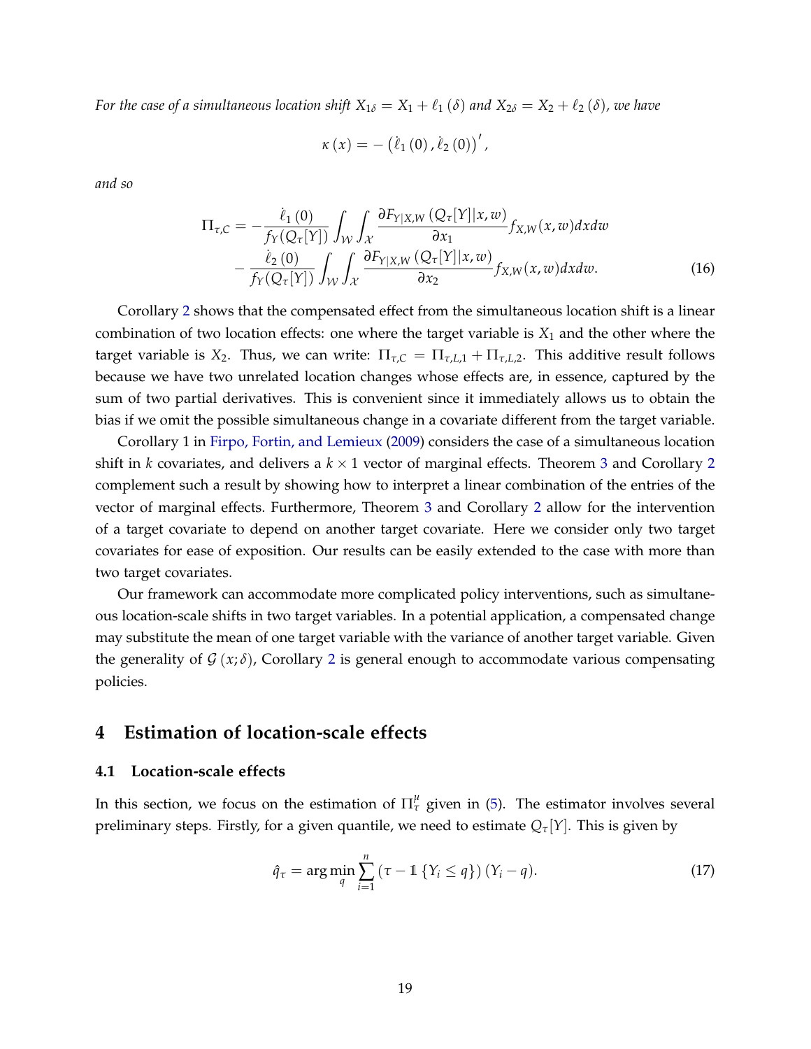*For the case of a simultaneous location shift $X_{1\delta} = X_1 + \ell_1(\delta)$ and $X_{2\delta} = X_2 + \ell_2(\delta)$, we have*

$$\kappa(x) = -\left(\dot{\ell}_1(0), \dot{\ell}_2(0)\right)',$$

*and so*

$$\begin{aligned}
\Pi_{\tau,C} = &-\frac{\dot{\ell}_1(0)}{f_Y(Q_\tau[Y])}\int_{\mathcal{W}}\int_{\mathcal{X}} \frac{\partial F_{Y|X,W}(Q_\tau[Y]|x,w)}{\partial x_1} f_{X,W}(x,w)dxdw \\
&-\frac{\dot{\ell}_2(0)}{f_Y(Q_\tau[Y])}\int_{\mathcal{W}}\int_{\mathcal{X}} \frac{\partial F_{Y|X,W}(Q_\tau[Y]|x,w)}{\partial x_2} f_{X,W}(x,w)dxdw. \qquad (16)
\end{aligned}$$

Corollary 2 shows that the compensated effect from the simultaneous location shift is a linear combination of two location effects: one where the target variable is $X_1$ and the other where the target variable is $X_2$. Thus, we can write: $\Pi_{\tau,C} = \Pi_{\tau,L,1} + \Pi_{\tau,L,2}$. This additive result follows because we have two unrelated location changes whose effects are, in essence, captured by the sum of two partial derivatives. This is convenient since it immediately allows us to obtain the bias if we omit the possible simultaneous change in a covariate different from the target variable.

Corollary 1 in Firpo, Fortin, and Lemieux (2009) considers the case of a simultaneous location shift in $k$ covariates, and delivers a $k \times 1$ vector of marginal effects. Theorem 3 and Corollary 2 complement such a result by showing how to interpret a linear combination of the entries of the vector of marginal effects. Furthermore, Theorem 3 and Corollary 2 allow for the intervention of a target covariate to depend on another target covariate. Here we consider only two target covariates for ease of exposition. Our results can be easily extended to the case with more than two target covariates.

Our framework can accommodate more complicated policy interventions, such as simultaneous location-scale shifts in two target variables. In a potential application, a compensated change may substitute the mean of one target variable with the variance of another target variable. Given the generality of $\mathcal{G}(x;\delta)$, Corollary 2 is general enough to accommodate various compensating policies.

# 4 Estimation of location-scale effects

## 4.1 Location-scale effects

In this section, we focus on the estimation of $\Pi_\tau^\mu$ given in (5). The estimator involves several preliminary steps. Firstly, for a given quantile, we need to estimate $Q_\tau[Y]$. This is given by

$$\hat{q}_\tau = \arg\min_q \sum_{i=1}^{n} \left(\tau - \mathbb{1}\{Y_i \le q\}\right)(Y_i - q). \qquad (17)$$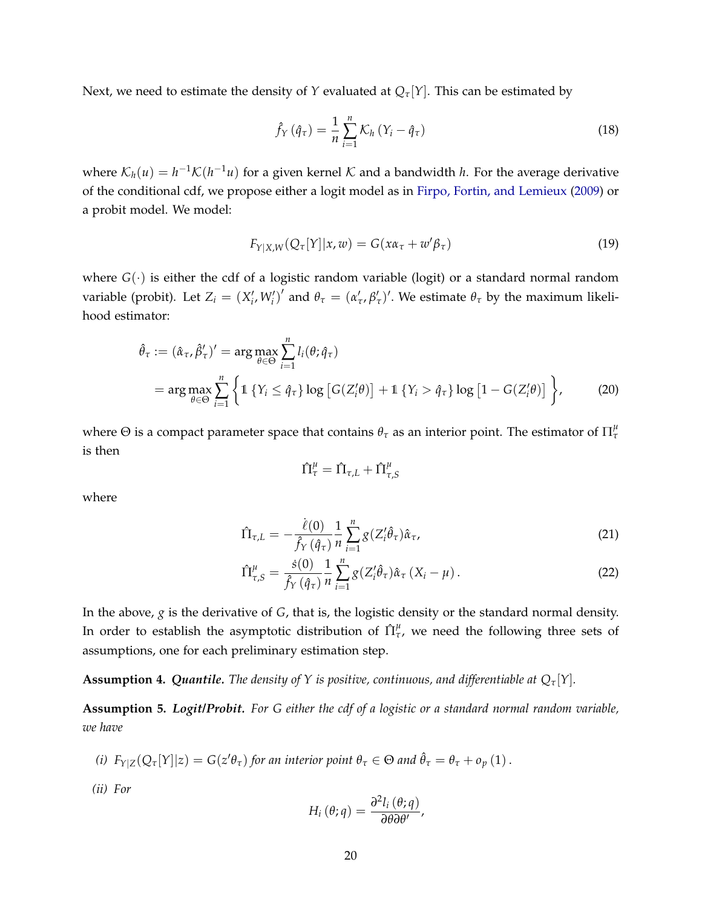Next, we need to estimate the density of $Y$ evaluated at $Q_\tau[Y]$. This can be estimated by

$$\hat{f}_Y(\hat{q}_\tau) = \frac{1}{n}\sum_{i=1}^{n} \mathcal{K}_h(Y_i - \hat{q}_\tau) \tag{18}$$

where $\mathcal{K}_h(u) = h^{-1}\mathcal{K}(h^{-1}u)$ for a given kernel $\mathcal{K}$ and a bandwidth $h$. For the average derivative of the conditional cdf, we propose either a logit model as in Firpo, Fortin, and Lemieux (2009) or a probit model. We model:

$$F_{Y|X,W}(Q_\tau[Y]|x, w) = G(x\alpha_\tau + w'\beta_\tau) \tag{19}$$

where $G(\cdot)$ is either the cdf of a logistic random variable (logit) or a standard normal random variable (probit). Let $Z_i = (X_i', W_i')'$ and $\theta_\tau = (\alpha_\tau', \beta_\tau')'$. We estimate $\theta_\tau$ by the maximum likelihood estimator:

$$\begin{aligned}
\hat{\theta}_\tau &:= (\hat{\alpha}_\tau, \hat{\beta}_\tau')' = \arg\max_{\theta\in\Theta} \sum_{i=1}^{n} l_i(\theta; \hat{q}_\tau) \\
&= \arg\max_{\theta\in\Theta} \sum_{i=1}^{n} \left\{ \mathbb{1}\{Y_i \le \hat{q}_\tau\} \log\left[G(Z_i'\theta)\right] + \mathbb{1}\{Y_i > \hat{q}_\tau\} \log\left[1 - G(Z_i'\theta)\right] \right\},
\end{aligned} \tag{20}$$

where $\Theta$ is a compact parameter space that contains $\theta_\tau$ as an interior point. The estimator of $\Pi_\tau^\mu$ is then

$$\hat{\Pi}_\tau^\mu = \hat{\Pi}_{\tau,L} + \hat{\Pi}_{\tau,S}^\mu$$

where

$$\hat{\Pi}_{\tau,L} = -\frac{\dot{\ell}(0)}{\hat{f}_Y(\hat{q}_\tau)} \frac{1}{n}\sum_{i=1}^{n} g(Z_i'\hat{\theta}_\tau)\hat{\alpha}_\tau, \tag{21}$$

$$\hat{\Pi}_{\tau,S}^\mu = \frac{\dot{s}(0)}{\hat{f}_Y(\hat{q}_\tau)} \frac{1}{n}\sum_{i=1}^{n} g(Z_i'\hat{\theta}_\tau)\hat{\alpha}_\tau (X_i - \mu). \tag{22}$$

In the above, $g$ is the derivative of $G$, that is, the logistic density or the standard normal density. In order to establish the asymptotic distribution of $\hat{\Pi}_\tau^\mu$, we need the following three sets of assumptions, one for each preliminary estimation step.

**Assumption 4.** ***Quantile.*** *The density of $Y$ is positive, continuous, and differentiable at $Q_\tau[Y]$.*

**Assumption 5.** ***Logit/Probit.*** *For $G$ either the cdf of a logistic or a standard normal random variable, we have*

*(i) $F_{Y|Z}(Q_\tau[Y]|z) = G(z'\theta_\tau)$ for an interior point $\theta_\tau \in \Theta$ and $\hat{\theta}_\tau = \theta_\tau + o_p(1)$.*

*(ii) For*

$$H_i(\theta; q) = \frac{\partial^2 l_i(\theta; q)}{\partial\theta\partial\theta'},$$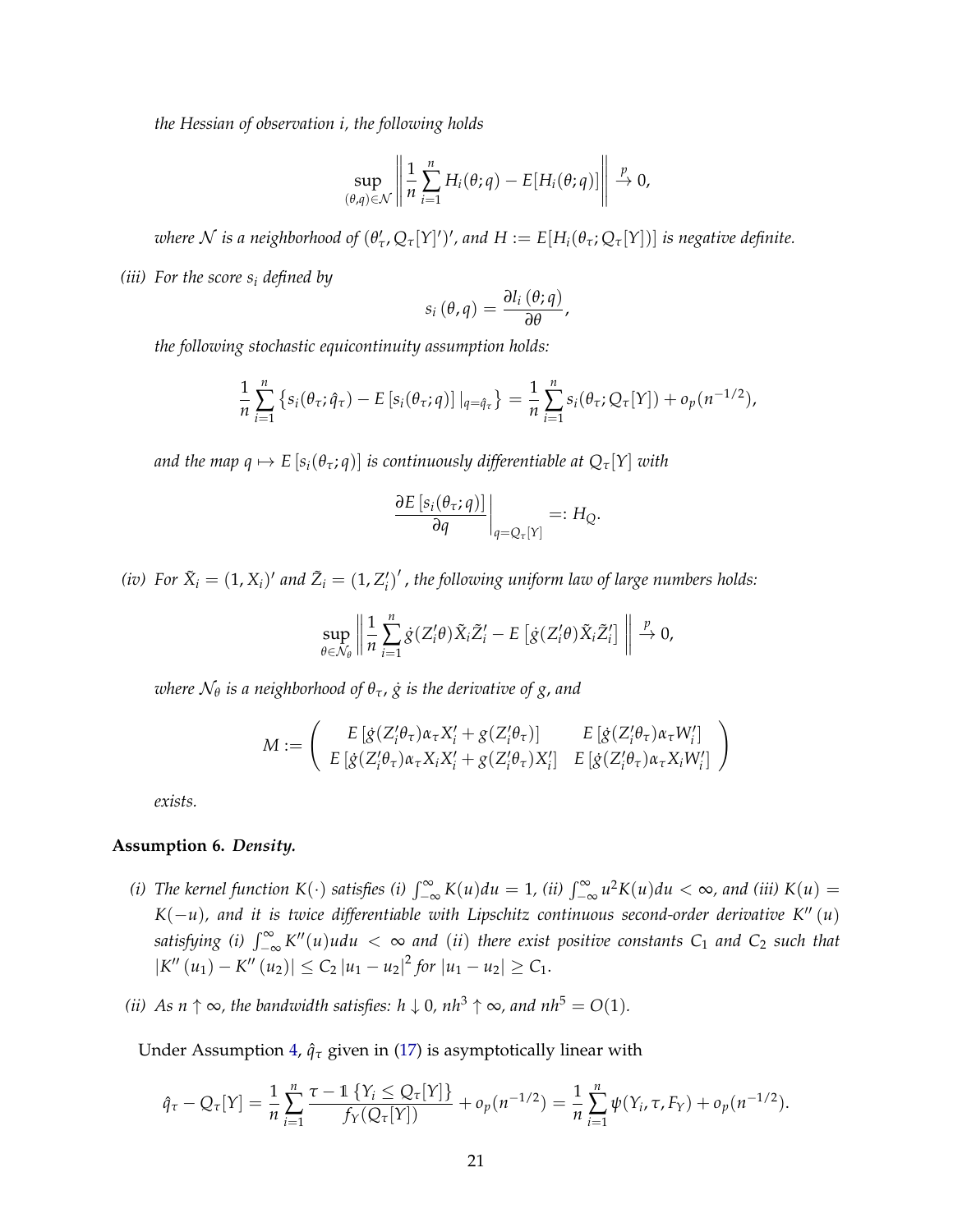*the Hessian of observation $i$, the following holds*

$$\sup_{(\theta,q)\in\mathcal{N}}\left\|\frac{1}{n}\sum_{i=1}^{n}H_i(\theta;q)-E[H_i(\theta;q)]\right\|\xrightarrow{p}0,$$

*where $\mathcal{N}$ is a neighborhood of $(\theta_\tau', Q_\tau[Y]')'$, and $H := E[H_i(\theta_\tau; Q_\tau[Y])]$ is negative definite.*

*(iii) For the score $s_i$ defined by*

$$s_i\left(\theta,q\right)=\frac{\partial l_i\left(\theta;q\right)}{\partial\theta},$$

*the following stochastic equicontinuity assumption holds:*

$$\frac{1}{n}\sum_{i=1}^{n}\left\{s_i(\theta_\tau;\hat{q}_\tau)-E\left[s_i(\theta_\tau;q)\right]|_{q=\hat{q}_\tau}\right\}=\frac{1}{n}\sum_{i=1}^{n}s_i(\theta_\tau;Q_\tau[Y])+o_p(n^{-1/2}),$$

*and the map $q\mapsto E\left[s_i(\theta_\tau;q)\right]$ is continuously differentiable at $Q_\tau[Y]$ with*

$$\left.\frac{\partial E\left[s_i(\theta_\tau;q)\right]}{\partial q}\right|_{q=Q_\tau[Y]}=:H_Q.$$

*(iv) For $\tilde{X}_i=(1,X_i)'$ and $\tilde{Z}_i=(1,Z_i')'$, the following uniform law of large numbers holds:*

$$\sup_{\theta\in\mathcal{N}_\theta}\left\|\frac{1}{n}\sum_{i=1}^{n}\dot{g}(Z_i'\theta)\tilde{X}_i\tilde{Z}_i'-E\left[\dot{g}(Z_i'\theta)\tilde{X}_i\tilde{Z}_i'\right]\right\|\xrightarrow{p}0,$$

*where $\mathcal{N}_\theta$ is a neighborhood of $\theta_\tau$, $\dot{g}$ is the derivative of $g$, and*

$$M:=\begin{pmatrix}E\left[\dot{g}(Z_i'\theta_\tau)\alpha_\tau X_i'+g(Z_i'\theta_\tau)\right] & E\left[\dot{g}(Z_i'\theta_\tau)\alpha_\tau W_i'\right]\\ E\left[\dot{g}(Z_i'\theta_\tau)\alpha_\tau X_iX_i'+g(Z_i'\theta_\tau)X_i'\right] & E\left[\dot{g}(Z_i'\theta_\tau)\alpha_\tau X_iW_i'\right]\end{pmatrix}$$

*exists.*

**Assumption 6.** ***Density.***

*(i) The kernel function $K(\cdot)$ satisfies (i) $\int_{-\infty}^{\infty}K(u)du=1$, (ii) $\int_{-\infty}^{\infty}u^2K(u)du<\infty$, and (iii) $K(u)=K(-u)$, and it is twice differentiable with Lipschitz continuous second-order derivative $K''(u)$ satisfying (i) $\int_{-\infty}^{\infty}K''(u)udu<\infty$ and (ii) there exist positive constants $C_1$ and $C_2$ such that $|K''(u_1)-K''(u_2)|\leq C_2|u_1-u_2|^2$ for $|u_1-u_2|\geq C_1$.*

*(ii) As $n\uparrow\infty$, the bandwidth satisfies: $h\downarrow 0$, $nh^3\uparrow\infty$, and $nh^5=O(1)$.*

Under Assumption 4, $\hat{q}_\tau$ given in (17) is asymptotically linear with

$$\hat{q}_\tau-Q_\tau[Y]=\frac{1}{n}\sum_{i=1}^{n}\frac{\tau-\mathbb{1}\left\{Y_i\leq Q_\tau[Y]\right\}}{f_Y(Q_\tau[Y])}+o_p(n^{-1/2})=\frac{1}{n}\sum_{i=1}^{n}\psi(Y_i,\tau,F_Y)+o_p(n^{-1/2}).$$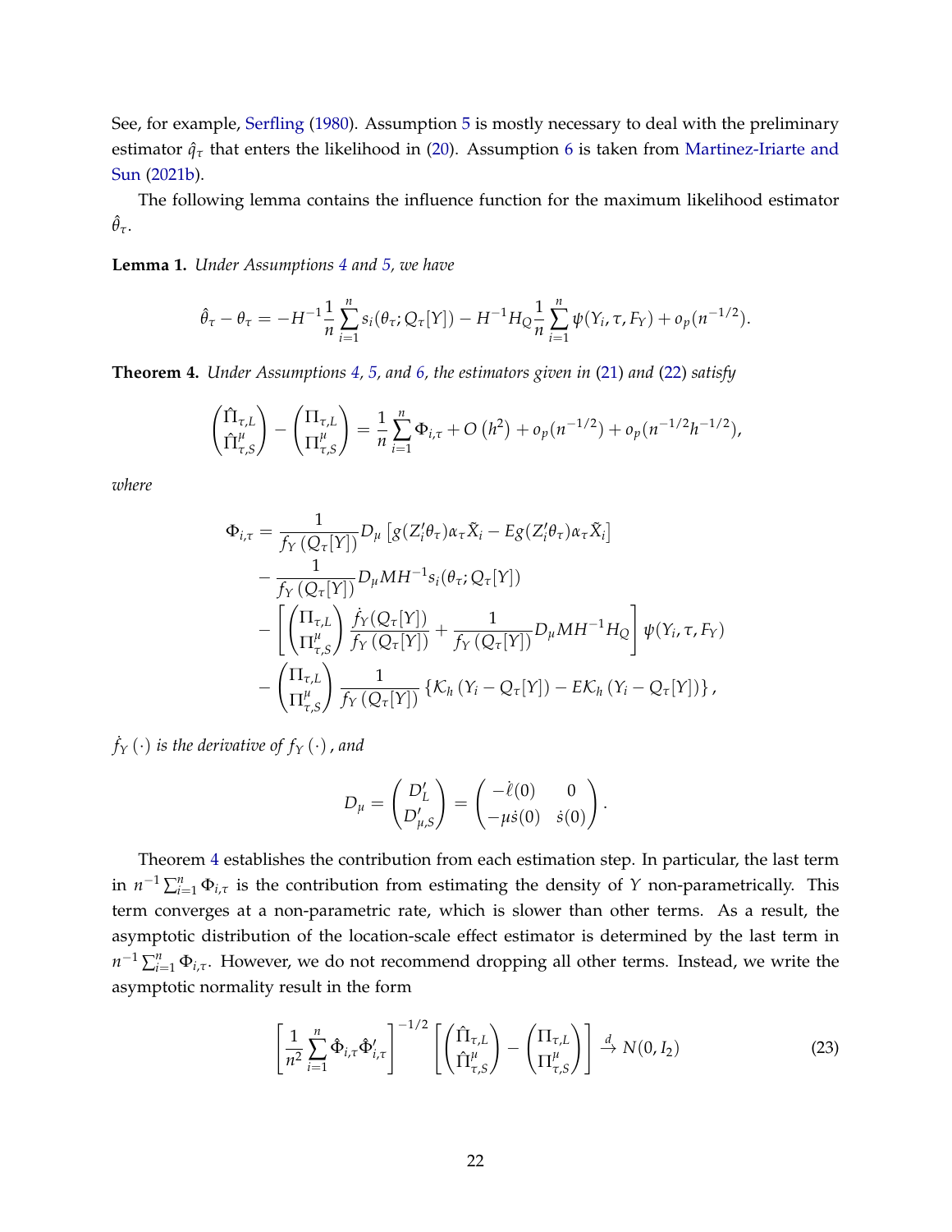See, for example, Serfling (1980). Assumption 5 is mostly necessary to deal with the preliminary estimator $\hat{q}_\tau$ that enters the likelihood in (20). Assumption 6 is taken from Martinez-Iriarte and Sun (2021b).

The following lemma contains the influence function for the maximum likelihood estimator $\hat{\theta}_\tau$.

**Lemma 1.** *Under Assumptions 4 and 5, we have*

$$
\hat{\theta}_\tau - \theta_\tau = -H^{-1}\frac{1}{n}\sum_{i=1}^{n} s_i(\theta_\tau; Q_\tau[Y]) - H^{-1}H_Q\frac{1}{n}\sum_{i=1}^{n}\psi(Y_i, \tau, F_Y) + o_p(n^{-1/2}).
$$

**Theorem 4.** *Under Assumptions 4, 5, and 6, the estimators given in (21) and (22) satisfy*

$$
\begin{pmatrix} \hat{\Pi}_{\tau,L} \\ \hat{\Pi}^{\mu}_{\tau,S} \end{pmatrix} - \begin{pmatrix} \Pi_{\tau,L} \\ \Pi^{\mu}_{\tau,S} \end{pmatrix} = \frac{1}{n}\sum_{i=1}^{n}\Phi_{i,\tau} + O\left(h^2\right) + o_p(n^{-1/2}) + o_p(n^{-1/2}h^{-1/2}),
$$

*where*

$$
\begin{aligned}
\Phi_{i,\tau} &= \frac{1}{f_Y\left(Q_\tau[Y]\right)} D_\mu \left[g(Z_i'\theta_\tau)\alpha_\tau \tilde{X}_i - Eg(Z_i'\theta_\tau)\alpha_\tau \tilde{X}_i\right] \\
&\quad - \frac{1}{f_Y\left(Q_\tau[Y]\right)} D_\mu M H^{-1} s_i(\theta_\tau; Q_\tau[Y]) \\
&\quad - \left[\begin{pmatrix} \Pi_{\tau,L} \\ \Pi^{\mu}_{\tau,S} \end{pmatrix} \frac{\dot{f}_Y(Q_\tau[Y])}{f_Y\left(Q_\tau[Y]\right)} + \frac{1}{f_Y\left(Q_\tau[Y]\right)} D_\mu M H^{-1} H_Q\right] \psi(Y_i, \tau, F_Y) \\
&\quad - \begin{pmatrix} \Pi_{\tau,L} \\ \Pi^{\mu}_{\tau,S} \end{pmatrix} \frac{1}{f_Y\left(Q_\tau[Y]\right)} \left\{\mathcal{K}_h\left(Y_i - Q_\tau[Y]\right) - E\mathcal{K}_h\left(Y_i - Q_\tau[Y]\right)\right\},
\end{aligned}
$$

$\dot{f}_Y(\cdot)$ *is the derivative of* $f_Y(\cdot)$, *and*

$$
D_\mu = \begin{pmatrix} D_L' \\ D_{\mu,S}' \end{pmatrix} = \begin{pmatrix} -\dot{\ell}(0) & 0 \\ -\mu\dot{s}(0) & \dot{s}(0) \end{pmatrix}.
$$

Theorem 4 establishes the contribution from each estimation step. In particular, the last term in $n^{-1}\sum_{i=1}^{n}\Phi_{i,\tau}$ is the contribution from estimating the density of $Y$ non-parametrically. This term converges at a non-parametric rate, which is slower than other terms. As a result, the asymptotic distribution of the location-scale effect estimator is determined by the last term in $n^{-1}\sum_{i=1}^{n}\Phi_{i,\tau}$. However, we do not recommend dropping all other terms. Instead, we write the asymptotic normality result in the form

$$
\left[\frac{1}{n^2}\sum_{i=1}^{n}\hat{\Phi}_{i,\tau}\hat{\Phi}_{i,\tau}'\right]^{-1/2}\left[\begin{pmatrix} \hat{\Pi}_{\tau,L} \\ \hat{\Pi}^{\mu}_{\tau,S} \end{pmatrix} - \begin{pmatrix} \Pi_{\tau,L} \\ \Pi^{\mu}_{\tau,S} \end{pmatrix}\right] \xrightarrow{d} N(0, I_2) \tag{23}
$$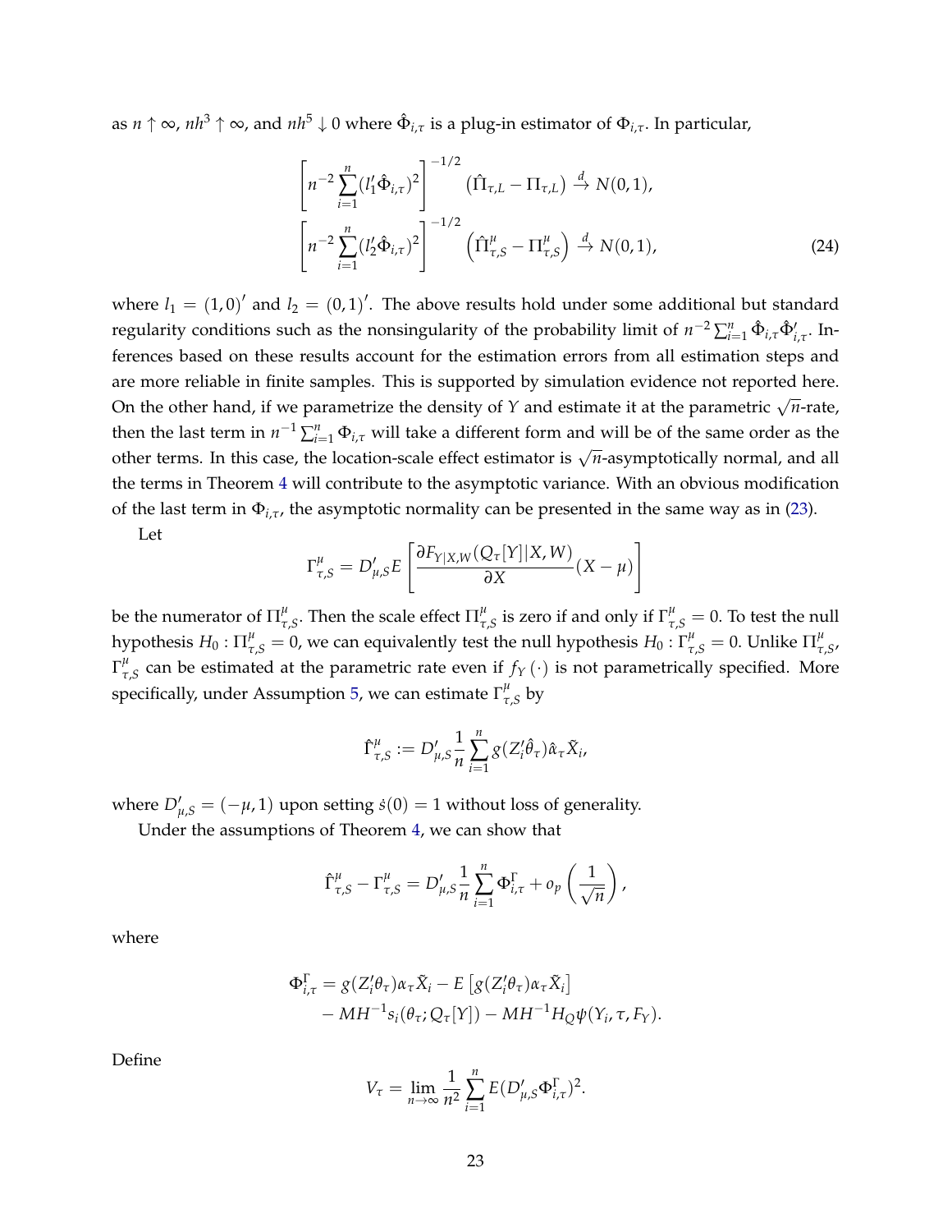as $n \uparrow \infty$, $nh^3 \uparrow \infty$, and $nh^5 \downarrow 0$ where $\hat{\Phi}_{i,\tau}$ is a plug-in estimator of $\Phi_{i,\tau}$. In particular,

$$
\begin{aligned}
\left[ n^{-2} \sum_{i=1}^{n} (l_1' \hat{\Phi}_{i,\tau})^2 \right]^{-1/2} \left( \hat{\Pi}_{\tau,L} - \Pi_{\tau,L} \right) &\xrightarrow{d} N(0,1), \\
\left[ n^{-2} \sum_{i=1}^{n} (l_2' \hat{\Phi}_{i,\tau})^2 \right]^{-1/2} \left( \hat{\Pi}^{\mu}_{\tau,S} - \Pi^{\mu}_{\tau,S} \right) &\xrightarrow{d} N(0,1),
\end{aligned} \tag{24}
$$

where $l_1 = (1,0)'$ and $l_2 = (0,1)'$. The above results hold under some additional but standard regularity conditions such as the nonsingularity of the probability limit of $n^{-2} \sum_{i=1}^{n} \hat{\Phi}_{i,\tau} \hat{\Phi}_{i,\tau}'$. Inferences based on these results account for the estimation errors from all estimation steps and are more reliable in finite samples. This is supported by simulation evidence not reported here. On the other hand, if we parametrize the density of $Y$ and estimate it at the parametric $\sqrt{n}$-rate, then the last term in $n^{-1} \sum_{i=1}^{n} \Phi_{i,\tau}$ will take a different form and will be of the same order as the other terms. In this case, the location-scale effect estimator is $\sqrt{n}$-asymptotically normal, and all the terms in Theorem 4 will contribute to the asymptotic variance. With an obvious modification of the last term in $\Phi_{i,\tau}$, the asymptotic normality can be presented in the same way as in (23).

Let

$$
\Gamma^{\mu}_{\tau,S} = D'_{\mu,S} E \left[ \frac{\partial F_{Y|X,W}(Q_\tau[Y]|X,W)}{\partial X} (X - \mu) \right]
$$

be the numerator of $\Pi^{\mu}_{\tau,S}$. Then the scale effect $\Pi^{\mu}_{\tau,S}$ is zero if and only if $\Gamma^{\mu}_{\tau,S} = 0$. To test the null hypothesis $H_0 : \Pi^{\mu}_{\tau,S} = 0$, we can equivalently test the null hypothesis $H_0 : \Gamma^{\mu}_{\tau,S} = 0$. Unlike $\Pi^{\mu}_{\tau,S}$, $\Gamma^{\mu}_{\tau,S}$ can be estimated at the parametric rate even if $f_Y(\cdot)$ is not parametrically specified. More specifically, under Assumption 5, we can estimate $\Gamma^{\mu}_{\tau,S}$ by

$$
\hat{\Gamma}^{\mu}_{\tau,S} := D'_{\mu,S} \frac{1}{n} \sum_{i=1}^{n} g(Z_i' \hat{\theta}_\tau) \hat{\alpha}_\tau \tilde{X}_i,
$$

where $D'_{\mu,S} = (-\mu, 1)$ upon setting $\dot{s}(0) = 1$ without loss of generality.

Under the assumptions of Theorem 4, we can show that

$$
\hat{\Gamma}^{\mu}_{\tau,S} - \Gamma^{\mu}_{\tau,S} = D'_{\mu,S} \frac{1}{n} \sum_{i=1}^{n} \Phi^{\Gamma}_{i,\tau} + o_p\left( \frac{1}{\sqrt{n}} \right),
$$

where

$$
\begin{aligned}
\Phi^{\Gamma}_{i,\tau} = \; & g(Z_i' \theta_\tau) \alpha_\tau \tilde{X}_i - E\left[ g(Z_i' \theta_\tau) \alpha_\tau \tilde{X}_i \right] \\
& - M H^{-1} s_i(\theta_\tau; Q_\tau[Y]) - M H^{-1} H_Q \psi(Y_i, \tau, F_Y).
\end{aligned}
$$

Define

$$
V_\tau = \lim_{n \to \infty} \frac{1}{n^2} \sum_{i=1}^{n} E(D'_{\mu,S} \Phi^{\Gamma}_{i,\tau})^2.
$$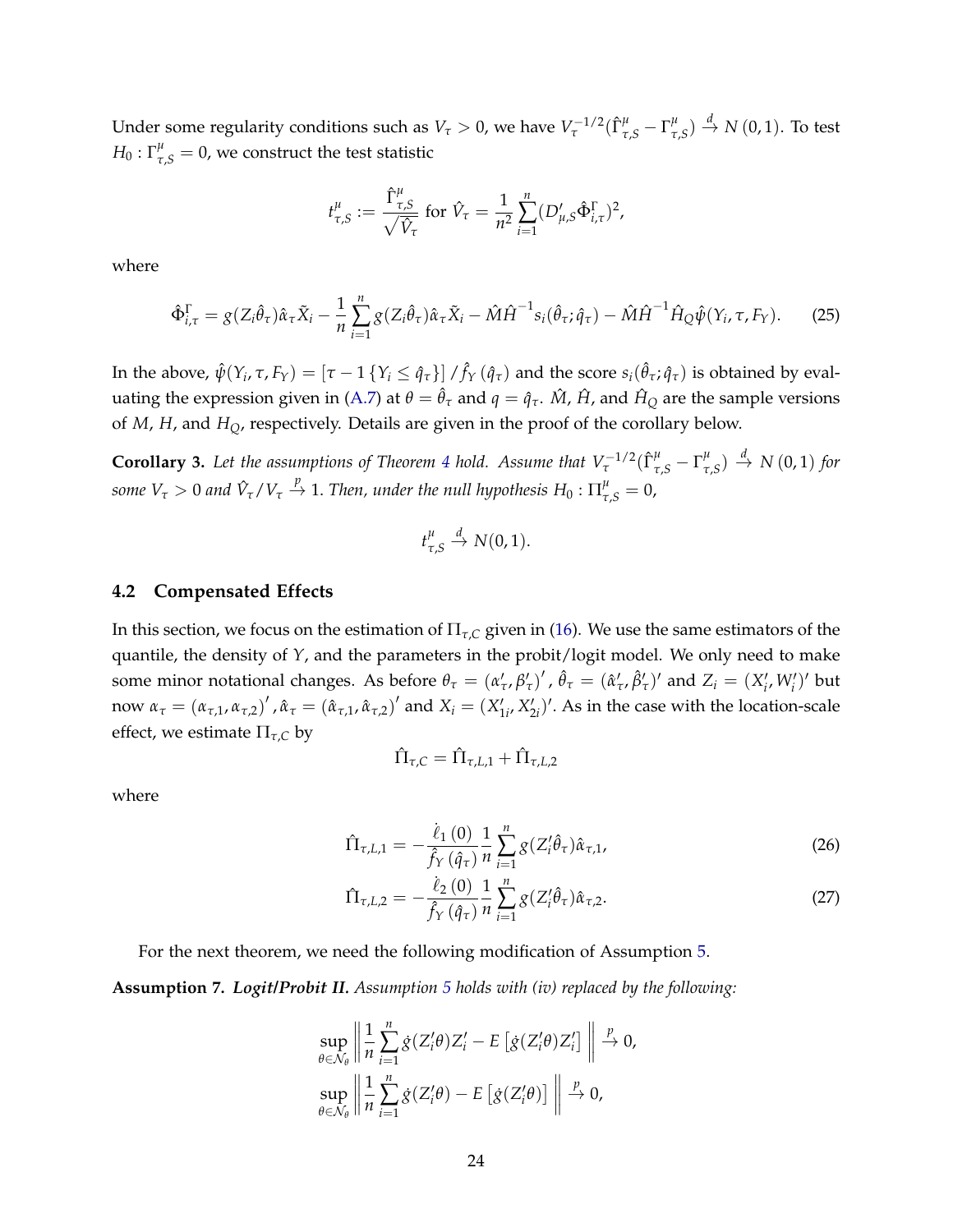Under some regularity conditions such as $V_\tau > 0$, we have $V_\tau^{-1/2}(\hat{\Gamma}^\mu_{\tau,S} - \Gamma^\mu_{\tau,S}) \xrightarrow{d} N(0,1)$. To test $H_0 : \Gamma^\mu_{\tau,S} = 0$, we construct the test statistic

$$t^\mu_{\tau,S} := \frac{\hat{\Gamma}^\mu_{\tau,S}}{\sqrt{\hat{V}_\tau}} \text{ for } \hat{V}_\tau = \frac{1}{n^2}\sum_{i=1}^n (D'_{\mu,S}\hat{\Phi}^\Gamma_{i,\tau})^2,$$

where

$$\hat{\Phi}^\Gamma_{i,\tau} = g(Z_i\hat{\theta}_\tau)\hat{\alpha}_\tau\tilde{X}_i - \frac{1}{n}\sum_{i=1}^n g(Z_i\hat{\theta}_\tau)\hat{\alpha}_\tau\tilde{X}_i - \hat{M}\hat{H}^{-1}s_i(\hat{\theta}_\tau;\hat{q}_\tau) - \hat{M}\hat{H}^{-1}\hat{H}_Q\hat{\psi}(Y_i,\tau,F_Y). \tag{25}$$

In the above, $\hat{\psi}(Y_i,\tau,F_Y) = \left[\tau - 1\left\{Y_i \le \hat{q}_\tau\right\}\right]/\hat{f}_Y(\hat{q}_\tau)$ and the score $s_i(\hat{\theta}_\tau;\hat{q}_\tau)$ is obtained by evaluating the expression given in (A.7) at $\theta = \hat{\theta}_\tau$ and $q = \hat{q}_\tau$. $\hat{M}$, $\hat{H}$, and $\hat{H}_Q$ are the sample versions of $M$, $H$, and $H_Q$, respectively. Details are given in the proof of the corollary below.

**Corollary 3.** *Let the assumptions of Theorem 4 hold. Assume that $V_\tau^{-1/2}(\hat{\Gamma}^\mu_{\tau,S} - \Gamma^\mu_{\tau,S}) \xrightarrow{d} N(0,1)$ for some $V_\tau > 0$ and $\hat{V}_\tau/V_\tau \xrightarrow{p} 1$. Then, under the null hypothesis $H_0 : \Pi^\mu_{\tau,S} = 0$,*

$$t^\mu_{\tau,S} \xrightarrow{d} N(0,1).$$

### 4.2 Compensated Effects

In this section, we focus on the estimation of $\Pi_{\tau,C}$ given in (16). We use the same estimators of the quantile, the density of $Y$, and the parameters in the probit/logit model. We only need to make some minor notational changes. As before $\theta_\tau = (\alpha'_\tau, \beta'_\tau)'$, $\hat{\theta}_\tau = (\hat{\alpha}'_\tau, \hat{\beta}'_\tau)'$ and $Z_i = (X'_i, W'_i)'$ but now $\alpha_\tau = (\alpha_{\tau,1}, \alpha_{\tau,2})'$, $\hat{\alpha}_\tau = (\hat{\alpha}_{\tau,1}, \hat{\alpha}_{\tau,2})'$ and $X_i = (X'_{1i}, X'_{2i})'$. As in the case with the location-scale effect, we estimate $\Pi_{\tau,C}$ by

$$\hat{\Pi}_{\tau,C} = \hat{\Pi}_{\tau,L,1} + \hat{\Pi}_{\tau,L,2}$$

where

$$\hat{\Pi}_{\tau,L,1} = -\frac{\dot{\ell}_1(0)}{\hat{f}_Y(\hat{q}_\tau)}\frac{1}{n}\sum_{i=1}^n g(Z'_i\hat{\theta}_\tau)\hat{\alpha}_{\tau,1}, \tag{26}$$

$$\hat{\Pi}_{\tau,L,2} = -\frac{\dot{\ell}_2(0)}{\hat{f}_Y(\hat{q}_\tau)}\frac{1}{n}\sum_{i=1}^n g(Z'_i\hat{\theta}_\tau)\hat{\alpha}_{\tau,2}. \tag{27}$$

For the next theorem, we need the following modification of Assumption 5.

**Assumption 7.** ***Logit/Probit II.*** *Assumption 5 holds with (iv) replaced by the following:*

$$\sup_{\theta\in\mathcal{N}_\theta}\left\|\frac{1}{n}\sum_{i=1}^n \dot{g}(Z'_i\theta)Z'_i - E\left[\dot{g}(Z'_i\theta)Z'_i\right]\right\| \xrightarrow{p} 0,$$

$$\sup_{\theta\in\mathcal{N}_\theta}\left\|\frac{1}{n}\sum_{i=1}^n \dot{g}(Z'_i\theta) - E\left[\dot{g}(Z'_i\theta)\right]\right\| \xrightarrow{p} 0,$$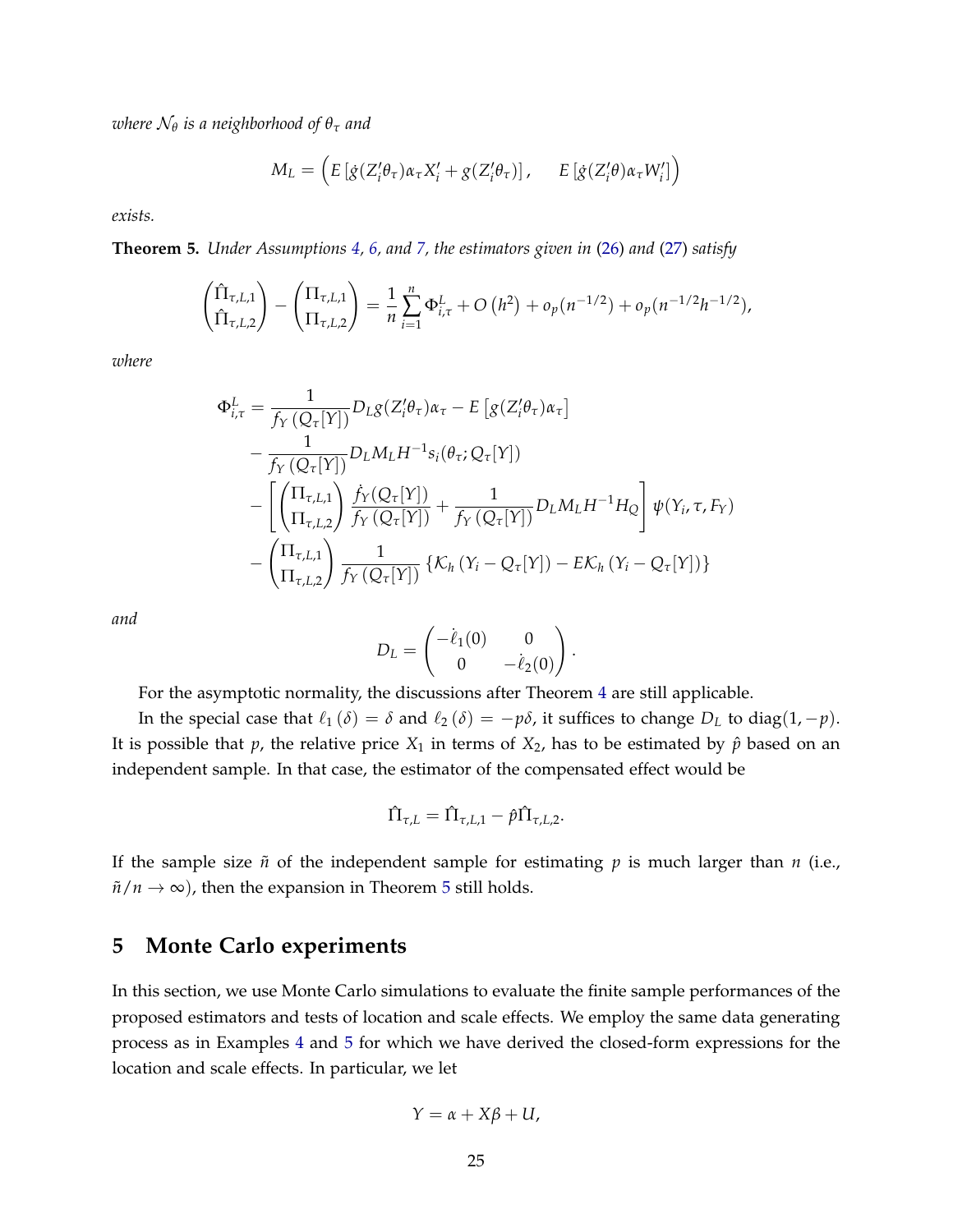*where $\mathcal{N}_\theta$ is a neighborhood of $\theta_\tau$ and*

$$M_L = \left( E\left[\dot{g}(Z_i'\theta_\tau)\alpha_\tau X_i' + g(Z_i'\theta_\tau)\right], \quad E\left[\dot{g}(Z_i'\theta)\alpha_\tau W_i'\right] \right)$$

*exists.*

**Theorem 5.** *Under Assumptions 4, 6, and 7, the estimators given in (26) and (27) satisfy*

$$\begin{pmatrix} \hat{\Pi}_{\tau,L,1} \\ \hat{\Pi}_{\tau,L,2} \end{pmatrix} - \begin{pmatrix} \Pi_{\tau,L,1} \\ \Pi_{\tau,L,2} \end{pmatrix} = \frac{1}{n}\sum_{i=1}^{n} \Phi_{i,\tau}^{L} + O\left(h^2\right) + o_p(n^{-1/2}) + o_p(n^{-1/2}h^{-1/2}),$$

*where*

$$\begin{aligned}
\Phi_{i,\tau}^{L} &= \frac{1}{f_Y\left(Q_\tau[Y]\right)} D_L g(Z_i'\theta_\tau)\alpha_\tau - E\left[g(Z_i'\theta_\tau)\alpha_\tau\right] \\
&\quad - \frac{1}{f_Y\left(Q_\tau[Y]\right)} D_L M_L H^{-1} s_i(\theta_\tau; Q_\tau[Y]) \\
&\quad - \left[ \begin{pmatrix} \Pi_{\tau,L,1} \\ \Pi_{\tau,L,2} \end{pmatrix} \frac{\dot{f}_Y(Q_\tau[Y])}{f_Y\left(Q_\tau[Y]\right)} + \frac{1}{f_Y\left(Q_\tau[Y]\right)} D_L M_L H^{-1} H_Q \right] \psi(Y_i, \tau, F_Y) \\
&\quad - \begin{pmatrix} \Pi_{\tau,L,1} \\ \Pi_{\tau,L,2} \end{pmatrix} \frac{1}{f_Y\left(Q_\tau[Y]\right)} \left\{ \mathcal{K}_h\left(Y_i - Q_\tau[Y]\right) - E\mathcal{K}_h\left(Y_i - Q_\tau[Y]\right) \right\}
\end{aligned}$$

*and*

$$D_L = \begin{pmatrix} -\dot{\ell}_1(0) & 0 \\ 0 & -\dot{\ell}_2(0) \end{pmatrix}.$$

For the asymptotic normality, the discussions after Theorem 4 are still applicable.

In the special case that $\ell_1(\delta) = \delta$ and $\ell_2(\delta) = -p\delta$, it suffices to change $D_L$ to $\text{diag}(1, -p)$. It is possible that $p$, the relative price $X_1$ in terms of $X_2$, has to be estimated by $\hat{p}$ based on an independent sample. In that case, the estimator of the compensated effect would be

$$\hat{\Pi}_{\tau,L} = \hat{\Pi}_{\tau,L,1} - \hat{p}\hat{\Pi}_{\tau,L,2}.$$

If the sample size $\tilde{n}$ of the independent sample for estimating $p$ is much larger than $n$ (i.e., $\tilde{n}/n \to \infty$), then the expansion in Theorem 5 still holds.

## 5 Monte Carlo experiments

In this section, we use Monte Carlo simulations to evaluate the finite sample performances of the proposed estimators and tests of location and scale effects. We employ the same data generating process as in Examples 4 and 5 for which we have derived the closed-form expressions for the location and scale effects. In particular, we let

$$Y = \alpha + X\beta + U,$$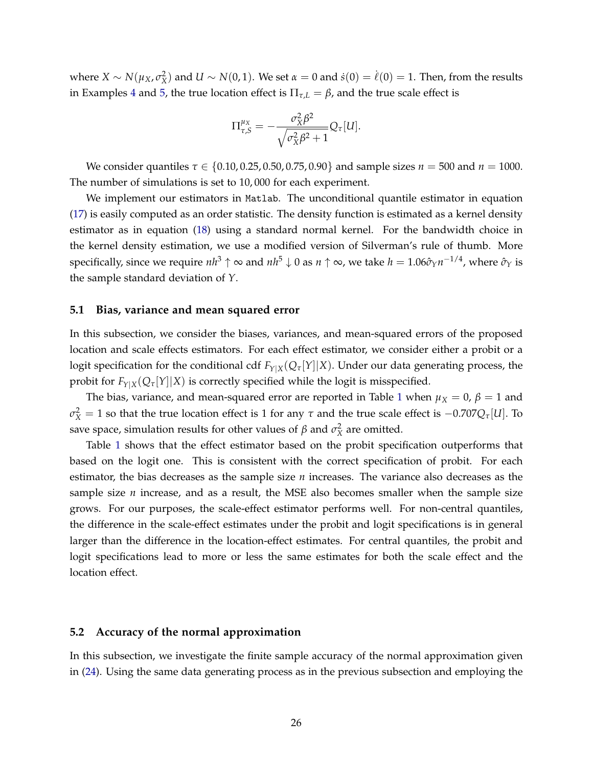where $X \sim N(\mu_X, \sigma_X^2)$ and $U \sim N(0,1)$. We set $\alpha = 0$ and $\dot{s}(0) = \dot{\ell}(0) = 1$. Then, from the results in Examples 4 and 5, the true location effect is $\Pi_{\tau,L} = \beta$, and the true scale effect is

$$\Pi_{\tau,S}^{\mu_X} = -\frac{\sigma_X^2 \beta^2}{\sqrt{\sigma_X^2 \beta^2 + 1}} Q_\tau[U].$$

We consider quantiles $\tau \in \{0.10, 0.25, 0.50, 0.75, 0.90\}$ and sample sizes $n = 500$ and $n = 1000$. The number of simulations is set to 10,000 for each experiment.

We implement our estimators in Matlab. The unconditional quantile estimator in equation (17) is easily computed as an order statistic. The density function is estimated as a kernel density estimator as in equation (18) using a standard normal kernel. For the bandwidth choice in the kernel density estimation, we use a modified version of Silverman's rule of thumb. More specifically, since we require $nh^3 \uparrow \infty$ and $nh^5 \downarrow 0$ as $n \uparrow \infty$, we take $h = 1.06\hat{\sigma}_Y n^{-1/4}$, where $\hat{\sigma}_Y$ is the sample standard deviation of $Y$.

### 5.1 Bias, variance and mean squared error

In this subsection, we consider the biases, variances, and mean-squared errors of the proposed location and scale effects estimators. For each effect estimator, we consider either a probit or a logit specification for the conditional cdf $F_{Y|X}(Q_\tau[Y]|X)$. Under our data generating process, the probit for $F_{Y|X}(Q_\tau[Y]|X)$ is correctly specified while the logit is misspecified.

The bias, variance, and mean-squared error are reported in Table 1 when $\mu_X = 0$, $\beta = 1$ and $\sigma_X^2 = 1$ so that the true location effect is 1 for any $\tau$ and the true scale effect is $-0.707Q_\tau[U]$. To save space, simulation results for other values of $\beta$ and $\sigma_X^2$ are omitted.

Table 1 shows that the effect estimator based on the probit specification outperforms that based on the logit one. This is consistent with the correct specification of probit. For each estimator, the bias decreases as the sample size $n$ increases. The variance also decreases as the sample size $n$ increase, and as a result, the MSE also becomes smaller when the sample size grows. For our purposes, the scale-effect estimator performs well. For non-central quantiles, the difference in the scale-effect estimates under the probit and logit specifications is in general larger than the difference in the location-effect estimates. For central quantiles, the probit and logit specifications lead to more or less the same estimates for both the scale effect and the location effect.

### 5.2 Accuracy of the normal approximation

In this subsection, we investigate the finite sample accuracy of the normal approximation given in (24). Using the same data generating process as in the previous subsection and employing the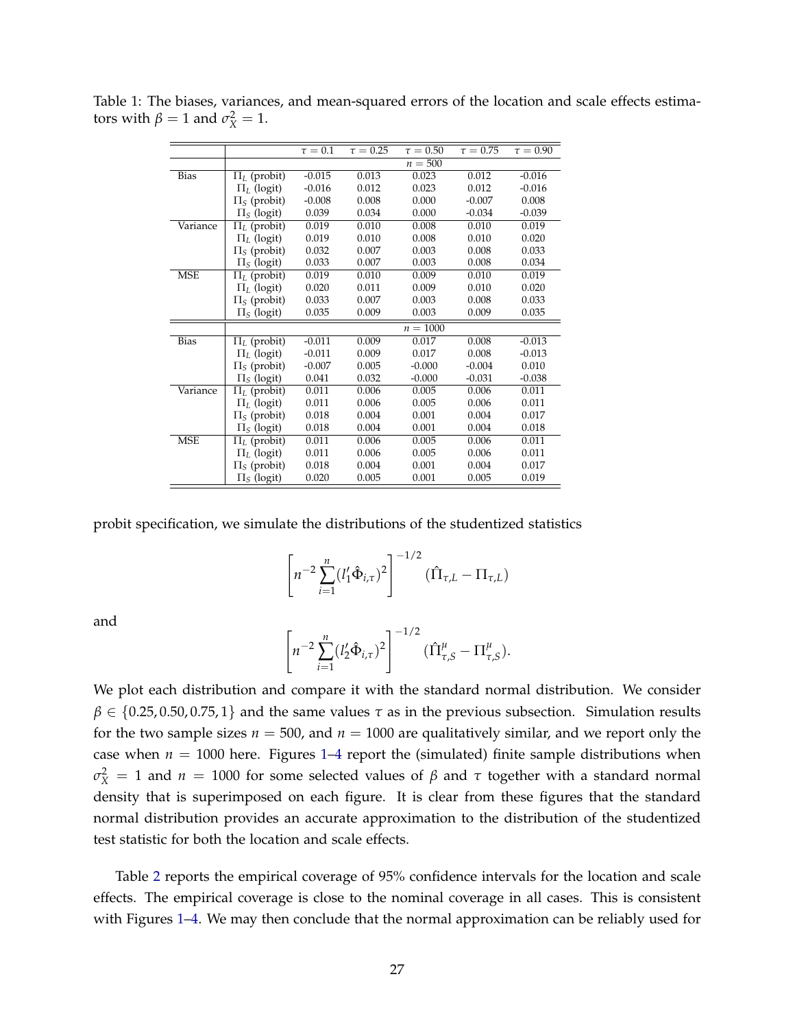Table 1: The biases, variances, and mean-squared errors of the location and scale effects estimators with $\beta = 1$ and $\sigma_X^2 = 1$.

| | | $\tau = 0.1$ | $\tau = 0.25$ | $\tau = 0.50$ | $\tau = 0.75$ | $\tau = 0.90$ |
|---|---|---|---|---|---|---|
| | | | | $n = 500$ | | |
| Bias | $\Pi_L$ (probit) | -0.015 | 0.013 | 0.023 | 0.012 | -0.016 |
| | $\Pi_L$ (logit) | -0.016 | 0.012 | 0.023 | 0.012 | -0.016 |
| | $\Pi_S$ (probit) | -0.008 | 0.008 | 0.000 | -0.007 | 0.008 |
| | $\Pi_S$ (logit) | 0.039 | 0.034 | 0.000 | -0.034 | -0.039 |
| Variance | $\Pi_L$ (probit) | 0.019 | 0.010 | 0.008 | 0.010 | 0.019 |
| | $\Pi_L$ (logit) | 0.019 | 0.010 | 0.008 | 0.010 | 0.020 |
| | $\Pi_S$ (probit) | 0.032 | 0.007 | 0.003 | 0.008 | 0.033 |
| | $\Pi_S$ (logit) | 0.033 | 0.007 | 0.003 | 0.008 | 0.034 |
| MSE | $\Pi_L$ (probit) | 0.019 | 0.010 | 0.009 | 0.010 | 0.019 |
| | $\Pi_L$ (logit) | 0.020 | 0.011 | 0.009 | 0.010 | 0.020 |
| | $\Pi_S$ (probit) | 0.033 | 0.007 | 0.003 | 0.008 | 0.033 |
| | $\Pi_S$ (logit) | 0.035 | 0.009 | 0.003 | 0.009 | 0.035 |
| | | | | $n = 1000$ | | |
| Bias | $\Pi_L$ (probit) | -0.011 | 0.009 | 0.017 | 0.008 | -0.013 |
| | $\Pi_L$ (logit) | -0.011 | 0.009 | 0.017 | 0.008 | -0.013 |
| | $\Pi_S$ (probit) | -0.007 | 0.005 | -0.000 | -0.004 | 0.010 |
| | $\Pi_S$ (logit) | 0.041 | 0.032 | -0.000 | -0.031 | -0.038 |
| Variance | $\Pi_L$ (probit) | 0.011 | 0.006 | 0.005 | 0.006 | 0.011 |
| | $\Pi_L$ (logit) | 0.011 | 0.006 | 0.005 | 0.006 | 0.011 |
| | $\Pi_S$ (probit) | 0.018 | 0.004 | 0.001 | 0.004 | 0.017 |
| | $\Pi_S$ (logit) | 0.018 | 0.004 | 0.001 | 0.004 | 0.018 |
| MSE | $\Pi_L$ (probit) | 0.011 | 0.006 | 0.005 | 0.006 | 0.011 |
| | $\Pi_L$ (logit) | 0.011 | 0.006 | 0.005 | 0.006 | 0.011 |
| | $\Pi_S$ (probit) | 0.018 | 0.004 | 0.001 | 0.004 | 0.017 |
| | $\Pi_S$ (logit) | 0.020 | 0.005 | 0.001 | 0.005 | 0.019 |

probit specification, we simulate the distributions of the studentized statistics

$$\left[ n^{-2} \sum_{i=1}^{n} (l_1' \hat{\Phi}_{i,\tau})^2 \right]^{-1/2} (\hat{\Pi}_{\tau,L} - \Pi_{\tau,L})$$

and

$$\left[ n^{-2} \sum_{i=1}^{n} (l_2' \hat{\Phi}_{i,\tau})^2 \right]^{-1/2} (\hat{\Pi}_{\tau,S}^{\mu} - \Pi_{\tau,S}^{\mu}).$$

We plot each distribution and compare it with the standard normal distribution. We consider $\beta \in \{0.25, 0.50, 0.75, 1\}$ and the same values $\tau$ as in the previous subsection. Simulation results for the two sample sizes $n = 500$, and $n = 1000$ are qualitatively similar, and we report only the case when $n = 1000$ here. Figures 1–4 report the (simulated) finite sample distributions when $\sigma_X^2 = 1$ and $n = 1000$ for some selected values of $\beta$ and $\tau$ together with a standard normal density that is superimposed on each figure. It is clear from these figures that the standard normal distribution provides an accurate approximation to the distribution of the studentized test statistic for both the location and scale effects.

Table 2 reports the empirical coverage of 95% confidence intervals for the location and scale effects. The empirical coverage is close to the nominal coverage in all cases. This is consistent with Figures 1–4. We may then conclude that the normal approximation can be reliably used for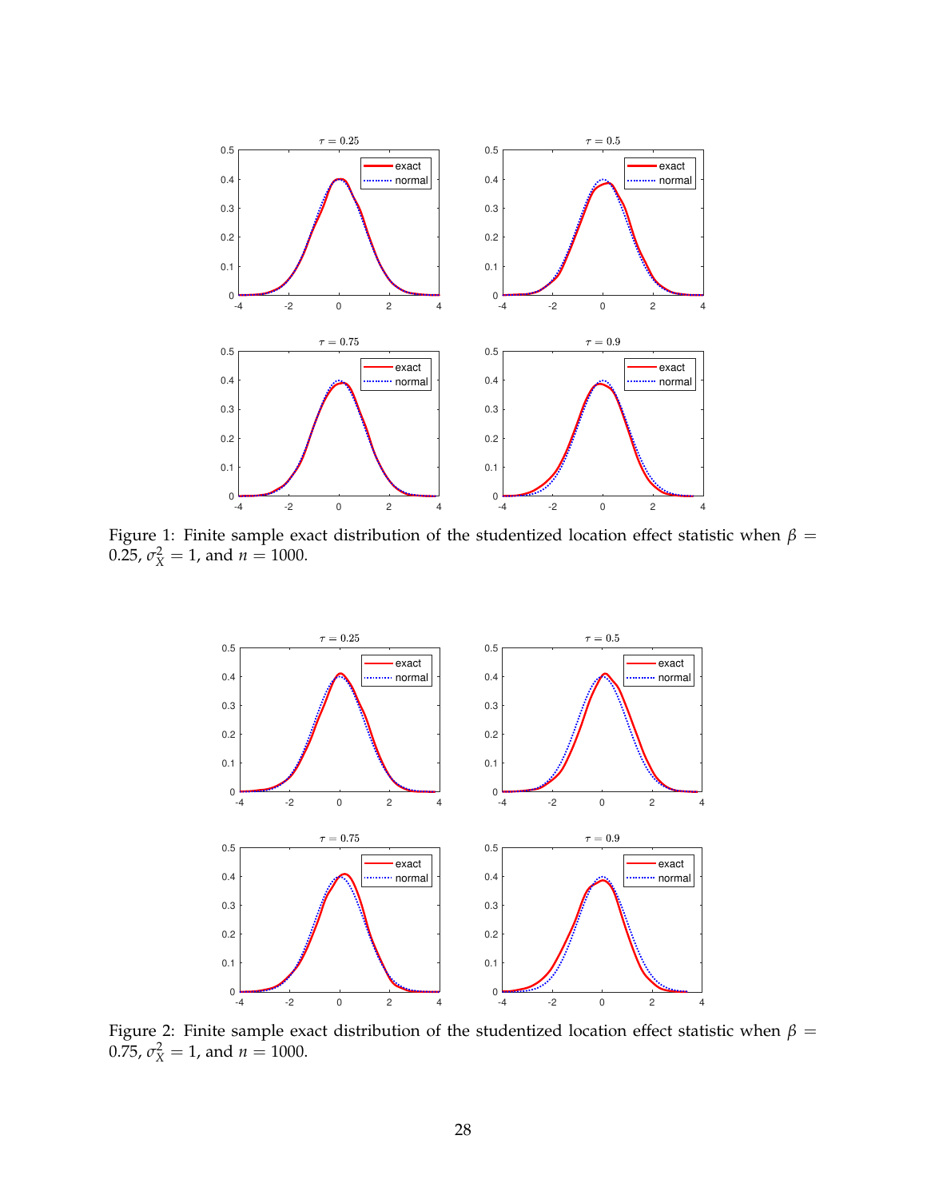Figure 1: Finite sample exact distribution of the studentized location effect statistic when $\beta = 0.25$, $\sigma_X^2 = 1$, and $n = 1000$.

Figure 2: Finite sample exact distribution of the studentized location effect statistic when $\beta = 0.75$, $\sigma_X^2 = 1$, and $n = 1000$.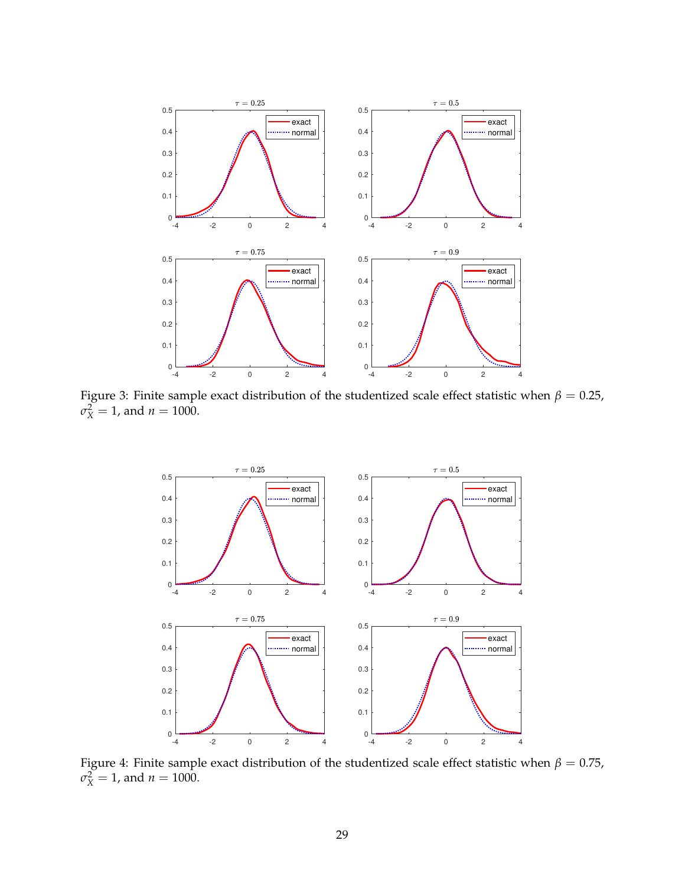Figure 3: Finite sample exact distribution of the studentized scale effect statistic when $\beta = 0.25$, $\sigma_X^2 = 1$, and $n = 1000$.

Figure 4: Finite sample exact distribution of the studentized scale effect statistic when $\beta = 0.75$, $\sigma_X^2 = 1$, and $n = 1000$.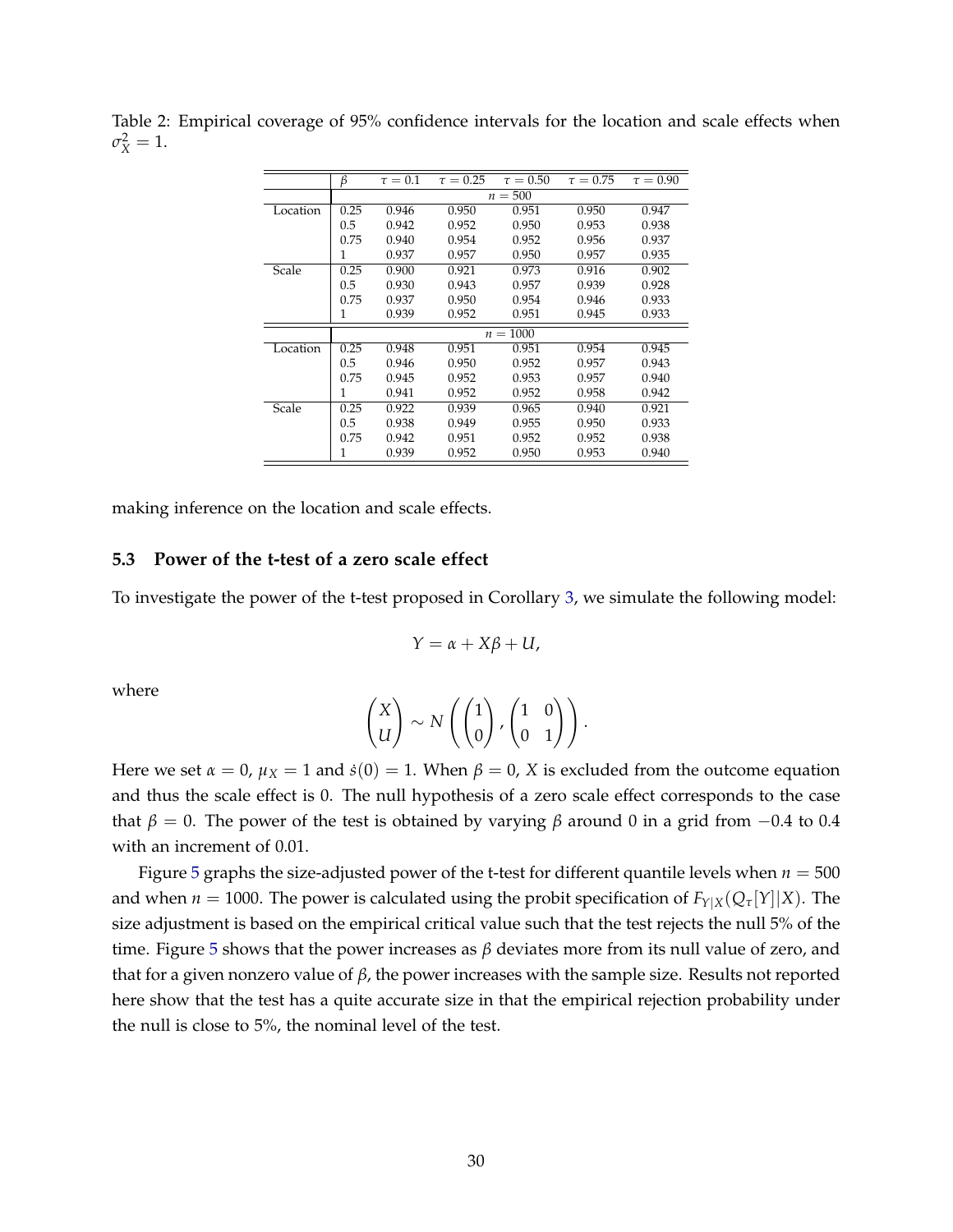Table 2: Empirical coverage of 95% confidence intervals for the location and scale effects when $\sigma_X^2 = 1$.

| | $\beta$ | $\tau = 0.1$ | $\tau = 0.25$ | $\tau = 0.50$ | $\tau = 0.75$ | $\tau = 0.90$ |
|---|---|---|---|---|---|---|
| | | | | $n = 500$ | | |
| Location | 0.25 | 0.946 | 0.950 | 0.951 | 0.950 | 0.947 |
| | 0.5 | 0.942 | 0.952 | 0.950 | 0.953 | 0.938 |
| | 0.75 | 0.940 | 0.954 | 0.952 | 0.956 | 0.937 |
| | 1 | 0.937 | 0.957 | 0.950 | 0.957 | 0.935 |
| Scale | 0.25 | 0.900 | 0.921 | 0.973 | 0.916 | 0.902 |
| | 0.5 | 0.930 | 0.943 | 0.957 | 0.939 | 0.928 |
| | 0.75 | 0.937 | 0.950 | 0.954 | 0.946 | 0.933 |
| | 1 | 0.939 | 0.952 | 0.951 | 0.945 | 0.933 |
| | | | | $n = 1000$ | | |
| Location | 0.25 | 0.948 | 0.951 | 0.951 | 0.954 | 0.945 |
| | 0.5 | 0.946 | 0.950 | 0.952 | 0.957 | 0.943 |
| | 0.75 | 0.945 | 0.952 | 0.953 | 0.957 | 0.940 |
| | 1 | 0.941 | 0.952 | 0.952 | 0.958 | 0.942 |
| Scale | 0.25 | 0.922 | 0.939 | 0.965 | 0.940 | 0.921 |
| | 0.5 | 0.938 | 0.949 | 0.955 | 0.950 | 0.933 |
| | 0.75 | 0.942 | 0.951 | 0.952 | 0.952 | 0.938 |
| | 1 | 0.939 | 0.952 | 0.950 | 0.953 | 0.940 |

making inference on the location and scale effects.

### 5.3 Power of the t-test of a zero scale effect

To investigate the power of the t-test proposed in Corollary 3, we simulate the following model:

$$Y = \alpha + X\beta + U,$$

where

$$\begin{pmatrix} X \\ U \end{pmatrix} \sim N\left( \begin{pmatrix} 1 \\ 0 \end{pmatrix}, \begin{pmatrix} 1 & 0 \\ 0 & 1 \end{pmatrix} \right).$$

Here we set $\alpha = 0$, $\mu_X = 1$ and $\dot{s}(0) = 1$. When $\beta = 0$, $X$ is excluded from the outcome equation and thus the scale effect is 0. The null hypothesis of a zero scale effect corresponds to the case that $\beta = 0$. The power of the test is obtained by varying $\beta$ around 0 in a grid from $-0.4$ to 0.4 with an increment of 0.01.

Figure 5 graphs the size-adjusted power of the t-test for different quantile levels when $n = 500$ and when $n = 1000$. The power is calculated using the probit specification of $F_{Y|X}(Q_\tau[Y]|X)$. The size adjustment is based on the empirical critical value such that the test rejects the null 5% of the time. Figure 5 shows that the power increases as $\beta$ deviates more from its null value of zero, and that for a given nonzero value of $\beta$, the power increases with the sample size. Results not reported here show that the test has a quite accurate size in that the empirical rejection probability under the null is close to 5%, the nominal level of the test.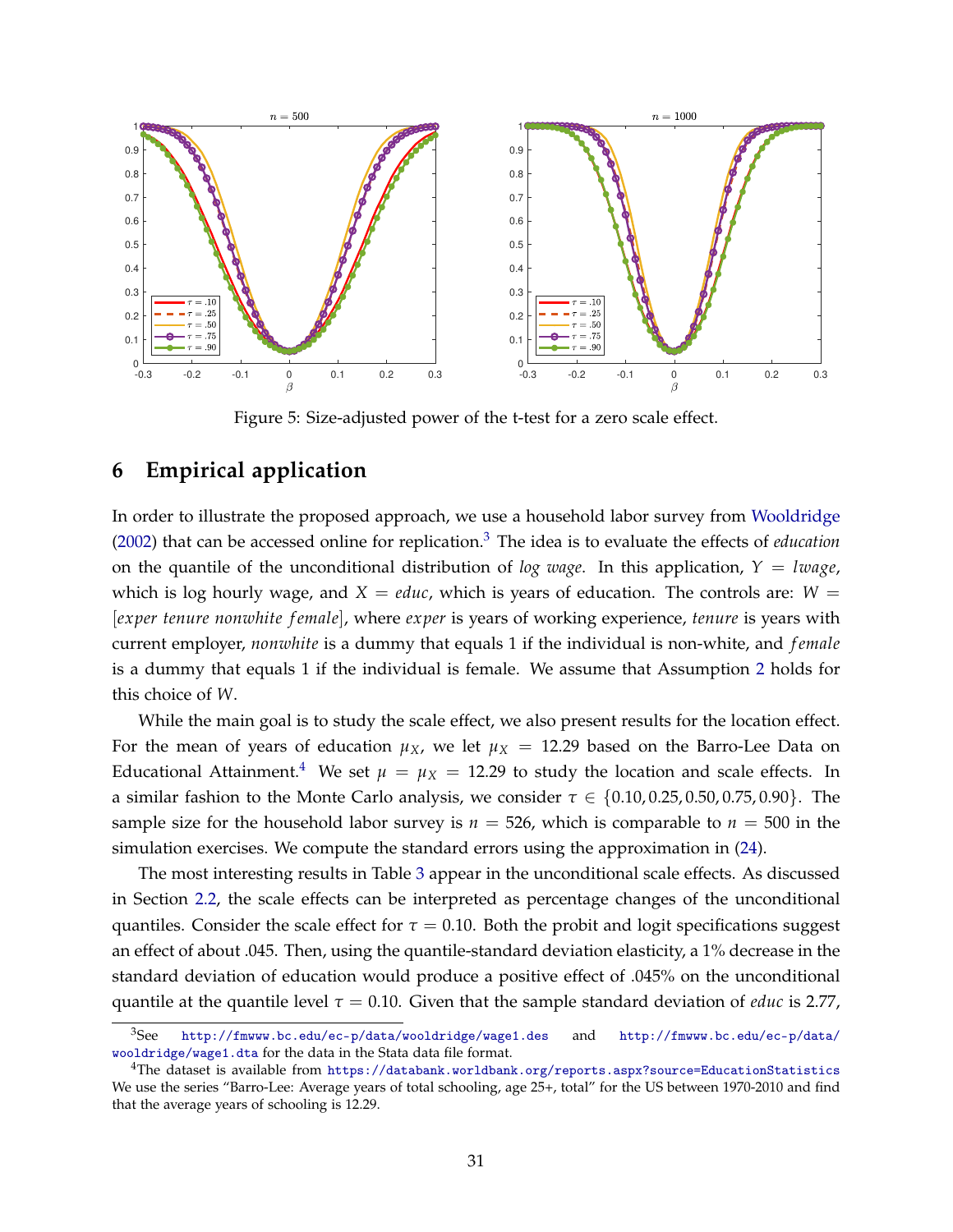Figure 5: Size-adjusted power of the t-test for a zero scale effect.

## 6 Empirical application

In order to illustrate the proposed approach, we use a household labor survey from Wooldridge (2002) that can be accessed online for replication.[3] The idea is to evaluate the effects of *education* on the quantile of the unconditional distribution of *log wage*. In this application, $Y = lwage$, which is log hourly wage, and $X = educ$, which is years of education. The controls are: $W = [exper\ tenure\ nonwhite\ female]$, where *exper* is years of working experience, *tenure* is years with current employer, *nonwhite* is a dummy that equals 1 if the individual is non-white, and *female* is a dummy that equals 1 if the individual is female. We assume that Assumption 2 holds for this choice of $W$.

While the main goal is to study the scale effect, we also present results for the location effect. For the mean of years of education $\mu_X$, we let $\mu_X = 12.29$ based on the Barro-Lee Data on Educational Attainment.[4] We set $\mu = \mu_X = 12.29$ to study the location and scale effects. In a similar fashion to the Monte Carlo analysis, we consider $\tau \in \{0.10, 0.25, 0.50, 0.75, 0.90\}$. The sample size for the household labor survey is $n = 526$, which is comparable to $n = 500$ in the simulation exercises. We compute the standard errors using the approximation in (24).

The most interesting results in Table 3 appear in the unconditional scale effects. As discussed in Section 2.2, the scale effects can be interpreted as percentage changes of the unconditional quantiles. Consider the scale effect for $\tau = 0.10$. Both the probit and logit specifications suggest an effect of about .045. Then, using the quantile-standard deviation elasticity, a 1% decrease in the standard deviation of education would produce a positive effect of .045% on the unconditional quantile at the quantile level $\tau = 0.10$. Given that the sample standard deviation of *educ* is 2.77,

[3] See http://fmwww.bc.edu/ec-p/data/wooldridge/wage1.des and http://fmwww.bc.edu/ec-p/data/wooldridge/wage1.dta for the data in the Stata data file format.

[4] The dataset is available from https://databank.worldbank.org/reports.aspx?source=EducationStatistics We use the series "Barro-Lee: Average years of total schooling, age 25+, total" for the US between 1970-2010 and find that the average years of schooling is 12.29.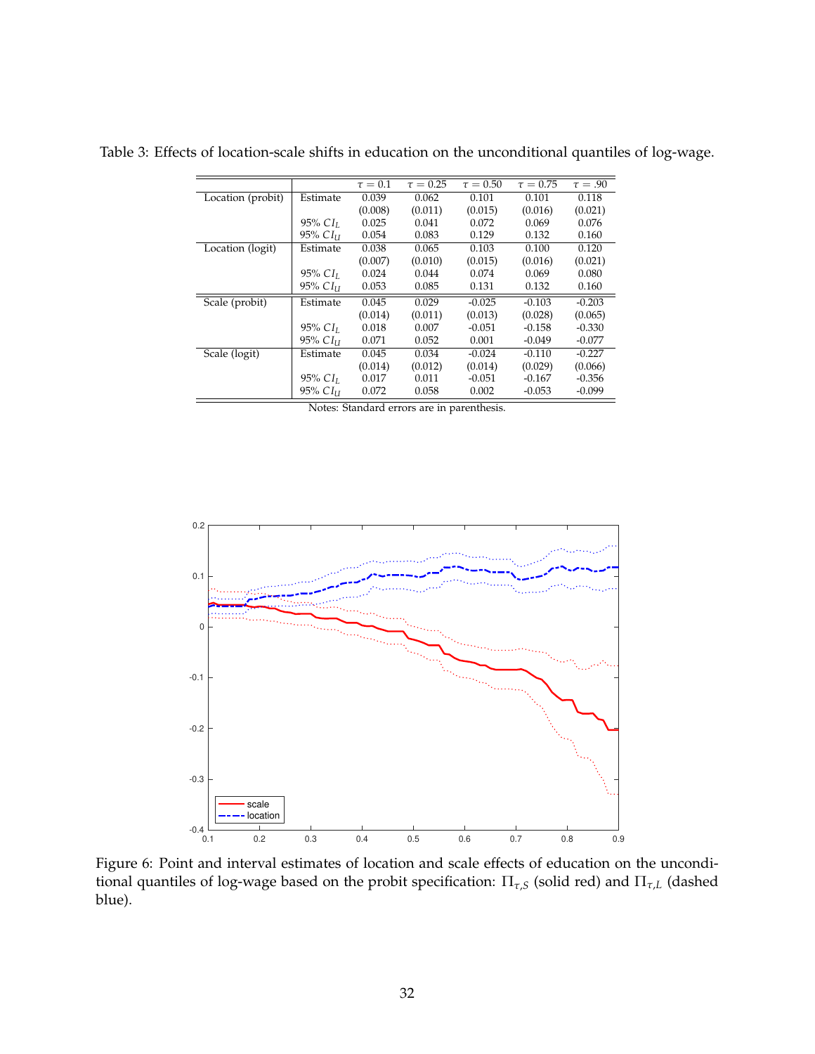Table 3: Effects of location-scale shifts in education on the unconditional quantiles of log-wage.

| | | $\tau = 0.1$ | $\tau = 0.25$ | $\tau = 0.50$ | $\tau = 0.75$ | $\tau = .90$ |
|---|---|---|---|---|---|---|
| Location (probit) | Estimate | 0.039 | 0.062 | 0.101 | 0.101 | 0.118 |
| | | (0.008) | (0.011) | (0.015) | (0.016) | (0.021) |
| | 95% $CI_L$ | 0.025 | 0.041 | 0.072 | 0.069 | 0.076 |
| | 95% $CI_U$ | 0.054 | 0.083 | 0.129 | 0.132 | 0.160 |
| Location (logit) | Estimate | 0.038 | 0.065 | 0.103 | 0.100 | 0.120 |
| | | (0.007) | (0.010) | (0.015) | (0.016) | (0.021) |
| | 95% $CI_L$ | 0.024 | 0.044 | 0.074 | 0.069 | 0.080 |
| | 95% $CI_U$ | 0.053 | 0.085 | 0.131 | 0.132 | 0.160 |
| Scale (probit) | Estimate | 0.045 | 0.029 | -0.025 | -0.103 | -0.203 |
| | | (0.014) | (0.011) | (0.013) | (0.028) | (0.065) |
| | 95% $CI_L$ | 0.018 | 0.007 | -0.051 | -0.158 | -0.330 |
| | 95% $CI_U$ | 0.071 | 0.052 | 0.001 | -0.049 | -0.077 |
| Scale (logit) | Estimate | 0.045 | 0.034 | -0.024 | -0.110 | -0.227 |
| | | (0.014) | (0.012) | (0.014) | (0.029) | (0.066) |
| | 95% $CI_L$ | 0.017 | 0.011 | -0.051 | -0.167 | -0.356 |
| | 95% $CI_U$ | 0.072 | 0.058 | 0.002 | -0.053 | -0.099 |

Notes: Standard errors are in parenthesis.

Figure 6: Point and interval estimates of location and scale effects of education on the unconditional quantiles of log-wage based on the probit specification: $\Pi_{\tau,S}$ (solid red) and $\Pi_{\tau,L}$ (dashed blue).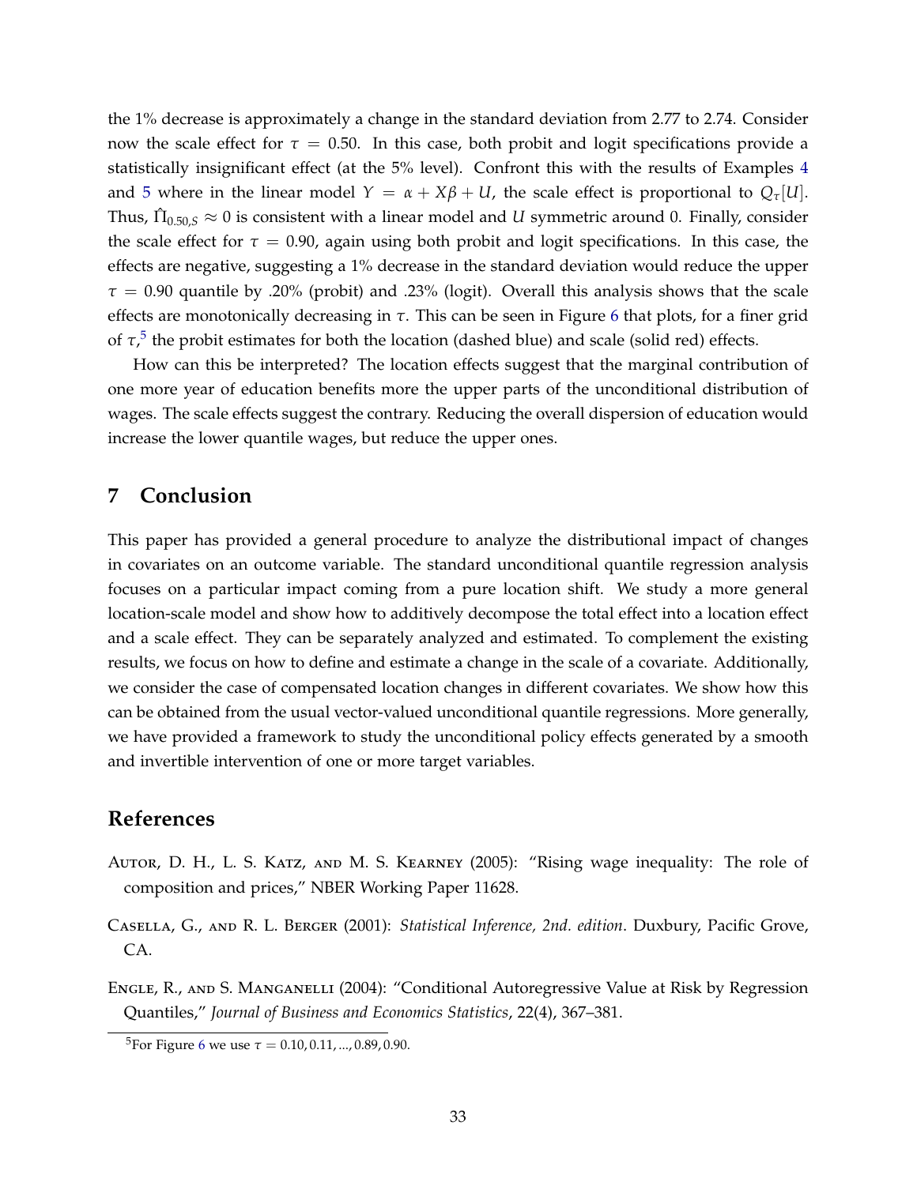the 1% decrease is approximately a change in the standard deviation from 2.77 to 2.74. Consider now the scale effect for $\tau = 0.50$. In this case, both probit and logit specifications provide a statistically insignificant effect (at the 5% level). Confront this with the results of Examples 4 and 5 where in the linear model $Y = \alpha + X\beta + U$, the scale effect is proportional to $Q_\tau[U]$. Thus, $\hat{\Pi}_{0.50,S} \approx 0$ is consistent with a linear model and $U$ symmetric around 0. Finally, consider the scale effect for $\tau = 0.90$, again using both probit and logit specifications. In this case, the effects are negative, suggesting a 1% decrease in the standard deviation would reduce the upper $\tau = 0.90$ quantile by .20% (probit) and .23% (logit). Overall this analysis shows that the scale effects are monotonically decreasing in $\tau$. This can be seen in Figure 6 that plots, for a finer grid of $\tau$,[5] the probit estimates for both the location (dashed blue) and scale (solid red) effects.

How can this be interpreted? The location effects suggest that the marginal contribution of one more year of education benefits more the upper parts of the unconditional distribution of wages. The scale effects suggest the contrary. Reducing the overall dispersion of education would increase the lower quantile wages, but reduce the upper ones.

## 7 Conclusion

This paper has provided a general procedure to analyze the distributional impact of changes in covariates on an outcome variable. The standard unconditional quantile regression analysis focuses on a particular impact coming from a pure location shift. We study a more general location-scale model and show how to additively decompose the total effect into a location effect and a scale effect. They can be separately analyzed and estimated. To complement the existing results, we focus on how to define and estimate a change in the scale of a covariate. Additionally, we consider the case of compensated location changes in different covariates. We show how this can be obtained from the usual vector-valued unconditional quantile regressions. More generally, we have provided a framework to study the unconditional policy effects generated by a smooth and invertible intervention of one or more target variables.

## References

Autor, D. H., L. S. Katz, and M. S. Kearney (2005): "Rising wage inequality: The role of composition and prices," NBER Working Paper 11628.

Casella, G., and R. L. Berger (2001): *Statistical Inference, 2nd. edition*. Duxbury, Pacific Grove, CA.

Engle, R., and S. Manganelli (2004): "Conditional Autoregressive Value at Risk by Regression Quantiles," *Journal of Business and Economics Statistics*, 22(4), 367–381.

[5]For Figure 6 we use $\tau = 0.10, 0.11, ..., 0.89, 0.90$.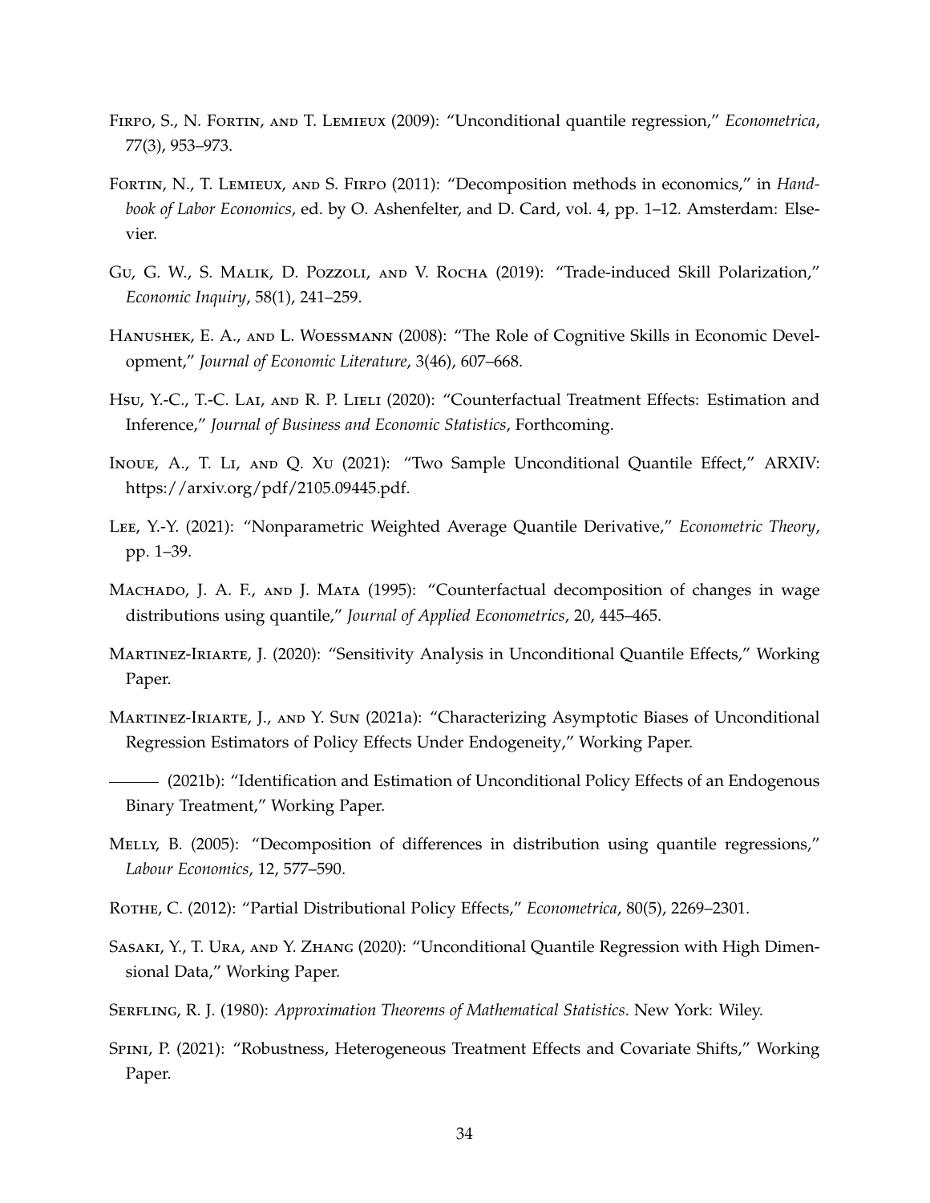Firpo, S., N. Fortin, and T. Lemieux (2009): "Unconditional quantile regression," *Econometrica*, 77(3), 953–973.

Fortin, N., T. Lemieux, and S. Firpo (2011): "Decomposition methods in economics," in *Handbook of Labor Economics*, ed. by O. Ashenfelter, and D. Card, vol. 4, pp. 1–12. Amsterdam: Elsevier.

Gu, G. W., S. Malik, D. Pozzoli, and V. Rocha (2019): "Trade-induced Skill Polarization," *Economic Inquiry*, 58(1), 241–259.

Hanushek, E. A., and L. Woessmann (2008): "The Role of Cognitive Skills in Economic Development," *Journal of Economic Literature*, 3(46), 607–668.

Hsu, Y.-C., T.-C. Lai, and R. P. Lieli (2020): "Counterfactual Treatment Effects: Estimation and Inference," *Journal of Business and Economic Statistics*, Forthcoming.

Inoue, A., T. Li, and Q. Xu (2021): "Two Sample Unconditional Quantile Effect," ARXIV: https://arxiv.org/pdf/2105.09445.pdf.

Lee, Y.-Y. (2021): "Nonparametric Weighted Average Quantile Derivative," *Econometric Theory*, pp. 1–39.

Machado, J. A. F., and J. Mata (1995): "Counterfactual decomposition of changes in wage distributions using quantile," *Journal of Applied Econometrics*, 20, 445–465.

Martinez-Iriarte, J. (2020): "Sensitivity Analysis in Unconditional Quantile Effects," Working Paper.

Martinez-Iriarte, J., and Y. Sun (2021a): "Characterizing Asymptotic Biases of Unconditional Regression Estimators of Policy Effects Under Endogeneity," Working Paper.

——— (2021b): "Identification and Estimation of Unconditional Policy Effects of an Endogenous Binary Treatment," Working Paper.

Melly, B. (2005): "Decomposition of differences in distribution using quantile regressions," *Labour Economics*, 12, 577–590.

Rothe, C. (2012): "Partial Distributional Policy Effects," *Econometrica*, 80(5), 2269–2301.

Sasaki, Y., T. Ura, and Y. Zhang (2020): "Unconditional Quantile Regression with High Dimensional Data," Working Paper.

Serfling, R. J. (1980): *Approximation Theorems of Mathematical Statistics*. New York: Wiley.

Spini, P. (2021): "Robustness, Heterogeneous Treatment Effects and Covariate Shifts," Working Paper.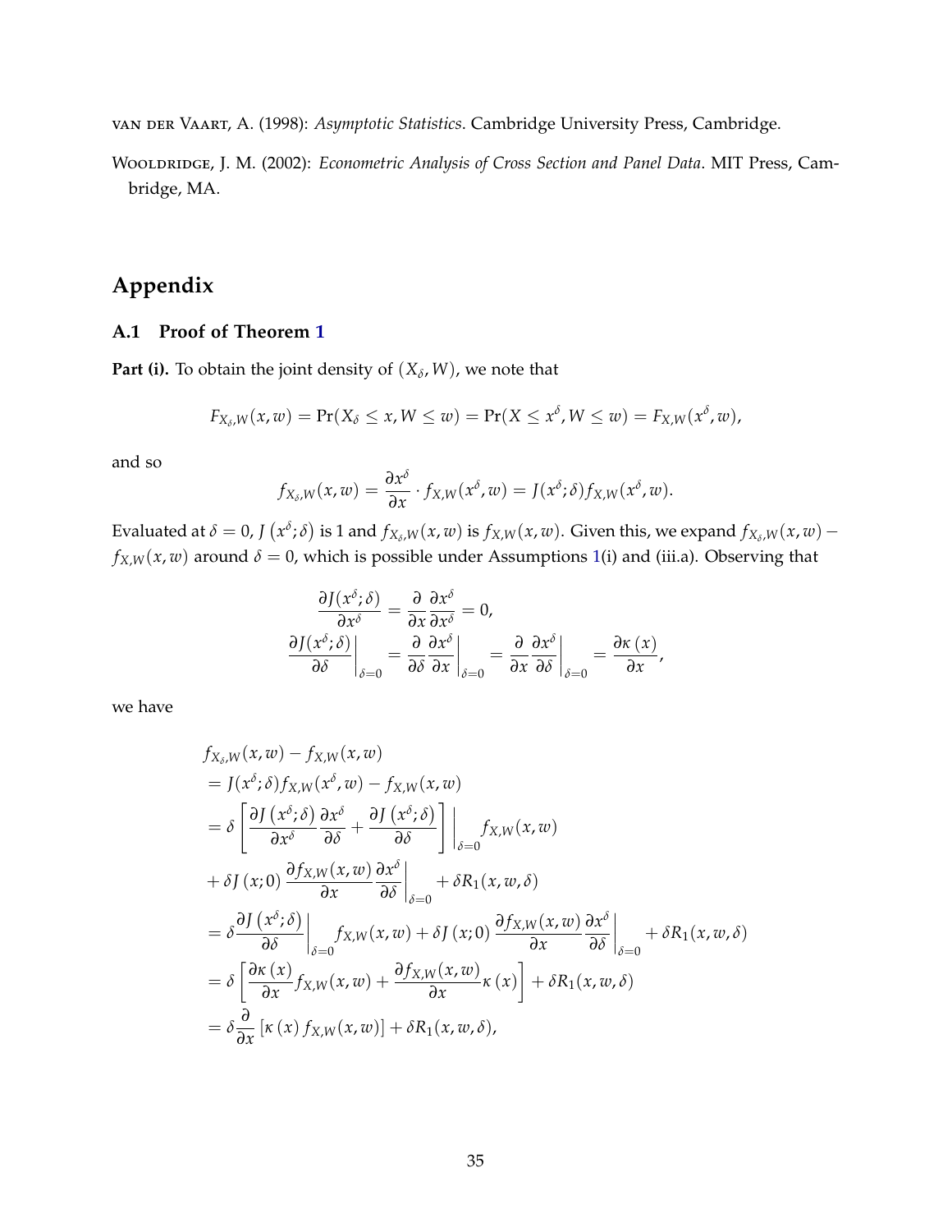van der Vaart, A. (1998): *Asymptotic Statistics*. Cambridge University Press, Cambridge.

Wooldridge, J. M. (2002): *Econometric Analysis of Cross Section and Panel Data*. MIT Press, Cambridge, MA.

# Appendix

## A.1 Proof of Theorem 1

**Part (i).** To obtain the joint density of $(X_\delta, W)$, we note that

$$F_{X_\delta,W}(x,w) = \Pr(X_\delta \leq x, W \leq w) = \Pr(X \leq x^\delta, W \leq w) = F_{X,W}(x^\delta, w),$$

and so

$$f_{X_\delta,W}(x,w) = \frac{\partial x^\delta}{\partial x} \cdot f_{X,W}(x^\delta, w) = J(x^\delta;\delta) f_{X,W}(x^\delta, w).$$

Evaluated at $\delta = 0$, $J\left(x^\delta;\delta\right)$ is 1 and $f_{X_\delta,W}(x,w)$ is $f_{X,W}(x,w)$. Given this, we expand $f_{X_\delta,W}(x,w) - f_{X,W}(x,w)$ around $\delta = 0$, which is possible under Assumptions 1(i) and (iii.a). Observing that

$$\begin{aligned}
\frac{\partial J(x^\delta;\delta)}{\partial x^\delta} &= \frac{\partial}{\partial x}\frac{\partial x^\delta}{\partial x^\delta} = 0, \\
\left.\frac{\partial J(x^\delta;\delta)}{\partial \delta}\right|_{\delta=0} &= \left.\frac{\partial}{\partial \delta}\frac{\partial x^\delta}{\partial x}\right|_{\delta=0} = \left.\frac{\partial}{\partial x}\frac{\partial x^\delta}{\partial \delta}\right|_{\delta=0} = \frac{\partial \kappa\left(x\right)}{\partial x},
\end{aligned}$$

we have

$$\begin{aligned}
& f_{X_\delta,W}(x,w) - f_{X,W}(x,w) \\
&= J(x^\delta;\delta) f_{X,W}(x^\delta,w) - f_{X,W}(x,w) \\
&= \delta \left[\frac{\partial J\left(x^\delta;\delta\right)}{\partial x^\delta}\frac{\partial x^\delta}{\partial \delta} + \frac{\partial J\left(x^\delta;\delta\right)}{\partial \delta}\right]\Bigg|_{\delta=0} f_{X,W}(x,w) \\
&+ \delta J\left(x;0\right)\frac{\partial f_{X,W}(x,w)}{\partial x}\left.\frac{\partial x^\delta}{\partial \delta}\right|_{\delta=0} + \delta R_1(x,w,\delta) \\
&= \delta \left.\frac{\partial J\left(x^\delta;\delta\right)}{\partial \delta}\right|_{\delta=0} f_{X,W}(x,w) + \delta J\left(x;0\right)\frac{\partial f_{X,W}(x,w)}{\partial x}\left.\frac{\partial x^\delta}{\partial \delta}\right|_{\delta=0} + \delta R_1(x,w,\delta) \\
&= \delta\left[\frac{\partial \kappa\left(x\right)}{\partial x} f_{X,W}(x,w) + \frac{\partial f_{X,W}(x,w)}{\partial x}\kappa\left(x\right)\right] + \delta R_1(x,w,\delta) \\
&= \delta \frac{\partial}{\partial x}\left[\kappa\left(x\right) f_{X,W}(x,w)\right] + \delta R_1(x,w,\delta),
\end{aligned}$$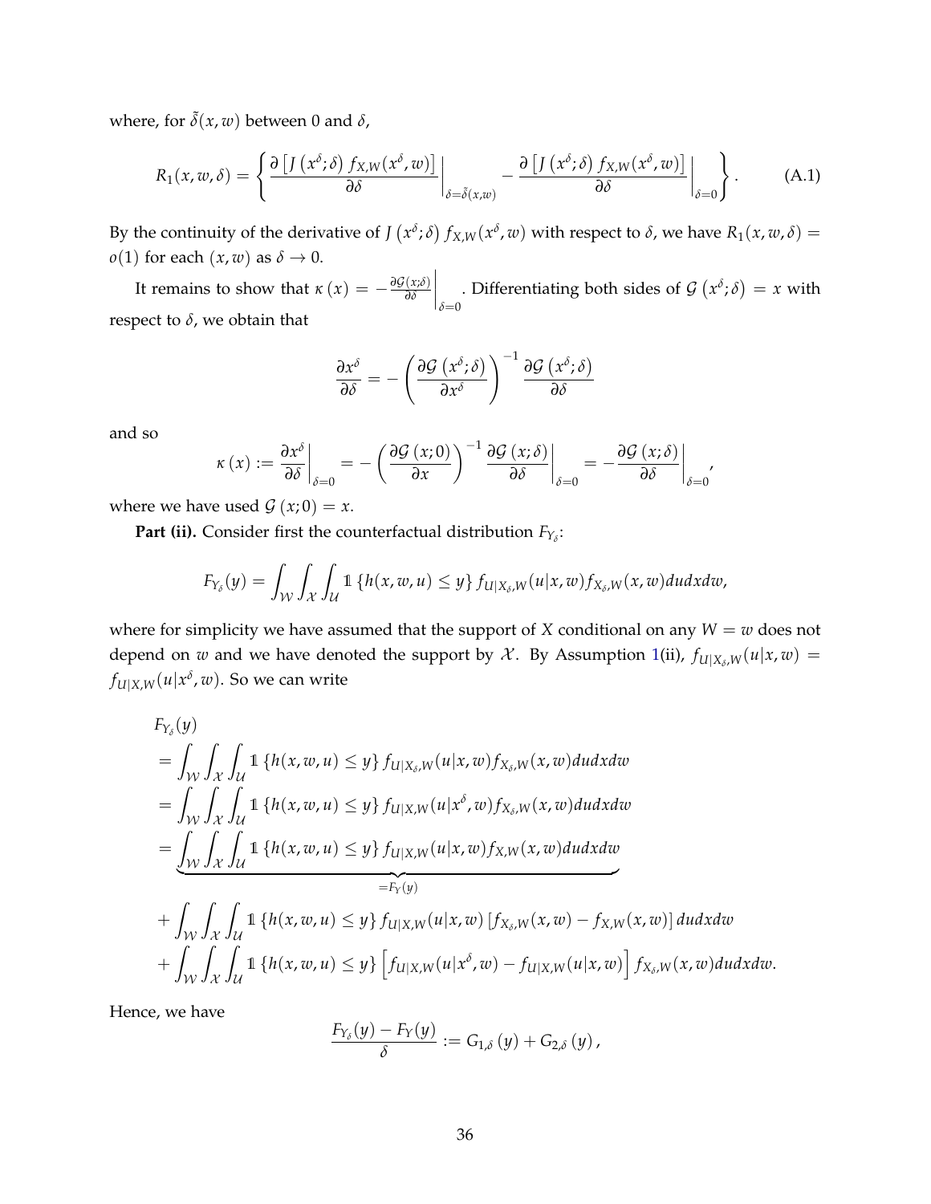where, for $\tilde{\delta}(x,w)$ between 0 and $\delta$,

$$R_1(x,w,\delta) = \left\{ \frac{\partial \left[ J\left(x^\delta;\delta\right) f_{X,W}(x^\delta,w)\right]}{\partial \delta}\bigg|_{\delta=\tilde{\delta}(x,w)} - \frac{\partial \left[ J\left(x^\delta;\delta\right) f_{X,W}(x^\delta,w)\right]}{\partial \delta}\bigg|_{\delta=0} \right\}. \tag{A.1}$$

By the continuity of the derivative of $J\left(x^\delta;\delta\right) f_{X,W}(x^\delta,w)$ with respect to $\delta$, we have $R_1(x,w,\delta) = o(1)$ for each $(x,w)$ as $\delta \to 0$.

It remains to show that $\kappa(x) = -\left.\frac{\partial \mathcal{G}(x;\delta)}{\partial \delta}\right|_{\delta=0}$. Differentiating both sides of $\mathcal{G}\left(x^\delta;\delta\right) = x$ with respect to $\delta$, we obtain that

$$\frac{\partial x^\delta}{\partial \delta} = -\left(\frac{\partial \mathcal{G}\left(x^\delta;\delta\right)}{\partial x^\delta}\right)^{-1} \frac{\partial \mathcal{G}\left(x^\delta;\delta\right)}{\partial \delta}$$

and so

$$\kappa(x) := \left.\frac{\partial x^\delta}{\partial \delta}\right|_{\delta=0} = -\left(\frac{\partial \mathcal{G}(x;0)}{\partial x}\right)^{-1} \left.\frac{\partial \mathcal{G}(x;\delta)}{\partial \delta}\right|_{\delta=0} = -\left.\frac{\partial \mathcal{G}(x;\delta)}{\partial \delta}\right|_{\delta=0},$$

where we have used $\mathcal{G}(x;0) = x$.

**Part (ii).** Consider first the counterfactual distribution $F_{Y_\delta}$:

$$F_{Y_\delta}(y) = \int_{\mathcal{W}}\int_{\mathcal{X}}\int_{\mathcal{U}} \mathbb{1}\left\{h(x,w,u) \le y\right\} f_{U|X_\delta,W}(u|x,w) f_{X_\delta,W}(x,w)\,du\,dx\,dw,$$

where for simplicity we have assumed that the support of $X$ conditional on any $W = w$ does not depend on $w$ and we have denoted the support by $\mathcal{X}$. By Assumption 1(ii), $f_{U|X_\delta,W}(u|x,w) = f_{U|X,W}(u|x^\delta,w)$. So we can write

$$\begin{aligned}
&F_{Y_\delta}(y) \\
&= \int_{\mathcal{W}}\int_{\mathcal{X}}\int_{\mathcal{U}} \mathbb{1}\left\{h(x,w,u) \le y\right\} f_{U|X_\delta,W}(u|x,w) f_{X_\delta,W}(x,w)\,du\,dx\,dw \\
&= \int_{\mathcal{W}}\int_{\mathcal{X}}\int_{\mathcal{U}} \mathbb{1}\left\{h(x,w,u) \le y\right\} f_{U|X,W}(u|x^\delta,w) f_{X_\delta,W}(x,w)\,du\,dx\,dw \\
&= \underbrace{\int_{\mathcal{W}}\int_{\mathcal{X}}\int_{\mathcal{U}} \mathbb{1}\left\{h(x,w,u) \le y\right\} f_{U|X,W}(u|x,w) f_{X,W}(x,w)\,du\,dx\,dw}_{=F_Y(y)} \\
&+ \int_{\mathcal{W}}\int_{\mathcal{X}}\int_{\mathcal{U}} \mathbb{1}\left\{h(x,w,u) \le y\right\} f_{U|X,W}(u|x,w) \left[f_{X_\delta,W}(x,w) - f_{X,W}(x,w)\right] du\,dx\,dw \\
&+ \int_{\mathcal{W}}\int_{\mathcal{X}}\int_{\mathcal{U}} \mathbb{1}\left\{h(x,w,u) \le y\right\} \left[f_{U|X,W}(u|x^\delta,w) - f_{U|X,W}(u|x,w)\right] f_{X_\delta,W}(x,w)\,du\,dx\,dw.
\end{aligned}$$

Hence, we have

$$\frac{F_{Y_\delta}(y) - F_Y(y)}{\delta} := G_{1,\delta}(y) + G_{2,\delta}(y),$$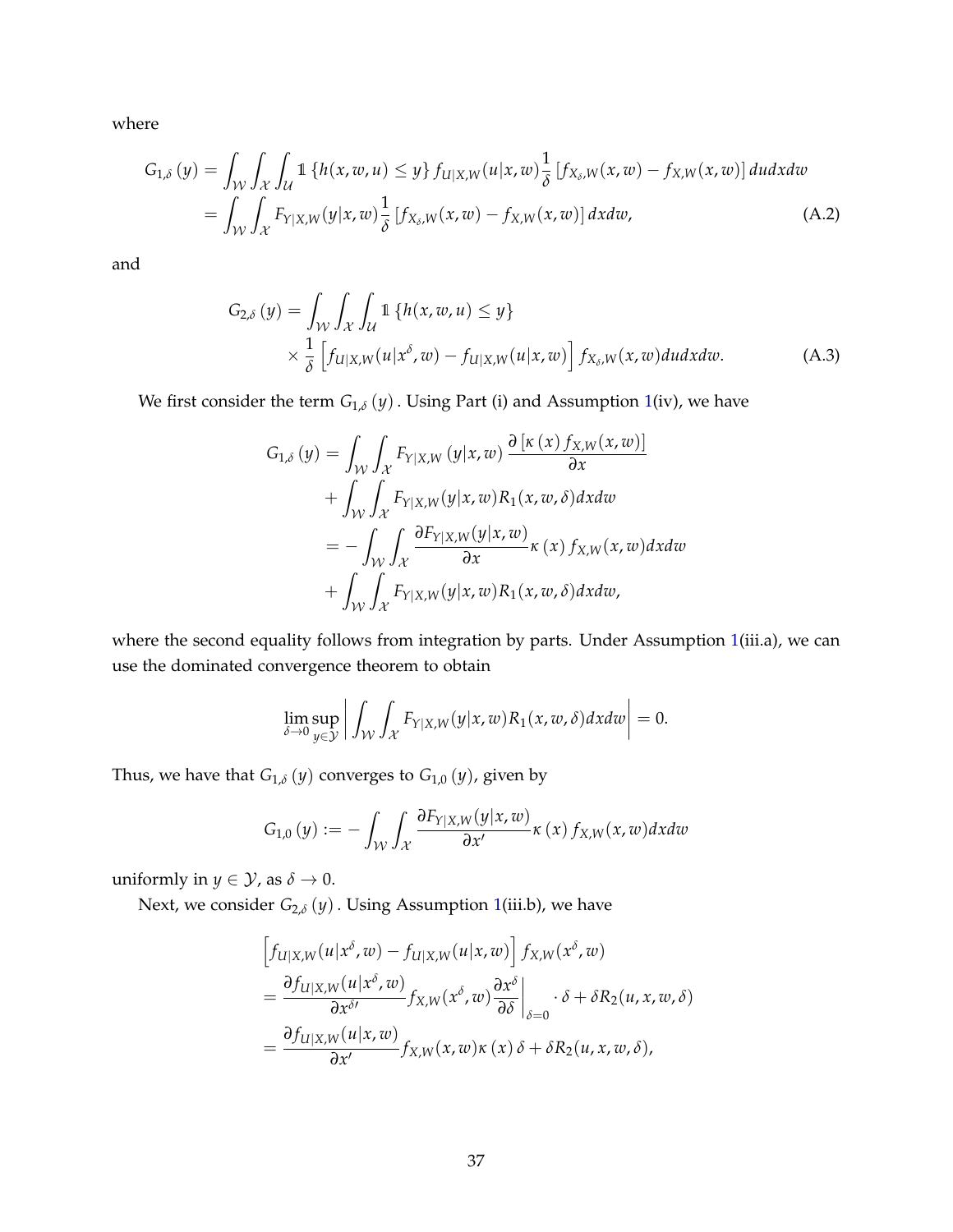where

$$
\begin{aligned}
G_{1,\delta}(y) &= \int_{\mathcal{W}} \int_{\mathcal{X}} \int_{\mathcal{U}} \mathbb{1}\{h(x,w,u) \le y\} f_{U|X,W}(u|x,w) \frac{1}{\delta} \left[ f_{X_\delta,W}(x,w) - f_{X,W}(x,w) \right] dudxdw \\
&= \int_{\mathcal{W}} \int_{\mathcal{X}} F_{Y|X,W}(y|x,w) \frac{1}{\delta} \left[ f_{X_\delta,W}(x,w) - f_{X,W}(x,w) \right] dxdw, \qquad \text{(A.2)}
\end{aligned}
$$

and

$$
\begin{aligned}
G_{2,\delta}(y) = \int_{\mathcal{W}} \int_{\mathcal{X}} \int_{\mathcal{U}} & \mathbb{1}\{h(x,w,u) \le y\} \\
& \times \frac{1}{\delta} \left[ f_{U|X,W}(u|x^\delta,w) - f_{U|X,W}(u|x,w) \right] f_{X_\delta,W}(x,w) dudxdw. \qquad \text{(A.3)}
\end{aligned}
$$

We first consider the term $G_{1,\delta}(y)$. Using Part (i) and Assumption 1(iv), we have

$$
\begin{aligned}
G_{1,\delta}(y) &= \int_{\mathcal{W}} \int_{\mathcal{X}} F_{Y|X,W}(y|x,w) \frac{\partial \left[ \kappa(x) f_{X,W}(x,w) \right]}{\partial x} \\
&\quad + \int_{\mathcal{W}} \int_{\mathcal{X}} F_{Y|X,W}(y|x,w) R_1(x,w,\delta) dxdw \\
&= - \int_{\mathcal{W}} \int_{\mathcal{X}} \frac{\partial F_{Y|X,W}(y|x,w)}{\partial x} \kappa(x) f_{X,W}(x,w) dxdw \\
&\quad + \int_{\mathcal{W}} \int_{\mathcal{X}} F_{Y|X,W}(y|x,w) R_1(x,w,\delta) dxdw,
\end{aligned}
$$

where the second equality follows from integration by parts. Under Assumption 1(iii.a), we can use the dominated convergence theorem to obtain

$$
\lim_{\delta \to 0} \sup_{y \in \mathcal{Y}} \left| \int_{\mathcal{W}} \int_{\mathcal{X}} F_{Y|X,W}(y|x,w) R_1(x,w,\delta) dxdw \right| = 0.
$$

Thus, we have that $G_{1,\delta}(y)$ converges to $G_{1,0}(y)$, given by

$$
G_{1,0}(y) := - \int_{\mathcal{W}} \int_{\mathcal{X}} \frac{\partial F_{Y|X,W}(y|x,w)}{\partial x'} \kappa(x) f_{X,W}(x,w) dxdw
$$

uniformly in $y \in \mathcal{Y}$, as $\delta \to 0$.

Next, we consider $G_{2,\delta}(y)$. Using Assumption 1(iii.b), we have

$$
\begin{aligned}
& \left[ f_{U|X,W}(u|x^\delta,w) - f_{U|X,W}(u|x,w) \right] f_{X,W}(x^\delta,w) \\
&= \frac{\partial f_{U|X,W}(u|x^\delta,w)}{\partial x^{\delta\prime}} f_{X,W}(x^\delta,w) \left. \frac{\partial x^\delta}{\partial \delta} \right|_{\delta=0} \cdot \delta + \delta R_2(u,x,w,\delta) \\
&= \frac{\partial f_{U|X,W}(u|x,w)}{\partial x'} f_{X,W}(x,w) \kappa(x) \delta + \delta R_2(u,x,w,\delta),
\end{aligned}
$$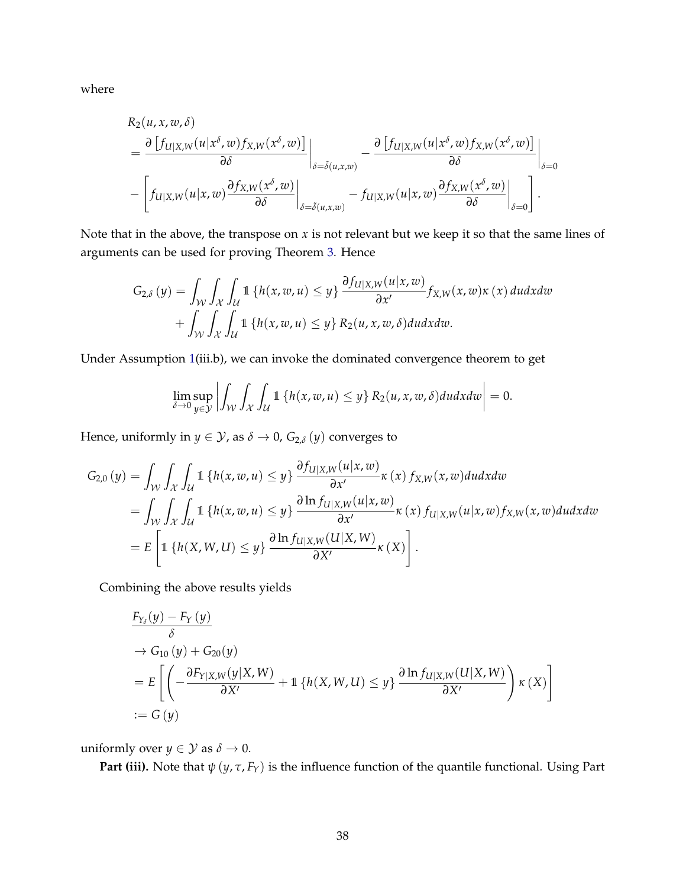where

$$
\begin{aligned}
&R_2(u,x,w,\delta) \\
&= \left.\frac{\partial\left[f_{U|X,W}(u|x^\delta,w)f_{X,W}(x^\delta,w)\right]}{\partial\delta}\right|_{\delta=\tilde{\delta}(u,x,w)} - \left.\frac{\partial\left[f_{U|X,W}(u|x^\delta,w)f_{X,W}(x^\delta,w)\right]}{\partial\delta}\right|_{\delta=0} \\
&- \left[f_{U|X,W}(u|x,w)\left.\frac{\partial f_{X,W}(x^\delta,w)}{\partial\delta}\right|_{\delta=\tilde{\delta}(u,x,w)} - f_{U|X,W}(u|x,w)\left.\frac{\partial f_{X,W}(x^\delta,w)}{\partial\delta}\right|_{\delta=0}\right].
\end{aligned}
$$

Note that in the above, the transpose on $x$ is not relevant but we keep it so that the same lines of arguments can be used for proving Theorem 3. Hence

$$
\begin{aligned}
G_{2,\delta}(y) &= \int_{\mathcal{W}}\int_{\mathcal{X}}\int_{\mathcal{U}} \mathbb{1}\left\{h(x,w,u)\leq y\right\}\frac{\partial f_{U|X,W}(u|x,w)}{\partial x'}f_{X,W}(x,w)\kappa(x)\,dudxdw \\
&+ \int_{\mathcal{W}}\int_{\mathcal{X}}\int_{\mathcal{U}} \mathbb{1}\left\{h(x,w,u)\leq y\right\}R_2(u,x,w,\delta)dudxdw.
\end{aligned}
$$

Under Assumption 1(iii.b), we can invoke the dominated convergence theorem to get

$$
\lim_{\delta\to 0}\sup_{y\in\mathcal{Y}}\left|\int_{\mathcal{W}}\int_{\mathcal{X}}\int_{\mathcal{U}} \mathbb{1}\left\{h(x,w,u)\leq y\right\}R_2(u,x,w,\delta)dudxdw\right| = 0.
$$

Hence, uniformly in $y\in\mathcal{Y}$, as $\delta\to 0$, $G_{2,\delta}(y)$ converges to

$$
\begin{aligned}
G_{2,0}(y) &= \int_{\mathcal{W}}\int_{\mathcal{X}}\int_{\mathcal{U}} \mathbb{1}\left\{h(x,w,u)\leq y\right\}\frac{\partial f_{U|X,W}(u|x,w)}{\partial x'}\kappa(x)\,f_{X,W}(x,w)dudxdw \\
&= \int_{\mathcal{W}}\int_{\mathcal{X}}\int_{\mathcal{U}} \mathbb{1}\left\{h(x,w,u)\leq y\right\}\frac{\partial \ln f_{U|X,W}(u|x,w)}{\partial x'}\kappa(x)\,f_{U|X,W}(u|x,w)f_{X,W}(x,w)dudxdw \\
&= E\left[\mathbb{1}\left\{h(X,W,U)\leq y\right\}\frac{\partial \ln f_{U|X,W}(U|X,W)}{\partial X'}\kappa(X)\right].
\end{aligned}
$$

Combining the above results yields

$$
\begin{aligned}
&\frac{F_{Y_\delta}(y)-F_Y(y)}{\delta} \\
&\to G_{10}(y)+G_{20}(y) \\
&= E\left[\left(-\frac{\partial F_{Y|X,W}(y|X,W)}{\partial X'}+\mathbb{1}\left\{h(X,W,U)\leq y\right\}\frac{\partial \ln f_{U|X,W}(U|X,W)}{\partial X'}\right)\kappa(X)\right] \\
&:= G(y)
\end{aligned}
$$

uniformly over $y\in\mathcal{Y}$ as $\delta\to 0$.

**Part (iii).** Note that $\psi(y,\tau,F_Y)$ is the influence function of the quantile functional. Using Part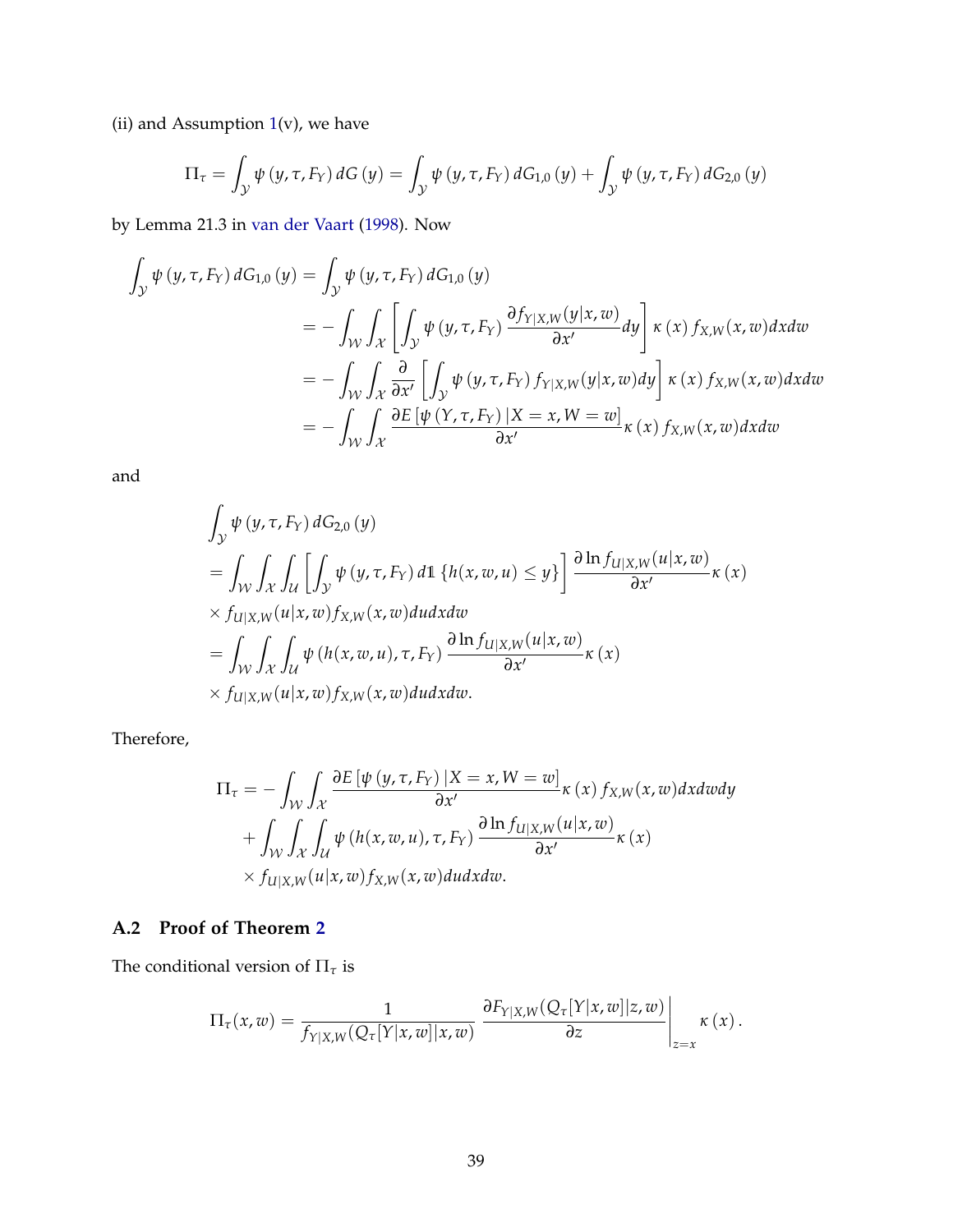(ii) and Assumption 1(v), we have

$$\Pi_\tau = \int_{\mathcal{Y}} \psi\left(y,\tau,F_Y\right) dG\left(y\right) = \int_{\mathcal{Y}} \psi\left(y,\tau,F_Y\right) dG_{1,0}\left(y\right) + \int_{\mathcal{Y}} \psi\left(y,\tau,F_Y\right) dG_{2,0}\left(y\right)$$

by Lemma 21.3 in van der Vaart (1998). Now

$$\begin{aligned}
\int_{\mathcal{Y}} \psi\left(y,\tau,F_Y\right) dG_{1,0}\left(y\right) &= \int_{\mathcal{Y}} \psi\left(y,\tau,F_Y\right) dG_{1,0}\left(y\right) \\
&= -\int_{\mathcal{W}}\int_{\mathcal{X}} \left[\int_{\mathcal{Y}} \psi\left(y,\tau,F_Y\right) \frac{\partial f_{Y|X,W}(y|x,w)}{\partial x'} dy\right] \kappa\left(x\right) f_{X,W}(x,w) dx dw \\
&= -\int_{\mathcal{W}}\int_{\mathcal{X}} \frac{\partial}{\partial x'}\left[\int_{\mathcal{Y}} \psi\left(y,\tau,F_Y\right) f_{Y|X,W}(y|x,w) dy\right] \kappa\left(x\right) f_{X,W}(x,w) dx dw \\
&= -\int_{\mathcal{W}}\int_{\mathcal{X}} \frac{\partial E\left[\psi\left(Y,\tau,F_Y\right)|X=x,W=w\right]}{\partial x'} \kappa\left(x\right) f_{X,W}(x,w) dx dw
\end{aligned}$$

and

$$\begin{aligned}
&\int_{\mathcal{Y}} \psi\left(y,\tau,F_Y\right) dG_{2,0}\left(y\right) \\
&= \int_{\mathcal{W}}\int_{\mathcal{X}}\int_{\mathcal{U}} \left[\int_{\mathcal{Y}} \psi\left(y,\tau,F_Y\right) d\mathbb{1}\left\{h(x,w,u) \le y\right\}\right] \frac{\partial \ln f_{U|X,W}(u|x,w)}{\partial x'} \kappa\left(x\right) \\
&\times f_{U|X,W}(u|x,w) f_{X,W}(x,w) du dx dw \\
&= \int_{\mathcal{W}}\int_{\mathcal{X}}\int_{\mathcal{U}} \psi\left(h(x,w,u),\tau,F_Y\right) \frac{\partial \ln f_{U|X,W}(u|x,w)}{\partial x'} \kappa\left(x\right) \\
&\times f_{U|X,W}(u|x,w) f_{X,W}(x,w) du dx dw.
\end{aligned}$$

Therefore,

$$\begin{aligned}
\Pi_\tau = &-\int_{\mathcal{W}}\int_{\mathcal{X}} \frac{\partial E\left[\psi\left(y,\tau,F_Y\right)|X=x,W=w\right]}{\partial x'} \kappa\left(x\right) f_{X,W}(x,w) dx dw dy \\
&+ \int_{\mathcal{W}}\int_{\mathcal{X}}\int_{\mathcal{U}} \psi\left(h(x,w,u),\tau,F_Y\right) \frac{\partial \ln f_{U|X,W}(u|x,w)}{\partial x'} \kappa\left(x\right) \\
&\times f_{U|X,W}(u|x,w) f_{X,W}(x,w) du dx dw.
\end{aligned}$$

### A.2 Proof of Theorem 2

The conditional version of $\Pi_\tau$ is

$$\Pi_\tau(x,w) = \frac{1}{f_{Y|X,W}(Q_\tau[Y|x,w]|x,w)} \left.\frac{\partial F_{Y|X,W}(Q_\tau[Y|x,w]|z,w)}{\partial z}\right|_{z=x} \kappa\left(x\right).$$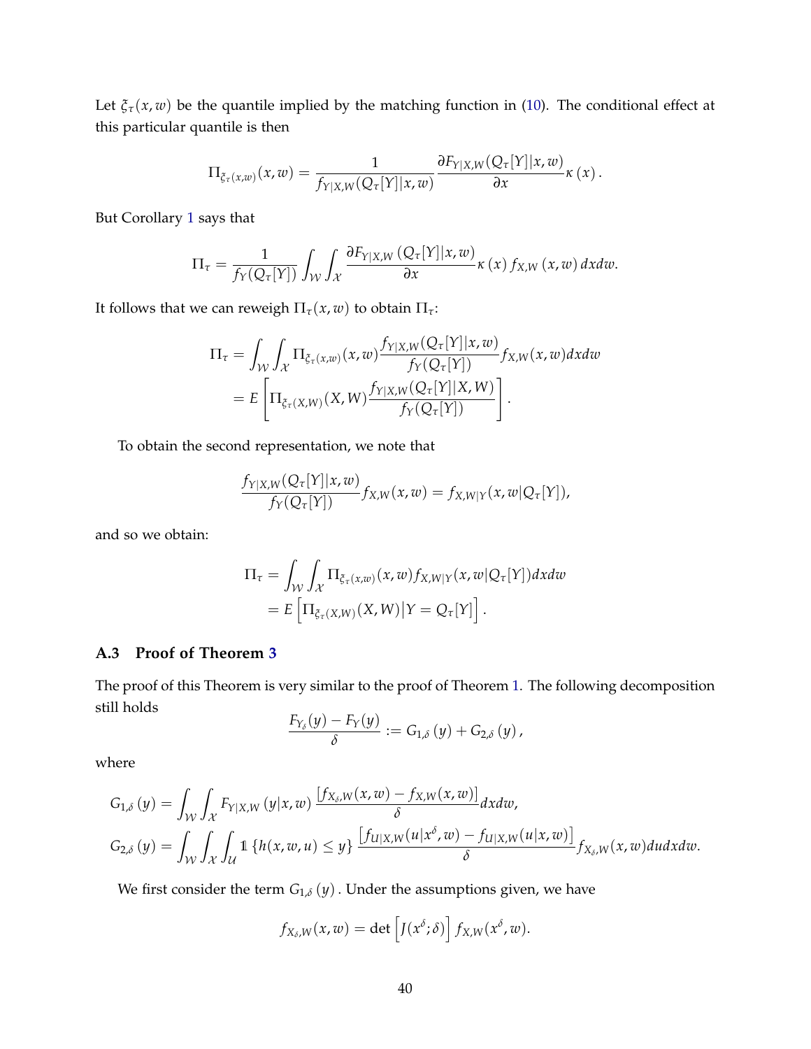Let $\xi_\tau(x,w)$ be the quantile implied by the matching function in (10). The conditional effect at this particular quantile is then

$$\Pi_{\xi_\tau(x,w)}(x,w) = \frac{1}{f_{Y|X,W}(Q_\tau[Y]|x,w)} \frac{\partial F_{Y|X,W}(Q_\tau[Y]|x,w)}{\partial x} \kappa\left(x\right).$$

But Corollary 1 says that

$$\Pi_\tau = \frac{1}{f_Y(Q_\tau[Y])} \int_{\mathcal{W}} \int_{\mathcal{X}} \frac{\partial F_{Y|X,W}\left(Q_\tau[Y]|x,w\right)}{\partial x} \kappa\left(x\right) f_{X,W}\left(x,w\right) dx dw.$$

It follows that we can reweigh $\Pi_\tau(x,w)$ to obtain $\Pi_\tau$:

$$\begin{aligned}
\Pi_\tau &= \int_{\mathcal{W}} \int_{\mathcal{X}} \Pi_{\xi_\tau(x,w)}(x,w) \frac{f_{Y|X,W}(Q_\tau[Y]|x,w)}{f_Y(Q_\tau[Y])} f_{X,W}(x,w) dx dw \\
&= E\left[\Pi_{\xi_\tau(X,W)}(X,W) \frac{f_{Y|X,W}(Q_\tau[Y]|X,W)}{f_Y(Q_\tau[Y])}\right].
\end{aligned}$$

To obtain the second representation, we note that

$$\frac{f_{Y|X,W}(Q_\tau[Y]|x,w)}{f_Y(Q_\tau[Y])} f_{X,W}(x,w) = f_{X,W|Y}(x,w|Q_\tau[Y]),$$

and so we obtain:

$$\begin{aligned}
\Pi_\tau &= \int_{\mathcal{W}} \int_{\mathcal{X}} \Pi_{\xi_\tau(x,w)}(x,w) f_{X,W|Y}(x,w|Q_\tau[Y]) dx dw \\
&= E\left[\Pi_{\xi_\tau(X,W)}(X,W) \middle| Y = Q_\tau[Y]\right].
\end{aligned}$$

### A.3 Proof of Theorem 3

The proof of this Theorem is very similar to the proof of Theorem 1. The following decomposition still holds

$$\frac{F_{Y_\delta}(y) - F_Y(y)}{\delta} := G_{1,\delta}\left(y\right) + G_{2,\delta}\left(y\right),$$

where

$$\begin{aligned}
G_{1,\delta}\left(y\right) &= \int_{\mathcal{W}} \int_{\mathcal{X}} F_{Y|X,W}\left(y|x,w\right) \frac{\left[f_{X_\delta,W}(x,w) - f_{X,W}(x,w)\right]}{\delta} dx dw, \\
G_{2,\delta}\left(y\right) &= \int_{\mathcal{W}} \int_{\mathcal{X}} \int_{\mathcal{U}} \mathbb{1}\left\{h(x,w,u) \leq y\right\} \frac{\left[f_{U|X,W}(u|x^\delta,w) - f_{U|X,W}(u|x,w)\right]}{\delta} f_{X_\delta,W}(x,w) du dx dw.
\end{aligned}$$

We first consider the term $G_{1,\delta}\left(y\right)$. Under the assumptions given, we have

$$f_{X_\delta,W}(x,w) = \det\left[J(x^\delta;\delta)\right] f_{X,W}(x^\delta,w).$$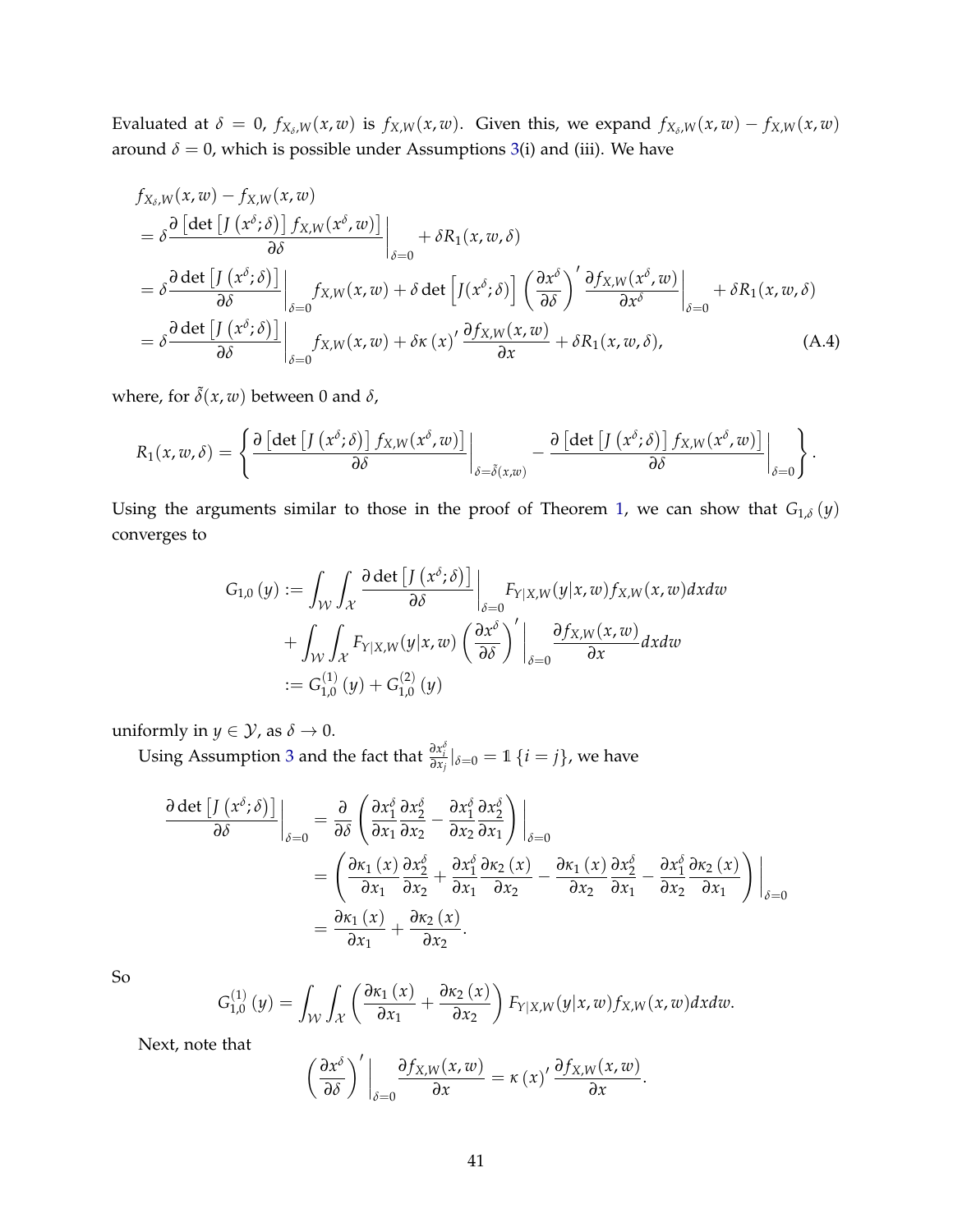Evaluated at $\delta = 0$, $f_{X_\delta,W}(x,w)$ is $f_{X,W}(x,w)$. Given this, we expand $f_{X_\delta,W}(x,w) - f_{X,W}(x,w)$ around $\delta = 0$, which is possible under Assumptions 3(i) and (iii). We have

$$
\begin{aligned}
& f_{X_\delta,W}(x,w) - f_{X,W}(x,w) \\
&= \delta \frac{\partial \left[\det\left[J\left(x^\delta;\delta\right)\right] f_{X,W}(x^\delta,w)\right]}{\partial \delta}\bigg|_{\delta=0} + \delta R_1(x,w,\delta) \\
&= \delta \frac{\partial \det\left[J\left(x^\delta;\delta\right)\right]}{\partial \delta}\bigg|_{\delta=0} f_{X,W}(x,w) + \delta \det\left[J(x^\delta;\delta)\right] \left(\frac{\partial x^\delta}{\partial \delta}\right)' \frac{\partial f_{X,W}(x^\delta,w)}{\partial x^\delta}\bigg|_{\delta=0} + \delta R_1(x,w,\delta) \\
&= \delta \frac{\partial \det\left[J\left(x^\delta;\delta\right)\right]}{\partial \delta}\bigg|_{\delta=0} f_{X,W}(x,w) + \delta \kappa\left(x\right)' \frac{\partial f_{X,W}(x,w)}{\partial x} + \delta R_1(x,w,\delta),
\end{aligned} \tag{A.4}
$$

where, for $\tilde{\delta}(x,w)$ between 0 and $\delta$,

$$
R_1(x,w,\delta) = \left\{ \frac{\partial \left[\det\left[J\left(x^\delta;\delta\right)\right] f_{X,W}(x^\delta,w)\right]}{\partial \delta}\bigg|_{\delta=\tilde{\delta}(x,w)} - \frac{\partial \left[\det\left[J\left(x^\delta;\delta\right)\right] f_{X,W}(x^\delta,w)\right]}{\partial \delta}\bigg|_{\delta=0} \right\}.
$$

Using the arguments similar to those in the proof of Theorem 1, we can show that $G_{1,\delta}(y)$ converges to

$$
\begin{aligned}
G_{1,0}(y) &:= \int_{\mathcal{W}} \int_{\mathcal{X}} \frac{\partial \det\left[J\left(x^\delta;\delta\right)\right]}{\partial \delta}\bigg|_{\delta=0} F_{Y|X,W}(y|x,w) f_{X,W}(x,w)\,dx\,dw \\
&\quad + \int_{\mathcal{W}} \int_{\mathcal{X}} F_{Y|X,W}(y|x,w) \left(\frac{\partial x^\delta}{\partial \delta}\right)' \bigg|_{\delta=0} \frac{\partial f_{X,W}(x,w)}{\partial x}\,dx\,dw \\
&:= G_{1,0}^{(1)}(y) + G_{1,0}^{(2)}(y)
\end{aligned}
$$

uniformly in $y \in \mathcal{Y}$, as $\delta \to 0$.

Using Assumption 3 and the fact that $\frac{\partial x_i^\delta}{\partial x_j}|_{\delta=0} = \mathbb{1}\{i = j\}$, we have

$$
\begin{aligned}
\frac{\partial \det\left[J\left(x^\delta;\delta\right)\right]}{\partial \delta}\bigg|_{\delta=0} &= \frac{\partial}{\partial \delta}\left(\frac{\partial x_1^\delta}{\partial x_1}\frac{\partial x_2^\delta}{\partial x_2} - \frac{\partial x_1^\delta}{\partial x_2}\frac{\partial x_2^\delta}{\partial x_1}\right)\bigg|_{\delta=0} \\
&= \left(\frac{\partial \kappa_1(x)}{\partial x_1}\frac{\partial x_2^\delta}{\partial x_2} + \frac{\partial x_1^\delta}{\partial x_1}\frac{\partial \kappa_2(x)}{\partial x_2} - \frac{\partial \kappa_1(x)}{\partial x_2}\frac{\partial x_2^\delta}{\partial x_1} - \frac{\partial x_1^\delta}{\partial x_2}\frac{\partial \kappa_2(x)}{\partial x_1}\right)\bigg|_{\delta=0} \\
&= \frac{\partial \kappa_1(x)}{\partial x_1} + \frac{\partial \kappa_2(x)}{\partial x_2}.
\end{aligned}
$$

So

$$
G_{1,0}^{(1)}(y) = \int_{\mathcal{W}} \int_{\mathcal{X}} \left(\frac{\partial \kappa_1(x)}{\partial x_1} + \frac{\partial \kappa_2(x)}{\partial x_2}\right) F_{Y|X,W}(y|x,w) f_{X,W}(x,w)\,dx\,dw.
$$

Next, note that

$$
\left(\frac{\partial x^\delta}{\partial \delta}\right)' \bigg|_{\delta=0} \frac{\partial f_{X,W}(x,w)}{\partial x} = \kappa(x)' \frac{\partial f_{X,W}(x,w)}{\partial x}.
$$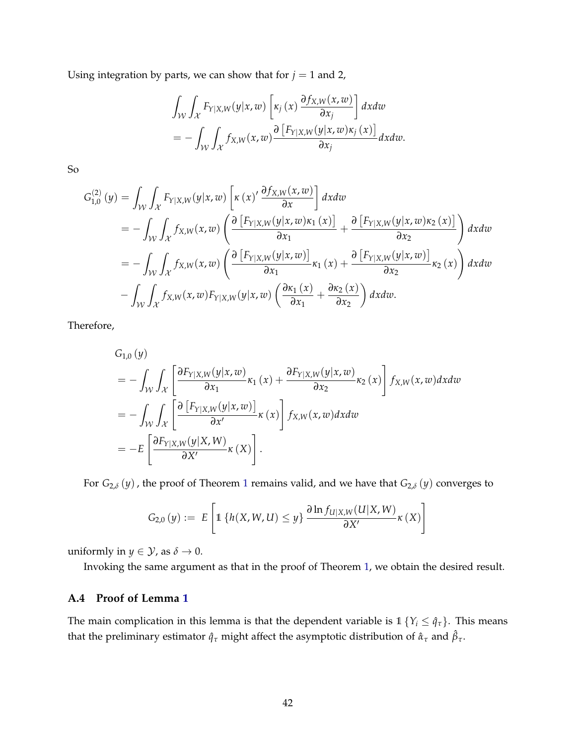Using integration by parts, we can show that for $j = 1$ and 2,

$$
\begin{aligned}
&\int_{\mathcal{W}} \int_{\mathcal{X}} F_{Y|X,W}(y|x,w) \left[ \kappa_j(x) \frac{\partial f_{X,W}(x,w)}{\partial x_j} \right] dx dw \\
&= -\int_{\mathcal{W}} \int_{\mathcal{X}} f_{X,W}(x,w) \frac{\partial \left[ F_{Y|X,W}(y|x,w) \kappa_j(x) \right]}{\partial x_j} dx dw.
\end{aligned}
$$

So

$$
\begin{aligned}
G_{1,0}^{(2)}(y) &= \int_{\mathcal{W}} \int_{\mathcal{X}} F_{Y|X,W}(y|x,w) \left[ \kappa(x)' \frac{\partial f_{X,W}(x,w)}{\partial x} \right] dx dw \\
&= -\int_{\mathcal{W}} \int_{\mathcal{X}} f_{X,W}(x,w) \left( \frac{\partial \left[ F_{Y|X,W}(y|x,w) \kappa_1(x) \right]}{\partial x_1} + \frac{\partial \left[ F_{Y|X,W}(y|x,w) \kappa_2(x) \right]}{\partial x_2} \right) dx dw \\
&= -\int_{\mathcal{W}} \int_{\mathcal{X}} f_{X,W}(x,w) \left( \frac{\partial \left[ F_{Y|X,W}(y|x,w) \right]}{\partial x_1} \kappa_1(x) + \frac{\partial \left[ F_{Y|X,W}(y|x,w) \right]}{\partial x_2} \kappa_2(x) \right) dx dw \\
&\quad - \int_{\mathcal{W}} \int_{\mathcal{X}} f_{X,W}(x,w) F_{Y|X,W}(y|x,w) \left( \frac{\partial \kappa_1(x)}{\partial x_1} + \frac{\partial \kappa_2(x)}{\partial x_2} \right) dx dw.
\end{aligned}
$$

Therefore,

$$
\begin{aligned}
&G_{1,0}(y) \\
&= -\int_{\mathcal{W}} \int_{\mathcal{X}} \left[ \frac{\partial F_{Y|X,W}(y|x,w)}{\partial x_1} \kappa_1(x) + \frac{\partial F_{Y|X,W}(y|x,w)}{\partial x_2} \kappa_2(x) \right] f_{X,W}(x,w) dx dw \\
&= -\int_{\mathcal{W}} \int_{\mathcal{X}} \left[ \frac{\partial \left[ F_{Y|X,W}(y|x,w) \right]}{\partial x'} \kappa(x) \right] f_{X,W}(x,w) dx dw \\
&= -E\left[ \frac{\partial F_{Y|X,W}(y|X,W)}{\partial X'} \kappa(X) \right].
\end{aligned}
$$

For $G_{2,\delta}(y)$, the proof of Theorem 1 remains valid, and we have that $G_{2,\delta}(y)$ converges to

$$
G_{2,0}(y) := E\left[ \mathbb{1}\left\{ h(X,W,U) \le y \right\} \frac{\partial \ln f_{U|X,W}(U|X,W)}{\partial X'} \kappa(X) \right]
$$

uniformly in $y \in \mathcal{Y}$, as $\delta \to 0$.

Invoking the same argument as that in the proof of Theorem 1, we obtain the desired result.

### A.4 Proof of Lemma 1

The main complication in this lemma is that the dependent variable is $\mathbb{1}\{Y_i \le \hat{q}_\tau\}$. This means that the preliminary estimator $\hat{q}_\tau$ might affect the asymptotic distribution of $\hat{\alpha}_\tau$ and $\hat{\beta}_\tau$.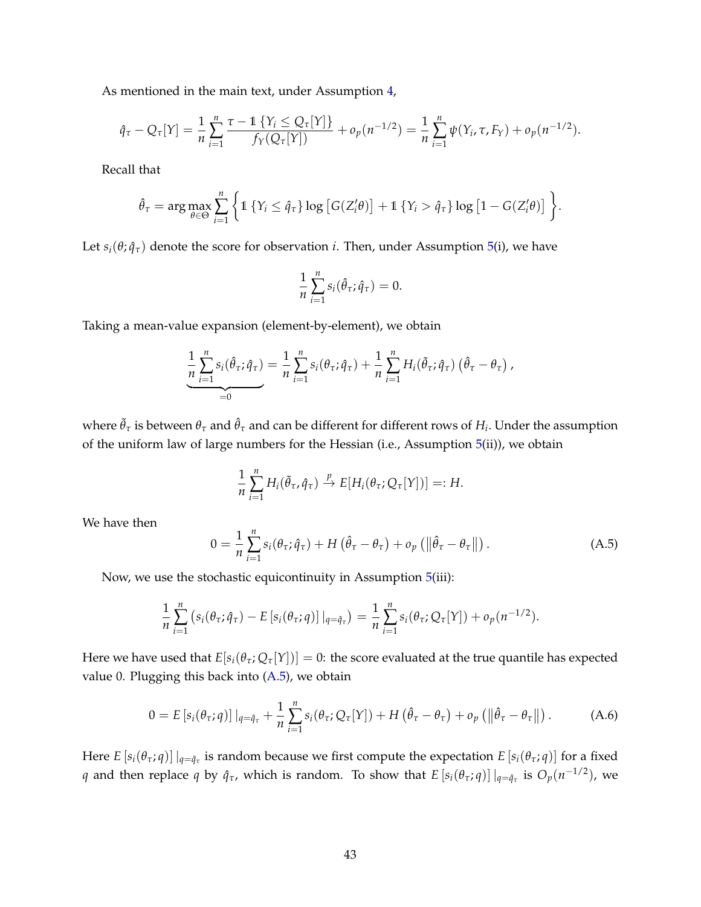As mentioned in the main text, under Assumption 4,

$$\hat{q}_\tau - Q_\tau[Y] = \frac{1}{n}\sum_{i=1}^{n} \frac{\tau - \mathbb{1}\{Y_i \le Q_\tau[Y]\}}{f_Y(Q_\tau[Y])} + o_p(n^{-1/2}) = \frac{1}{n}\sum_{i=1}^{n} \psi(Y_i, \tau, F_Y) + o_p(n^{-1/2}).$$

Recall that

$$\hat{\theta}_\tau = \arg\max_{\theta \in \Theta} \sum_{i=1}^{n} \left\{ \mathbb{1}\{Y_i \le \hat{q}_\tau\} \log\left[G(Z_i'\theta)\right] + \mathbb{1}\{Y_i > \hat{q}_\tau\} \log\left[1 - G(Z_i'\theta)\right] \right\}.$$

Let $s_i(\theta; \hat{q}_\tau)$ denote the score for observation $i$. Then, under Assumption 5(i), we have

$$\frac{1}{n}\sum_{i=1}^{n} s_i(\hat{\theta}_\tau; \hat{q}_\tau) = 0.$$

Taking a mean-value expansion (element-by-element), we obtain

$$\underbrace{\frac{1}{n}\sum_{i=1}^{n} s_i(\hat{\theta}_\tau; \hat{q}_\tau)}_{=0} = \frac{1}{n}\sum_{i=1}^{n} s_i(\theta_\tau; \hat{q}_\tau) + \frac{1}{n}\sum_{i=1}^{n} H_i(\tilde{\theta}_\tau; \hat{q}_\tau)\left(\hat{\theta}_\tau - \theta_\tau\right),$$

where $\tilde{\theta}_\tau$ is between $\theta_\tau$ and $\hat{\theta}_\tau$ and can be different for different rows of $H_i$. Under the assumption of the uniform law of large numbers for the Hessian (i.e., Assumption 5(ii)), we obtain

$$\frac{1}{n}\sum_{i=1}^{n} H_i(\tilde{\theta}_\tau, \hat{q}_\tau) \xrightarrow{p} E[H_i(\theta_\tau; Q_\tau[Y])] =: H.$$

We have then

$$0 = \frac{1}{n}\sum_{i=1}^{n} s_i(\theta_\tau; \hat{q}_\tau) + H\left(\hat{\theta}_\tau - \theta_\tau\right) + o_p\left(\left\|\hat{\theta}_\tau - \theta_\tau\right\|\right). \tag{A.5}$$

Now, we use the stochastic equicontinuity in Assumption 5(iii):

$$\frac{1}{n}\sum_{i=1}^{n}\left(s_i(\theta_\tau; \hat{q}_\tau) - E\left[s_i(\theta_\tau; q)\right]|_{q=\hat{q}_\tau}\right) = \frac{1}{n}\sum_{i=1}^{n} s_i(\theta_\tau; Q_\tau[Y]) + o_p(n^{-1/2}).$$

Here we have used that $E[s_i(\theta_\tau; Q_\tau[Y])] = 0$: the score evaluated at the true quantile has expected value 0. Plugging this back into (A.5), we obtain

$$0 = E\left[s_i(\theta_\tau; q)\right]|_{q=\hat{q}_\tau} + \frac{1}{n}\sum_{i=1}^{n} s_i(\theta_\tau; Q_\tau[Y]) + H\left(\hat{\theta}_\tau - \theta_\tau\right) + o_p\left(\left\|\hat{\theta}_\tau - \theta_\tau\right\|\right). \tag{A.6}$$

Here $E\left[s_i(\theta_\tau; q)\right]|_{q=\hat{q}_\tau}$ is random because we first compute the expectation $E\left[s_i(\theta_\tau; q)\right]$ for a fixed $q$ and then replace $q$ by $\hat{q}_\tau$, which is random. To show that $E\left[s_i(\theta_\tau; q)\right]|_{q=\hat{q}_\tau}$ is $O_p(n^{-1/2})$, we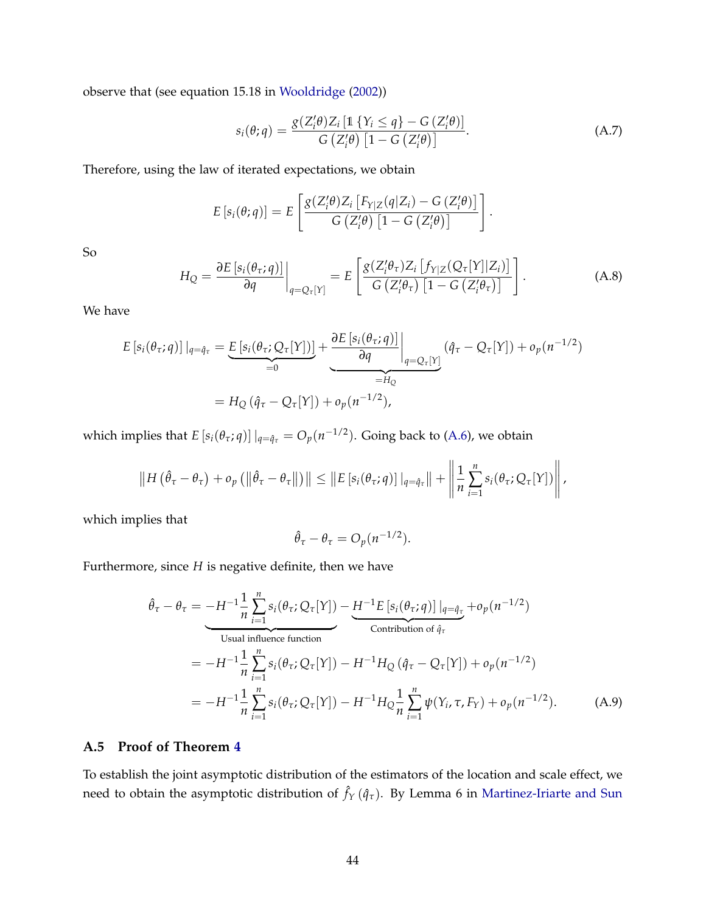observe that (see equation 15.18 in Wooldridge (2002))

$$s_i(\theta; q) = \frac{g(Z_i'\theta) Z_i \left[ \mathbb{1}\{Y_i \leq q\} - G(Z_i'\theta) \right]}{G(Z_i'\theta)\left[1 - G(Z_i'\theta)\right]}. \tag{A.7}$$

Therefore, using the law of iterated expectations, we obtain

$$E\left[s_i(\theta; q)\right] = E\left[ \frac{g(Z_i'\theta) Z_i \left[ F_{Y|Z}(q|Z_i) - G(Z_i'\theta) \right]}{G(Z_i'\theta)\left[1 - G(Z_i'\theta)\right]} \right].$$

So

$$H_Q = \left. \frac{\partial E\left[s_i(\theta_\tau; q)\right]}{\partial q} \right|_{q = Q_\tau[Y]} = E\left[ \frac{g(Z_i'\theta_\tau) Z_i \left[ f_{Y|Z}(Q_\tau[Y]|Z_i) \right]}{G(Z_i'\theta_\tau)\left[1 - G(Z_i'\theta_\tau)\right]} \right]. \tag{A.8}$$

We have

$$\begin{aligned}
E\left[s_i(\theta_\tau; q)\right]|_{q=\hat{q}_\tau} &= \underbrace{E\left[s_i(\theta_\tau; Q_\tau[Y])\right]}_{=0} + \underbrace{\left. \frac{\partial E\left[s_i(\theta_\tau; q)\right]}{\partial q} \right|_{q = Q_\tau[Y]}}_{=H_Q} \left(\hat{q}_\tau - Q_\tau[Y]\right) + o_p(n^{-1/2}) \\
&= H_Q\left(\hat{q}_\tau - Q_\tau[Y]\right) + o_p(n^{-1/2}),
\end{aligned}$$

which implies that $E\left[s_i(\theta_\tau; q)\right]|_{q=\hat{q}_\tau} = O_p(n^{-1/2})$. Going back to (A.6), we obtain

$$\left\| H\left(\hat{\theta}_\tau - \theta_\tau\right) + o_p\left(\left\|\hat{\theta}_\tau - \theta_\tau\right\|\right) \right\| \leq \left\| E\left[s_i(\theta_\tau; q)\right]|_{q=\hat{q}_\tau} \right\| + \left\| \frac{1}{n}\sum_{i=1}^{n} s_i(\theta_\tau; Q_\tau[Y]) \right\|,$$

which implies that

$$\hat{\theta}_\tau - \theta_\tau = O_p(n^{-1/2}).$$

Furthermore, since $H$ is negative definite, then we have

$$\begin{aligned}
\hat{\theta}_\tau - \theta_\tau &= \underbrace{-H^{-1}\frac{1}{n}\sum_{i=1}^{n} s_i(\theta_\tau; Q_\tau[Y])}_{\text{Usual influence function}} - \underbrace{H^{-1}E\left[s_i(\theta_\tau; q)\right]|_{q=\hat{q}_\tau}}_{\text{Contribution of } \hat{q}_\tau} + o_p(n^{-1/2}) \\
&= -H^{-1}\frac{1}{n}\sum_{i=1}^{n} s_i(\theta_\tau; Q_\tau[Y]) - H^{-1}H_Q\left(\hat{q}_\tau - Q_\tau[Y]\right) + o_p(n^{-1/2}) \\
&= -H^{-1}\frac{1}{n}\sum_{i=1}^{n} s_i(\theta_\tau; Q_\tau[Y]) - H^{-1}H_Q\frac{1}{n}\sum_{i=1}^{n} \psi(Y_i, \tau, F_Y) + o_p(n^{-1/2}).
\end{aligned} \tag{A.9}$$

## A.5 Proof of Theorem 4

To establish the joint asymptotic distribution of the estimators of the location and scale effect, we need to obtain the asymptotic distribution of $\hat{f}_Y(\hat{q}_\tau)$. By Lemma 6 in Martinez-Iriarte and Sun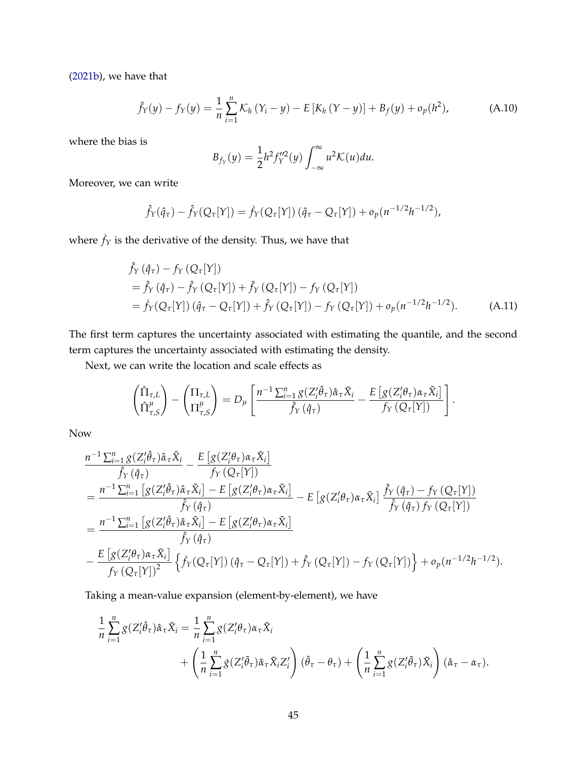(2021b), we have that

$$\hat{f}_Y(y) - f_Y(y) = \frac{1}{n}\sum_{i=1}^{n} \mathcal{K}_h(Y_i - y) - E\left[K_h(Y - y)\right] + B_f(y) + o_p(h^2), \tag{A.10}$$

where the bias is

$$B_{f_Y}(y) = \frac{1}{2}h^2 f_Y''^2(y)\int_{-\infty}^{\infty} u^2 \mathcal{K}(u)du.$$

Moreover, we can write

$$\hat{f}_Y(\hat{q}_\tau) - \hat{f}_Y(Q_\tau[Y]) = \dot{f}_Y(Q_\tau[Y])\left(\hat{q}_\tau - Q_\tau[Y]\right) + o_p(n^{-1/2}h^{-1/2}),$$

where $\dot{f}_Y$ is the derivative of the density. Thus, we have that

$$\begin{aligned}
&\hat{f}_Y(\hat{q}_\tau) - f_Y(Q_\tau[Y]) \\
&= \hat{f}_Y(\hat{q}_\tau) - \hat{f}_Y(Q_\tau[Y]) + \hat{f}_Y(Q_\tau[Y]) - f_Y(Q_\tau[Y]) \\
&= \dot{f}_Y(Q_\tau[Y])\left(\hat{q}_\tau - Q_\tau[Y]\right) + \hat{f}_Y(Q_\tau[Y]) - f_Y(Q_\tau[Y]) + o_p(n^{-1/2}h^{-1/2}).
\end{aligned} \tag{A.11}$$

The first term captures the uncertainty associated with estimating the quantile, and the second term captures the uncertainty associated with estimating the density.

Next, we can write the location and scale effects as

$$\begin{pmatrix}\hat{\Pi}_{\tau,L} \\ \hat{\Pi}^{\mu}_{\tau,S}\end{pmatrix} - \begin{pmatrix}\Pi_{\tau,L} \\ \Pi^{\mu}_{\tau,S}\end{pmatrix} = D_\mu\left[\frac{n^{-1}\sum_{i=1}^{n} g(Z_i'\hat{\theta}_\tau)\hat{\alpha}_\tau \tilde{X}_i}{\hat{f}_Y(\hat{q}_\tau)} - \frac{E\left[g(Z_i'\theta_\tau)\alpha_\tau \tilde{X}_i\right]}{f_Y(Q_\tau[Y])}\right].$$

Now

$$\begin{aligned}
&\frac{n^{-1}\sum_{i=1}^{n} g(Z_i'\hat{\theta}_\tau)\hat{\alpha}_\tau \tilde{X}_i}{\hat{f}_Y(\hat{q}_\tau)} - \frac{E\left[g(Z_i'\theta_\tau)\alpha_\tau \tilde{X}_i\right]}{f_Y(Q_\tau[Y])} \\
&= \frac{n^{-1}\sum_{i=1}^{n}\left[g(Z_i'\hat{\theta}_\tau)\hat{\alpha}_\tau \tilde{X}_i\right] - E\left[g(Z_i'\theta_\tau)\alpha_\tau \tilde{X}_i\right]}{\hat{f}_Y(\hat{q}_\tau)} - E\left[g(Z_i'\theta_\tau)\alpha_\tau \tilde{X}_i\right]\frac{\hat{f}_Y(\hat{q}_\tau) - f_Y(Q_\tau[Y])}{\hat{f}_Y(\hat{q}_\tau)\, f_Y(Q_\tau[Y])} \\
&= \frac{n^{-1}\sum_{i=1}^{n}\left[g(Z_i'\hat{\theta}_\tau)\hat{\alpha}_\tau \tilde{X}_i\right] - E\left[g(Z_i'\theta_\tau)\alpha_\tau \tilde{X}_i\right]}{\hat{f}_Y(\hat{q}_\tau)} \\
&\quad - \frac{E\left[g(Z_i'\theta_\tau)\alpha_\tau \tilde{X}_i\right]}{f_Y(Q_\tau[Y])^2}\left\{\dot{f}_Y(Q_\tau[Y])\left(\hat{q}_\tau - Q_\tau[Y]\right) + \hat{f}_Y(Q_\tau[Y]) - f_Y(Q_\tau[Y])\right\} + o_p(n^{-1/2}h^{-1/2}).
\end{aligned}$$

Taking a mean-value expansion (element-by-element), we have

$$\begin{aligned}
\frac{1}{n}\sum_{i=1}^{n} g(Z_i'\hat{\theta}_\tau)\hat{\alpha}_\tau \tilde{X}_i &= \frac{1}{n}\sum_{i=1}^{n} g(Z_i'\theta_\tau)\alpha_\tau \tilde{X}_i \\
&\quad + \left(\frac{1}{n}\sum_{i=1}^{n}\dot{g}(Z_i'\tilde{\theta}_\tau)\tilde{\alpha}_\tau \tilde{X}_i Z_i'\right)(\hat{\theta}_\tau - \theta_\tau) + \left(\frac{1}{n}\sum_{i=1}^{n} g(Z_i'\tilde{\theta}_\tau)\tilde{X}_i\right)(\hat{\alpha}_\tau - \alpha_\tau).
\end{aligned}$$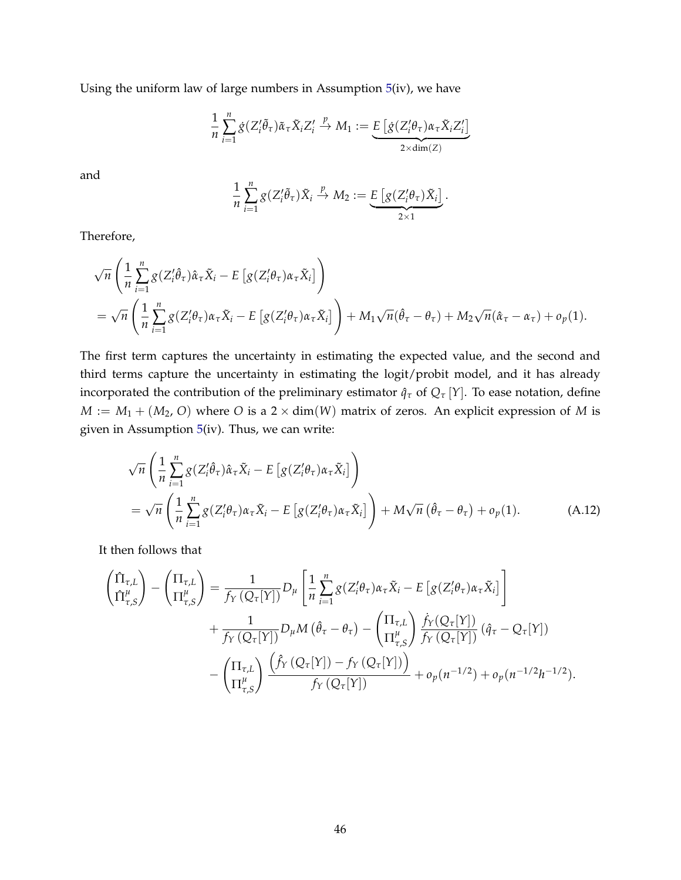Using the uniform law of large numbers in Assumption 5(iv), we have

$$\frac{1}{n}\sum_{i=1}^{n}\dot{g}(Z_i'\tilde{\theta}_\tau)\tilde{\alpha}_\tau\tilde{X}_i Z_i' \xrightarrow{p} M_1 := \underbrace{E\left[\dot{g}(Z_i'\theta_\tau)\alpha_\tau\tilde{X}_i Z_i'\right]}_{2\times\dim(Z)}$$

and

$$\frac{1}{n}\sum_{i=1}^{n}g(Z_i'\tilde{\theta}_\tau)\tilde{X}_i \xrightarrow{p} M_2 := \underbrace{E\left[g(Z_i'\theta_\tau)\tilde{X}_i\right]}_{2\times 1}.$$

Therefore,

$$\begin{aligned}
&\sqrt{n}\left(\frac{1}{n}\sum_{i=1}^{n}g(Z_i'\hat{\theta}_\tau)\hat{\alpha}_\tau\tilde{X}_i - E\left[g(Z_i'\theta_\tau)\alpha_\tau\tilde{X}_i\right]\right)\\
&= \sqrt{n}\left(\frac{1}{n}\sum_{i=1}^{n}g(Z_i'\theta_\tau)\alpha_\tau\tilde{X}_i - E\left[g(Z_i'\theta_\tau)\alpha_\tau\tilde{X}_i\right]\right) + M_1\sqrt{n}(\hat{\theta}_\tau - \theta_\tau) + M_2\sqrt{n}(\hat{\alpha}_\tau - \alpha_\tau) + o_p(1).
\end{aligned}$$

The first term captures the uncertainty in estimating the expected value, and the second and third terms capture the uncertainty in estimating the logit/probit model, and it has already incorporated the contribution of the preliminary estimator $\hat{q}_\tau$ of $Q_\tau[Y]$. To ease notation, define $M := M_1 + (M_2, O)$ where $O$ is a $2\times\dim(W)$ matrix of zeros. An explicit expression of $M$ is given in Assumption 5(iv). Thus, we can write:

$$\begin{aligned}
&\sqrt{n}\left(\frac{1}{n}\sum_{i=1}^{n}g(Z_i'\hat{\theta}_\tau)\hat{\alpha}_\tau\tilde{X}_i - E\left[g(Z_i'\theta_\tau)\alpha_\tau\tilde{X}_i\right]\right)\\
&= \sqrt{n}\left(\frac{1}{n}\sum_{i=1}^{n}g(Z_i'\theta_\tau)\alpha_\tau\tilde{X}_i - E\left[g(Z_i'\theta_\tau)\alpha_\tau\tilde{X}_i\right]\right) + M\sqrt{n}\left(\hat{\theta}_\tau - \theta_\tau\right) + o_p(1). \qquad \text{(A.12)}
\end{aligned}$$

It then follows that

$$\begin{aligned}
\begin{pmatrix}\hat{\Pi}_{\tau,L}\\ \hat{\Pi}_{\tau,S}^{\mu}\end{pmatrix} - \begin{pmatrix}\Pi_{\tau,L}\\ \Pi_{\tau,S}^{\mu}\end{pmatrix} &= \frac{1}{f_Y\left(Q_\tau[Y]\right)}D_\mu\left[\frac{1}{n}\sum_{i=1}^{n}g(Z_i'\theta_\tau)\alpha_\tau\tilde{X}_i - E\left[g(Z_i'\theta_\tau)\alpha_\tau\tilde{X}_i\right]\right]\\
&\quad + \frac{1}{f_Y\left(Q_\tau[Y]\right)}D_\mu M\left(\hat{\theta}_\tau - \theta_\tau\right) - \begin{pmatrix}\Pi_{\tau,L}\\ \Pi_{\tau,S}^{\mu}\end{pmatrix}\frac{\dot{f}_Y(Q_\tau[Y])}{f_Y\left(Q_\tau[Y]\right)}\left(\hat{q}_\tau - Q_\tau[Y]\right)\\
&\quad - \begin{pmatrix}\Pi_{\tau,L}\\ \Pi_{\tau,S}^{\mu}\end{pmatrix}\frac{\left(\hat{f}_Y\left(Q_\tau[Y]\right) - f_Y\left(Q_\tau[Y]\right)\right)}{f_Y\left(Q_\tau[Y]\right)} + o_p(n^{-1/2}) + o_p(n^{-1/2}h^{-1/2}).
\end{aligned}$$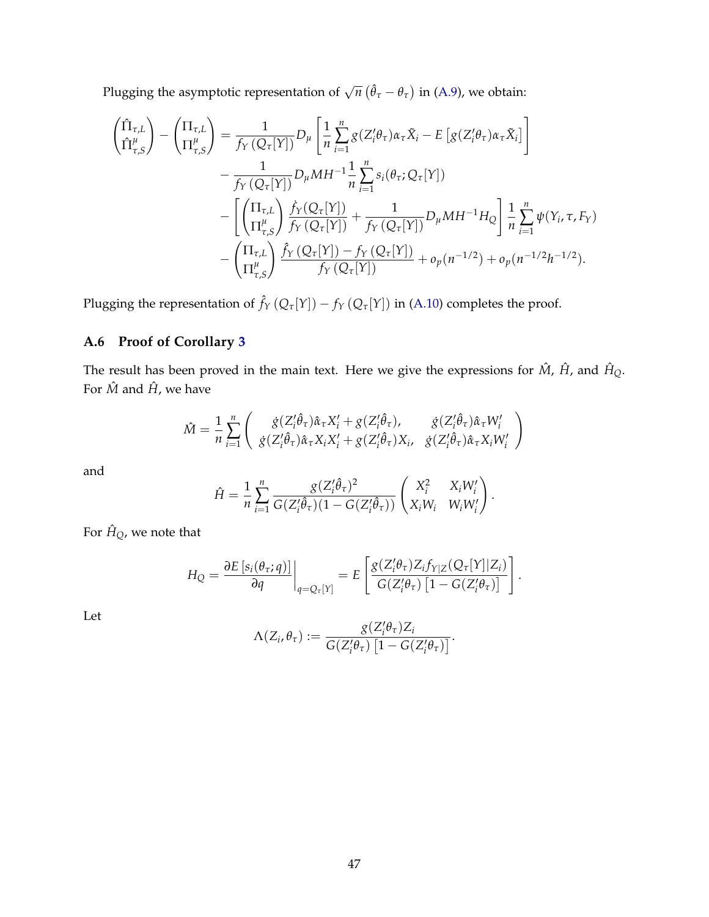Plugging the asymptotic representation of $\sqrt{n}\left(\hat{\theta}_\tau - \theta_\tau\right)$ in (A.9), we obtain:

$$
\begin{aligned}
\begin{pmatrix} \hat{\Pi}_{\tau,L} \\ \hat{\Pi}^{\mu}_{\tau,S} \end{pmatrix} - \begin{pmatrix} \Pi_{\tau,L} \\ \Pi^{\mu}_{\tau,S} \end{pmatrix} &= \frac{1}{f_Y\left(Q_\tau[Y]\right)} D_\mu \left[ \frac{1}{n} \sum_{i=1}^{n} g(Z_i'\theta_\tau)\alpha_\tau \tilde{X}_i - E\left[g(Z_i'\theta_\tau)\alpha_\tau \tilde{X}_i\right] \right] \\
&\quad - \frac{1}{f_Y\left(Q_\tau[Y]\right)} D_\mu M H^{-1} \frac{1}{n} \sum_{i=1}^{n} s_i(\theta_\tau; Q_\tau[Y]) \\
&\quad - \left[ \begin{pmatrix} \Pi_{\tau,L} \\ \Pi^{\mu}_{\tau,S} \end{pmatrix} \frac{\dot{f}_Y(Q_\tau[Y])}{f_Y\left(Q_\tau[Y]\right)} + \frac{1}{f_Y\left(Q_\tau[Y]\right)} D_\mu M H^{-1} H_Q \right] \frac{1}{n} \sum_{i=1}^{n} \psi(Y_i, \tau, F_Y) \\
&\quad - \begin{pmatrix} \Pi_{\tau,L} \\ \Pi^{\mu}_{\tau,S} \end{pmatrix} \frac{\hat{f}_Y\left(Q_\tau[Y]\right) - f_Y\left(Q_\tau[Y]\right)}{f_Y\left(Q_\tau[Y]\right)} + o_p(n^{-1/2}) + o_p(n^{-1/2}h^{-1/2}).
\end{aligned}
$$

Plugging the representation of $\hat{f}_Y\left(Q_\tau[Y]\right) - f_Y\left(Q_\tau[Y]\right)$ in (A.10) completes the proof.

### A.6 Proof of Corollary 3

The result has been proved in the main text. Here we give the expressions for $\hat{M}$, $\hat{H}$, and $\hat{H}_Q$. For $\hat{M}$ and $\hat{H}$, we have

$$
\hat{M} = \frac{1}{n} \sum_{i=1}^{n} \begin{pmatrix} \dot{g}(Z_i'\hat{\theta}_\tau)\hat{\alpha}_\tau X_i' + g(Z_i'\hat{\theta}_\tau), & \dot{g}(Z_i'\hat{\theta}_\tau)\hat{\alpha}_\tau W_i' \\ \dot{g}(Z_i'\hat{\theta}_\tau)\hat{\alpha}_\tau X_i X_i' + g(Z_i'\hat{\theta}_\tau)X_i, & \dot{g}(Z_i'\hat{\theta}_\tau)\hat{\alpha}_\tau X_i W_i' \end{pmatrix}
$$

and

$$
\hat{H} = \frac{1}{n} \sum_{i=1}^{n} \frac{g(Z_i'\hat{\theta}_\tau)^2}{G(Z_i'\hat{\theta}_\tau)(1 - G(Z_i'\hat{\theta}_\tau))} \begin{pmatrix} X_i^2 & X_i W_i' \\ X_i W_i & W_i W_i' \end{pmatrix}.
$$

For $\hat{H}_Q$, we note that

$$
H_Q = \left. \frac{\partial E\left[s_i(\theta_\tau; q)\right]}{\partial q} \right|_{q = Q_\tau[Y]} = E\left[ \frac{g(Z_i'\theta_\tau) Z_i f_{Y|Z}(Q_\tau[Y]|Z_i)}{G(Z_i'\theta_\tau)\left[1 - G(Z_i'\theta_\tau)\right]} \right].
$$

Let

$$
\Lambda(Z_i, \theta_\tau) := \frac{g(Z_i'\theta_\tau) Z_i}{G(Z_i'\theta_\tau)\left[1 - G(Z_i'\theta_\tau)\right]}.
$$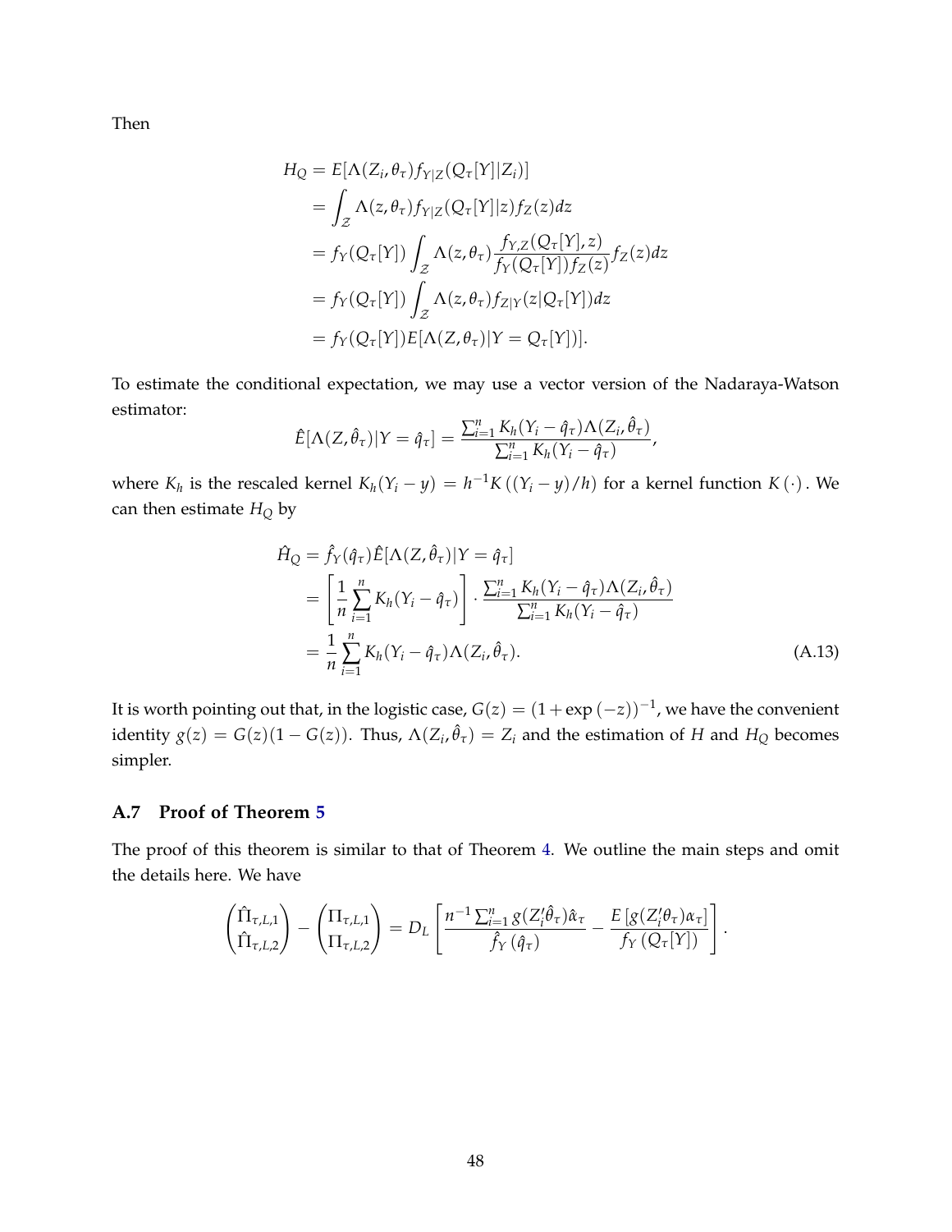Then

$$
\begin{aligned}
H_Q &= E[\Lambda(Z_i, \theta_\tau) f_{Y|Z}(Q_\tau[Y]|Z_i)] \\
&= \int_{\mathcal{Z}} \Lambda(z, \theta_\tau) f_{Y|Z}(Q_\tau[Y]|z) f_Z(z) dz \\
&= f_Y(Q_\tau[Y]) \int_{\mathcal{Z}} \Lambda(z, \theta_\tau) \frac{f_{Y,Z}(Q_\tau[Y], z)}{f_Y(Q_\tau[Y]) f_Z(z)} f_Z(z) dz \\
&= f_Y(Q_\tau[Y]) \int_{\mathcal{Z}} \Lambda(z, \theta_\tau) f_{Z|Y}(z|Q_\tau[Y]) dz \\
&= f_Y(Q_\tau[Y]) E[\Lambda(Z, \theta_\tau)|Y = Q_\tau[Y])].
\end{aligned}
$$

To estimate the conditional expectation, we may use a vector version of the Nadaraya-Watson estimator:

$$
\hat{E}[\Lambda(Z, \hat{\theta}_\tau)|Y = \hat{q}_\tau] = \frac{\sum_{i=1}^n K_h(Y_i - \hat{q}_\tau)\Lambda(Z_i, \hat{\theta}_\tau)}{\sum_{i=1}^n K_h(Y_i - \hat{q}_\tau)},
$$

where $K_h$ is the rescaled kernel $K_h(Y_i - y) = h^{-1}K((Y_i - y)/h)$ for a kernel function $K(\cdot)$. We can then estimate $H_Q$ by

$$
\begin{aligned}
\hat{H}_Q &= \hat{f}_Y(\hat{q}_\tau)\hat{E}[\Lambda(Z, \hat{\theta}_\tau)|Y = \hat{q}_\tau] \\
&= \left[\frac{1}{n}\sum_{i=1}^n K_h(Y_i - \hat{q}_\tau)\right] \cdot \frac{\sum_{i=1}^n K_h(Y_i - \hat{q}_\tau)\Lambda(Z_i, \hat{\theta}_\tau)}{\sum_{i=1}^n K_h(Y_i - \hat{q}_\tau)} \\
&= \frac{1}{n}\sum_{i=1}^n K_h(Y_i - \hat{q}_\tau)\Lambda(Z_i, \hat{\theta}_\tau).
\end{aligned} \tag{A.13}
$$

It is worth pointing out that, in the logistic case, $G(z) = (1 + \exp(-z))^{-1}$, we have the convenient identity $g(z) = G(z)(1 - G(z))$. Thus, $\Lambda(Z_i, \hat{\theta}_\tau) = Z_i$ and the estimation of $H$ and $H_Q$ becomes simpler.

### A.7 Proof of Theorem 5

The proof of this theorem is similar to that of Theorem 4. We outline the main steps and omit the details here. We have

$$
\begin{pmatrix} \hat{\Pi}_{\tau,L,1} \\ \hat{\Pi}_{\tau,L,2} \end{pmatrix} - \begin{pmatrix} \Pi_{\tau,L,1} \\ \Pi_{\tau,L,2} \end{pmatrix} = D_L \left[ \frac{n^{-1}\sum_{i=1}^n g(Z_i'\hat{\theta}_\tau)\hat{\alpha}_\tau}{\hat{f}_Y(\hat{q}_\tau)} - \frac{E[g(Z_i'\theta_\tau)\alpha_\tau]}{f_Y(Q_\tau[Y])} \right].
$$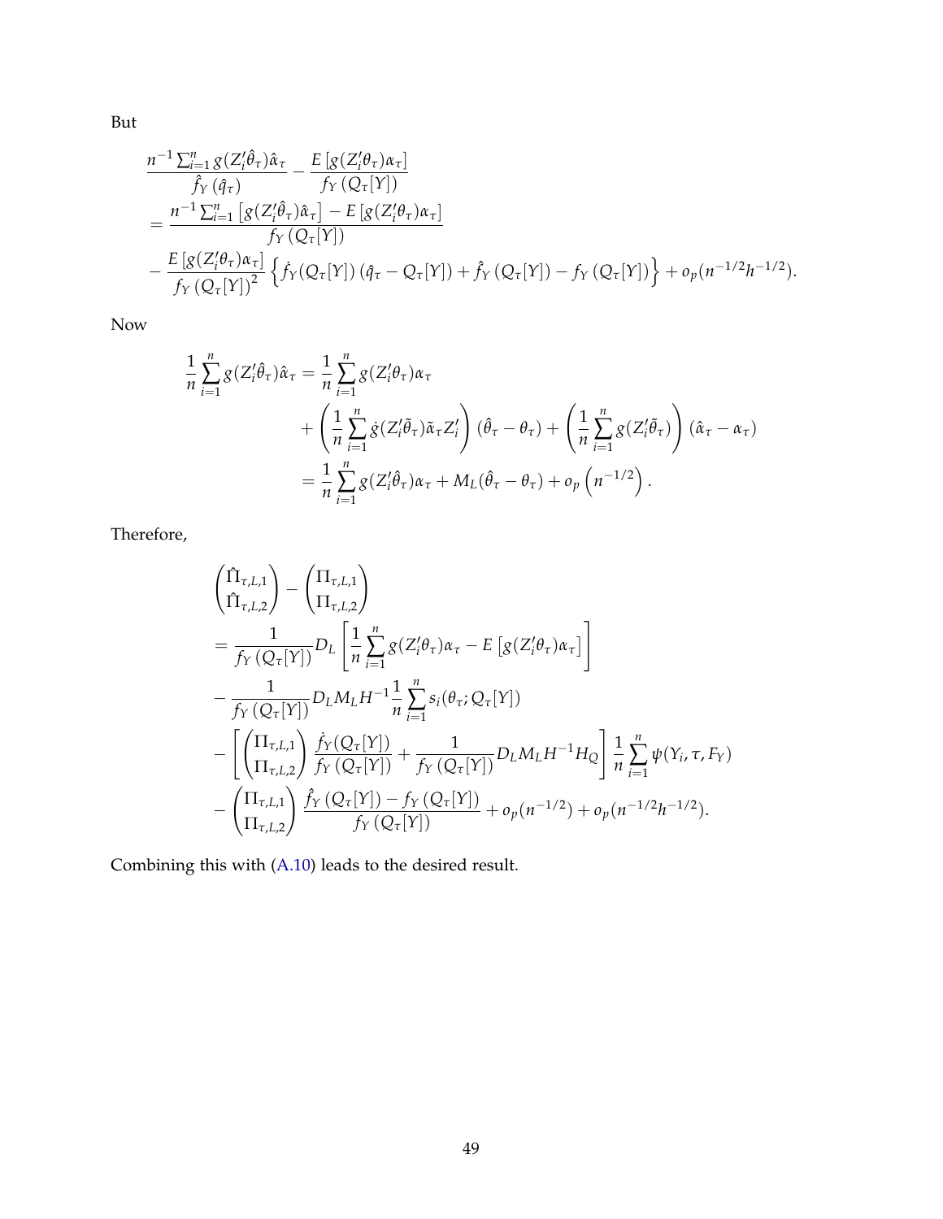But

$$
\begin{aligned}
&\frac{n^{-1}\sum_{i=1}^{n} g(Z_i'\hat{\theta}_\tau)\hat{\alpha}_\tau}{\hat{f}_Y(\hat{q}_\tau)} - \frac{E\left[g(Z_i'\theta_\tau)\alpha_\tau\right]}{f_Y\left(Q_\tau[Y]\right)} \\
&= \frac{n^{-1}\sum_{i=1}^{n}\left[g(Z_i'\hat{\theta}_\tau)\hat{\alpha}_\tau\right] - E\left[g(Z_i'\theta_\tau)\alpha_\tau\right]}{f_Y\left(Q_\tau[Y]\right)} \\
&- \frac{E\left[g(Z_i'\theta_\tau)\alpha_\tau\right]}{f_Y\left(Q_\tau[Y]\right)^2}\left\{\dot{f}_Y(Q_\tau[Y])\left(\hat{q}_\tau - Q_\tau[Y]\right) + \hat{f}_Y\left(Q_\tau[Y]\right) - f_Y\left(Q_\tau[Y]\right)\right\} + o_p(n^{-1/2}h^{-1/2}).
\end{aligned}
$$

Now

$$
\begin{aligned}
\frac{1}{n}\sum_{i=1}^{n} g(Z_i'\hat{\theta}_\tau)\hat{\alpha}_\tau &= \frac{1}{n}\sum_{i=1}^{n} g(Z_i'\theta_\tau)\alpha_\tau \\
&\quad + \left(\frac{1}{n}\sum_{i=1}^{n}\dot{g}(Z_i'\tilde{\theta}_\tau)\tilde{\alpha}_\tau Z_i'\right)(\hat{\theta}_\tau - \theta_\tau) + \left(\frac{1}{n}\sum_{i=1}^{n} g(Z_i'\tilde{\theta}_\tau)\right)(\hat{\alpha}_\tau - \alpha_\tau) \\
&= \frac{1}{n}\sum_{i=1}^{n} g(Z_i'\hat{\theta}_\tau)\alpha_\tau + M_L(\hat{\theta}_\tau - \theta_\tau) + o_p\left(n^{-1/2}\right).
\end{aligned}
$$

Therefore,

$$
\begin{aligned}
&\begin{pmatrix}\hat{\Pi}_{\tau,L,1} \\ \hat{\Pi}_{\tau,L,2}\end{pmatrix} - \begin{pmatrix}\Pi_{\tau,L,1} \\ \Pi_{\tau,L,2}\end{pmatrix} \\
&= \frac{1}{f_Y\left(Q_\tau[Y]\right)} D_L\left[\frac{1}{n}\sum_{i=1}^{n} g(Z_i'\theta_\tau)\alpha_\tau - E\left[g(Z_i'\theta_\tau)\alpha_\tau\right]\right] \\
&- \frac{1}{f_Y\left(Q_\tau[Y]\right)} D_L M_L H^{-1}\frac{1}{n}\sum_{i=1}^{n} s_i(\theta_\tau; Q_\tau[Y]) \\
&- \left[\begin{pmatrix}\Pi_{\tau,L,1} \\ \Pi_{\tau,L,2}\end{pmatrix}\frac{\dot{f}_Y(Q_\tau[Y])}{f_Y\left(Q_\tau[Y]\right)} + \frac{1}{f_Y\left(Q_\tau[Y]\right)} D_L M_L H^{-1} H_Q\right]\frac{1}{n}\sum_{i=1}^{n}\psi(Y_i, \tau, F_Y) \\
&- \begin{pmatrix}\Pi_{\tau,L,1} \\ \Pi_{\tau,L,2}\end{pmatrix}\frac{\hat{f}_Y\left(Q_\tau[Y]\right) - f_Y\left(Q_\tau[Y]\right)}{f_Y\left(Q_\tau[Y]\right)} + o_p(n^{-1/2}) + o_p(n^{-1/2}h^{-1/2}).
\end{aligned}
$$

Combining this with (A.10) leads to the desired result.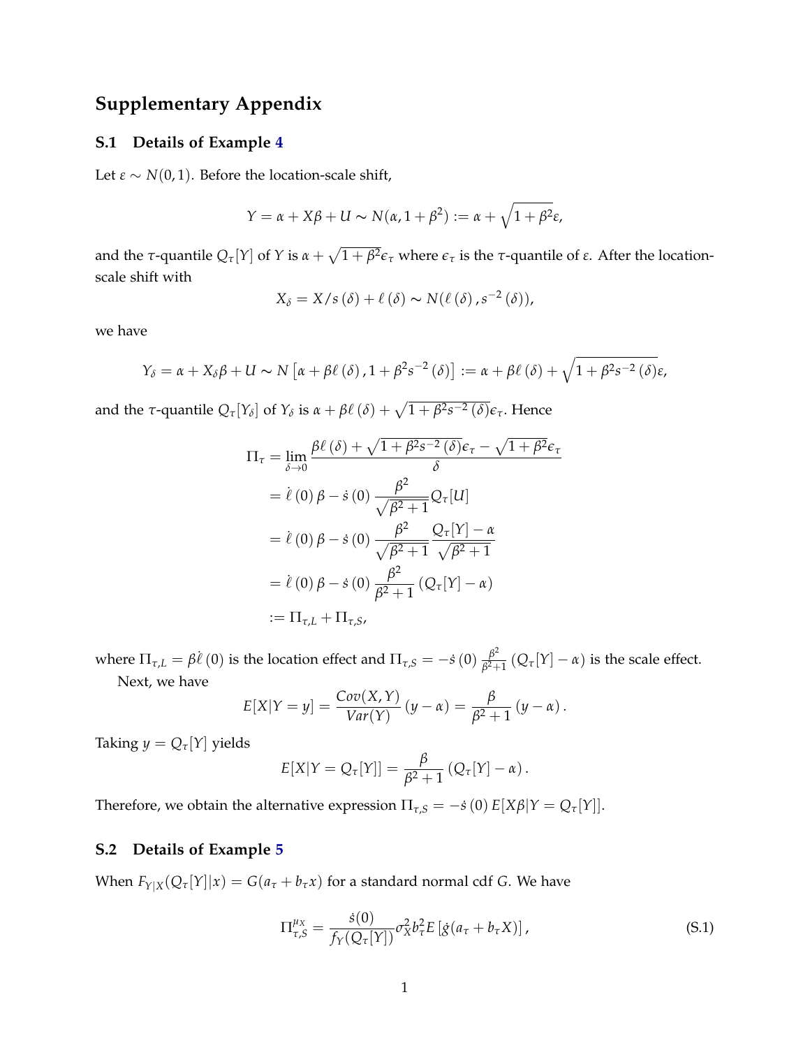# Supplementary Appendix

## S.1 Details of Example 4

Let $\varepsilon \sim N(0,1)$. Before the location-scale shift,

$$Y = \alpha + X\beta + U \sim N(\alpha, 1+\beta^2) := \alpha + \sqrt{1+\beta^2}\varepsilon,$$

and the $\tau$-quantile $Q_\tau[Y]$ of $Y$ is $\alpha + \sqrt{1+\beta^2}\epsilon_\tau$ where $\epsilon_\tau$ is the $\tau$-quantile of $\varepsilon$. After the location-scale shift with

$$X_\delta = X/s(\delta) + \ell(\delta) \sim N(\ell(\delta), s^{-2}(\delta)),$$

we have

$$Y_\delta = \alpha + X_\delta\beta + U \sim N\left[\alpha + \beta\ell(\delta), 1+\beta^2 s^{-2}(\delta)\right] := \alpha + \beta\ell(\delta) + \sqrt{1+\beta^2 s^{-2}(\delta)}\varepsilon,$$

and the $\tau$-quantile $Q_\tau[Y_\delta]$ of $Y_\delta$ is $\alpha + \beta\ell(\delta) + \sqrt{1+\beta^2 s^{-2}(\delta)}\epsilon_\tau$. Hence

$$\begin{aligned}
\Pi_\tau &= \lim_{\delta \to 0} \frac{\beta\ell(\delta) + \sqrt{1+\beta^2 s^{-2}(\delta)}\epsilon_\tau - \sqrt{1+\beta^2}\epsilon_\tau}{\delta} \\
&= \dot{\ell}(0)\beta - \dot{s}(0)\frac{\beta^2}{\sqrt{\beta^2+1}}Q_\tau[U] \\
&= \dot{\ell}(0)\beta - \dot{s}(0)\frac{\beta^2}{\sqrt{\beta^2+1}}\frac{Q_\tau[Y]-\alpha}{\sqrt{\beta^2+1}} \\
&= \dot{\ell}(0)\beta - \dot{s}(0)\frac{\beta^2}{\beta^2+1}\left(Q_\tau[Y]-\alpha\right) \\
&:= \Pi_{\tau,L} + \Pi_{\tau,S},
\end{aligned}$$

where $\Pi_{\tau,L} = \beta\dot{\ell}(0)$ is the location effect and $\Pi_{\tau,S} = -\dot{s}(0)\frac{\beta^2}{\beta^2+1}(Q_\tau[Y]-\alpha)$ is the scale effect.

Next, we have

$$E[X|Y=y] = \frac{Cov(X,Y)}{Var(Y)}(y-\alpha) = \frac{\beta}{\beta^2+1}(y-\alpha).$$

Taking $y = Q_\tau[Y]$ yields

$$E[X|Y=Q_\tau[Y]] = \frac{\beta}{\beta^2+1}(Q_\tau[Y]-\alpha).$$

Therefore, we obtain the alternative expression $\Pi_{\tau,S} = -\dot{s}(0)E[X\beta|Y=Q_\tau[Y]]$.

## S.2 Details of Example 5

When $F_{Y|X}(Q_\tau[Y]|x) = G(a_\tau + b_\tau x)$ for a standard normal cdf $G$. We have

$$\Pi_{\tau,S}^{\mu_X} = \frac{\dot{s}(0)}{f_Y(Q_\tau[Y])}\sigma_X^2 b_\tau^2 E\left[\dot{g}(a_\tau + b_\tau X)\right], \tag{S.1}$$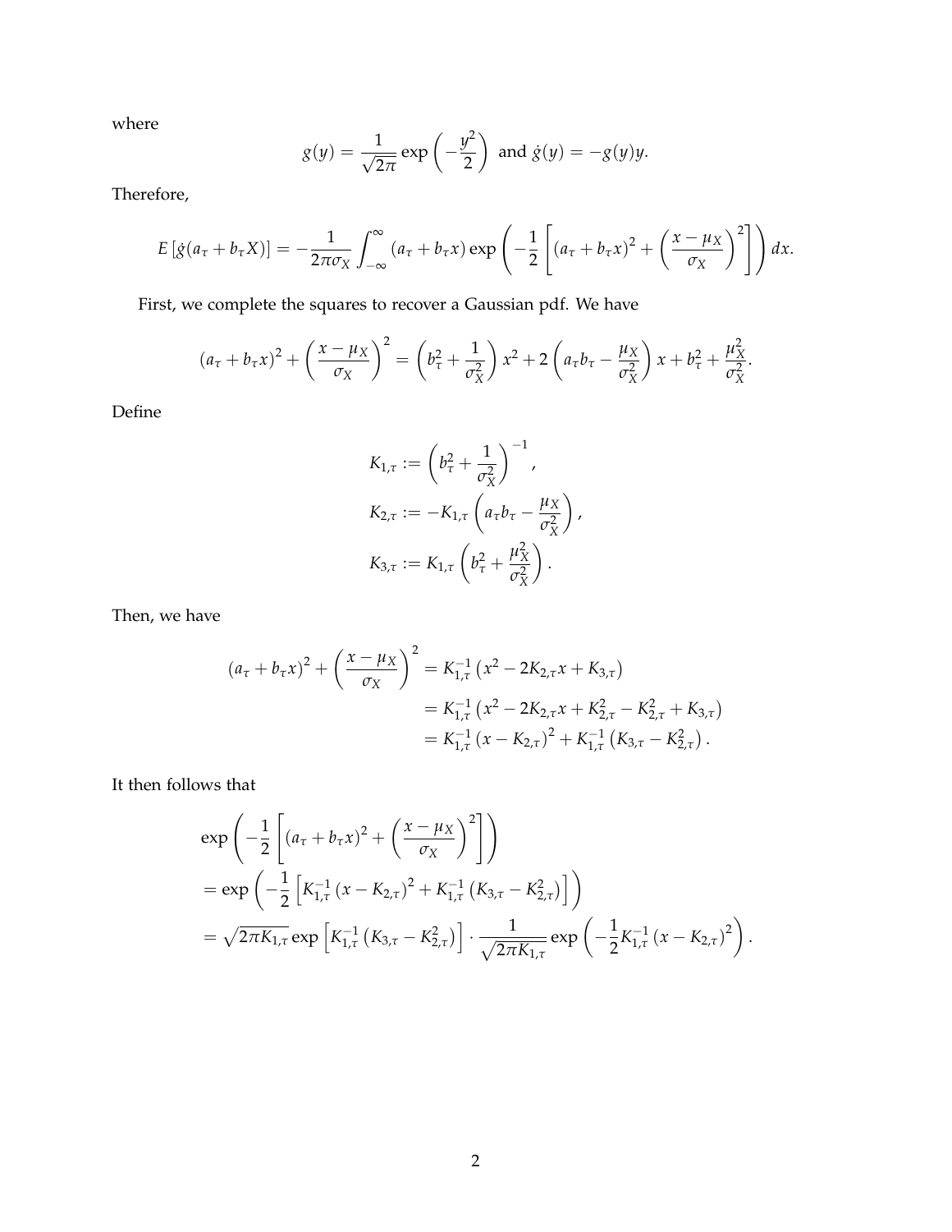where

$$g(y) = \frac{1}{\sqrt{2\pi}} \exp\left(-\frac{y^2}{2}\right) \text{ and } \dot{g}(y) = -g(y)y.$$

Therefore,

$$E\left[\dot{g}(a_\tau + b_\tau X)\right] = -\frac{1}{2\pi\sigma_X} \int_{-\infty}^{\infty} (a_\tau + b_\tau x) \exp\left(-\frac{1}{2}\left[(a_\tau + b_\tau x)^2 + \left(\frac{x - \mu_X}{\sigma_X}\right)^2\right]\right) dx.$$

First, we complete the squares to recover a Gaussian pdf. We have

$$(a_\tau + b_\tau x)^2 + \left(\frac{x - \mu_X}{\sigma_X}\right)^2 = \left(b_\tau^2 + \frac{1}{\sigma_X^2}\right) x^2 + 2\left(a_\tau b_\tau - \frac{\mu_X}{\sigma_X^2}\right) x + b_\tau^2 + \frac{\mu_X^2}{\sigma_X^2}.$$

Define

$$\begin{aligned}
K_{1,\tau} &:= \left(b_\tau^2 + \frac{1}{\sigma_X^2}\right)^{-1}, \\
K_{2,\tau} &:= -K_{1,\tau}\left(a_\tau b_\tau - \frac{\mu_X}{\sigma_X^2}\right), \\
K_{3,\tau} &:= K_{1,\tau}\left(b_\tau^2 + \frac{\mu_X^2}{\sigma_X^2}\right).
\end{aligned}$$

Then, we have

$$\begin{aligned}
(a_\tau + b_\tau x)^2 + \left(\frac{x - \mu_X}{\sigma_X}\right)^2 &= K_{1,\tau}^{-1}\left(x^2 - 2K_{2,\tau}x + K_{3,\tau}\right) \\
&= K_{1,\tau}^{-1}\left(x^2 - 2K_{2,\tau}x + K_{2,\tau}^2 - K_{2,\tau}^2 + K_{3,\tau}\right) \\
&= K_{1,\tau}^{-1}\left(x - K_{2,\tau}\right)^2 + K_{1,\tau}^{-1}\left(K_{3,\tau} - K_{2,\tau}^2\right).
\end{aligned}$$

It then follows that

$$\begin{aligned}
&\exp\left(-\frac{1}{2}\left[(a_\tau + b_\tau x)^2 + \left(\frac{x - \mu_X}{\sigma_X}\right)^2\right]\right) \\
&= \exp\left(-\frac{1}{2}\left[K_{1,\tau}^{-1}\left(x - K_{2,\tau}\right)^2 + K_{1,\tau}^{-1}\left(K_{3,\tau} - K_{2,\tau}^2\right)\right]\right) \\
&= \sqrt{2\pi K_{1,\tau}} \exp\left[K_{1,\tau}^{-1}\left(K_{3,\tau} - K_{2,\tau}^2\right)\right] \cdot \frac{1}{\sqrt{2\pi K_{1,\tau}}} \exp\left(-\frac{1}{2}K_{1,\tau}^{-1}\left(x - K_{2,\tau}\right)^2\right).
\end{aligned}$$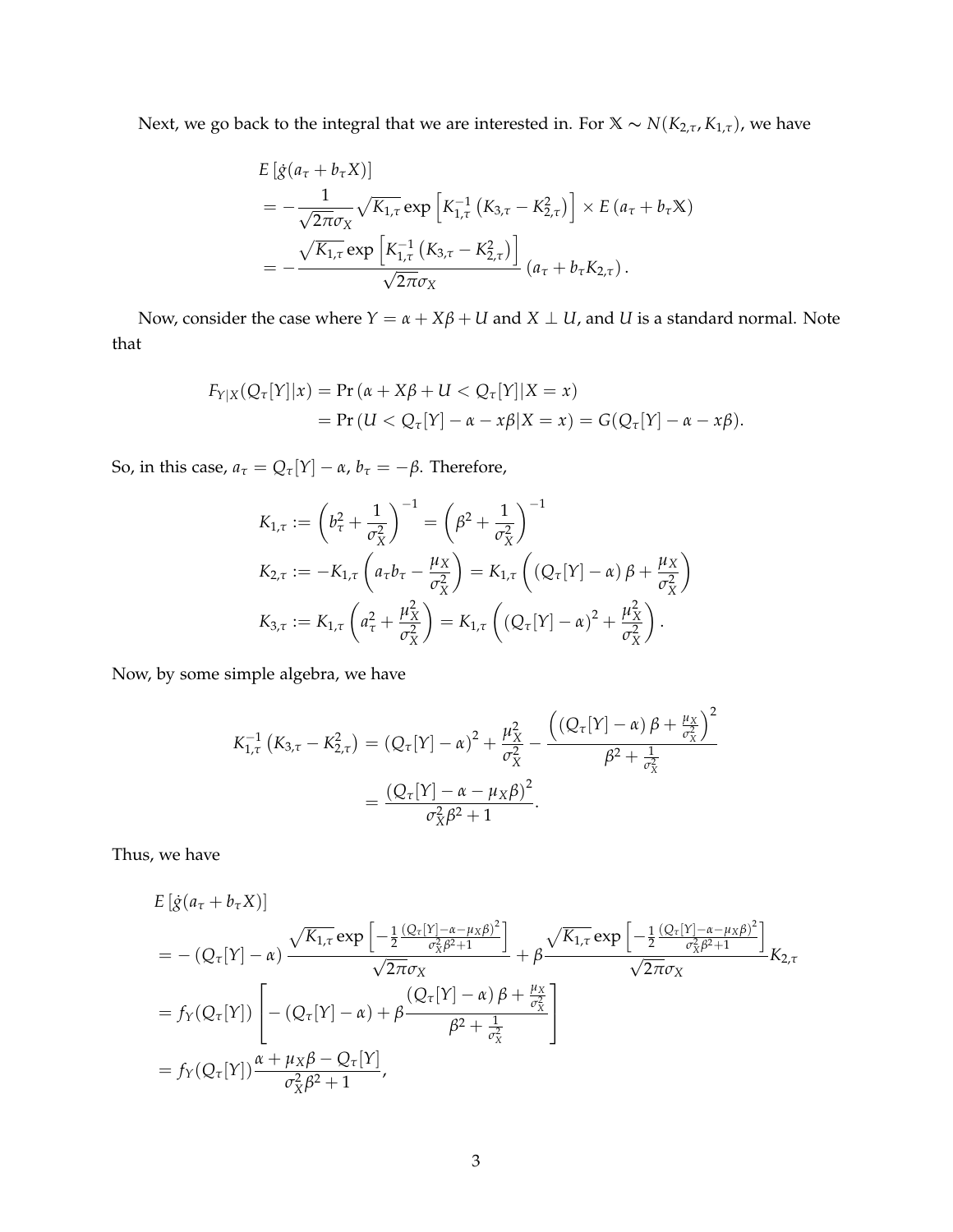Next, we go back to the integral that we are interested in. For $\mathbb{X} \sim N(K_{2,\tau}, K_{1,\tau})$, we have

$$
\begin{aligned}
& E\left[\dot{g}(a_\tau + b_\tau X)\right] \\
&= -\frac{1}{\sqrt{2\pi}\sigma_X}\sqrt{K_{1,\tau}}\exp\left[K_{1,\tau}^{-1}\left(K_{3,\tau} - K_{2,\tau}^2\right)\right] \times E\left(a_\tau + b_\tau \mathbb{X}\right) \\
&= -\frac{\sqrt{K_{1,\tau}}\exp\left[K_{1,\tau}^{-1}\left(K_{3,\tau} - K_{2,\tau}^2\right)\right]}{\sqrt{2\pi}\sigma_X}\left(a_\tau + b_\tau K_{2,\tau}\right).
\end{aligned}
$$

Now, consider the case where $Y = \alpha + X\beta + U$ and $X \perp U$, and $U$ is a standard normal. Note that

$$
\begin{aligned}
F_{Y|X}(Q_\tau[Y]|x) &= \Pr\left(\alpha + X\beta + U < Q_\tau[Y]|X = x\right) \\
&= \Pr\left(U < Q_\tau[Y] - \alpha - x\beta|X = x\right) = G(Q_\tau[Y] - \alpha - x\beta).
\end{aligned}
$$

So, in this case, $a_\tau = Q_\tau[Y] - \alpha$, $b_\tau = -\beta$. Therefore,

$$
\begin{aligned}
K_{1,\tau} &:= \left(b_\tau^2 + \frac{1}{\sigma_X^2}\right)^{-1} = \left(\beta^2 + \frac{1}{\sigma_X^2}\right)^{-1} \\
K_{2,\tau} &:= -K_{1,\tau}\left(a_\tau b_\tau - \frac{\mu_X}{\sigma_X^2}\right) = K_{1,\tau}\left(\left(Q_\tau[Y] - \alpha\right)\beta + \frac{\mu_X}{\sigma_X^2}\right) \\
K_{3,\tau} &:= K_{1,\tau}\left(a_\tau^2 + \frac{\mu_X^2}{\sigma_X^2}\right) = K_{1,\tau}\left(\left(Q_\tau[Y] - \alpha\right)^2 + \frac{\mu_X^2}{\sigma_X^2}\right).
\end{aligned}
$$

Now, by some simple algebra, we have

$$
\begin{aligned}
K_{1,\tau}^{-1}\left(K_{3,\tau} - K_{2,\tau}^2\right) &= \left(Q_\tau[Y] - \alpha\right)^2 + \frac{\mu_X^2}{\sigma_X^2} - \frac{\left(\left(Q_\tau[Y] - \alpha\right)\beta + \frac{\mu_X}{\sigma_X^2}\right)^2}{\beta^2 + \frac{1}{\sigma_X^2}} \\
&= \frac{\left(Q_\tau[Y] - \alpha - \mu_X\beta\right)^2}{\sigma_X^2\beta^2 + 1}.
\end{aligned}
$$

Thus, we have

$$
\begin{aligned}
& E\left[\dot{g}(a_\tau + b_\tau X)\right] \\
&= -\left(Q_\tau[Y] - \alpha\right)\frac{\sqrt{K_{1,\tau}}\exp\left[-\frac{1}{2}\frac{\left(Q_\tau[Y]-\alpha-\mu_X\beta\right)^2}{\sigma_X^2\beta^2+1}\right]}{\sqrt{2\pi}\sigma_X} + \beta\frac{\sqrt{K_{1,\tau}}\exp\left[-\frac{1}{2}\frac{\left(Q_\tau[Y]-\alpha-\mu_X\beta\right)^2}{\sigma_X^2\beta^2+1}\right]}{\sqrt{2\pi}\sigma_X}K_{2,\tau} \\
&= f_Y(Q_\tau[Y])\left[-\left(Q_\tau[Y] - \alpha\right) + \beta\frac{\left(Q_\tau[Y] - \alpha\right)\beta + \frac{\mu_X}{\sigma_X^2}}{\beta^2 + \frac{1}{\sigma_X^2}}\right] \\
&= f_Y(Q_\tau[Y])\frac{\alpha + \mu_X\beta - Q_\tau[Y]}{\sigma_X^2\beta^2 + 1},
\end{aligned}
$$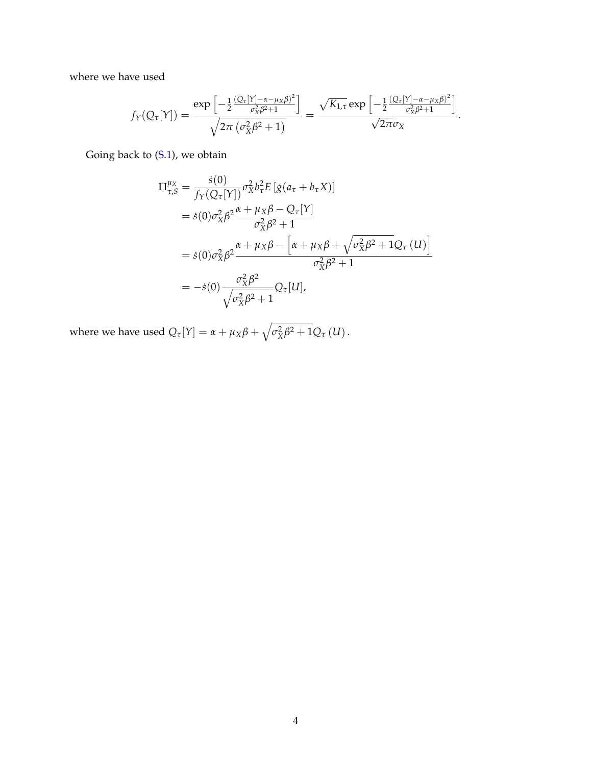where we have used

$$f_Y(Q_\tau[Y]) = \frac{\exp\left[-\frac{1}{2}\frac{(Q_\tau[Y]-\alpha-\mu_X\beta)^2}{\sigma_X^2\beta^2+1}\right]}{\sqrt{2\pi\left(\sigma_X^2\beta^2+1\right)}} = \frac{\sqrt{K_{1,\tau}}\exp\left[-\frac{1}{2}\frac{(Q_\tau[Y]-\alpha-\mu_X\beta)^2}{\sigma_X^2\beta^2+1}\right]}{\sqrt{2\pi}\sigma_X}.$$

Going back to (S.1), we obtain

$$\begin{aligned}
\Pi^{\mu_X}_{\tau,S} &= \frac{\dot{s}(0)}{f_Y(Q_\tau[Y])}\sigma_X^2 b_\tau^2 E\left[\dot{g}(a_\tau + b_\tau X)\right] \\
&= \dot{s}(0)\sigma_X^2\beta^2\frac{\alpha+\mu_X\beta - Q_\tau[Y]}{\sigma_X^2\beta^2+1} \\
&= \dot{s}(0)\sigma_X^2\beta^2\frac{\alpha+\mu_X\beta - \left[\alpha+\mu_X\beta+\sqrt{\sigma_X^2\beta^2+1}Q_\tau\left(U\right)\right]}{\sigma_X^2\beta^2+1} \\
&= -\dot{s}(0)\frac{\sigma_X^2\beta^2}{\sqrt{\sigma_X^2\beta^2+1}}Q_\tau[U],
\end{aligned}$$

where we have used $Q_\tau[Y] = \alpha + \mu_X\beta + \sqrt{\sigma_X^2\beta^2+1}Q_\tau\left(U\right).$